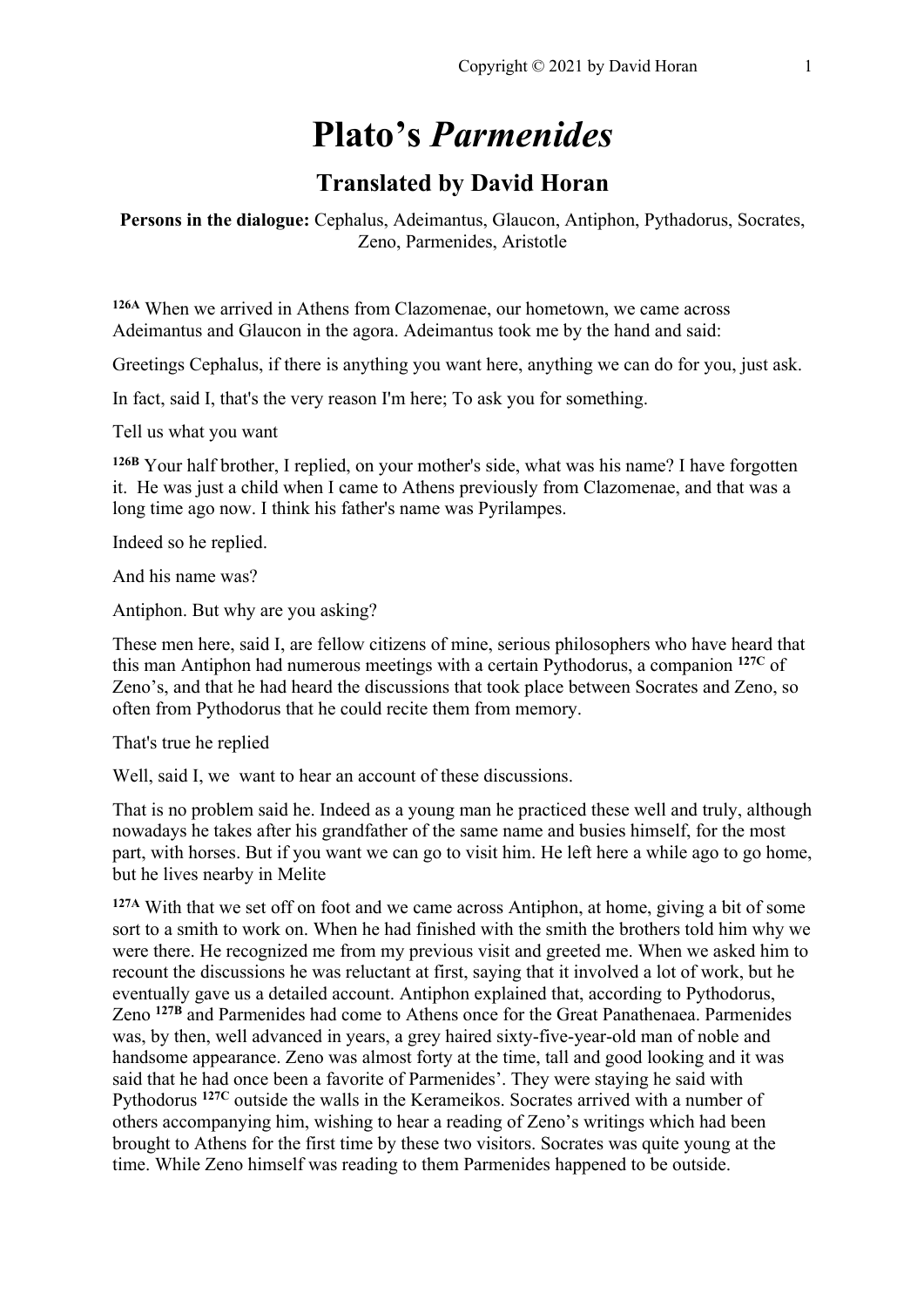# Plato's *Parmenides*

## Translated by David Horan

**Persons in the dialogue:** Cephalus, Adeimantus, Glaucon, Antiphon, Pythadorus, Socrates, Zeno, Parmenides, Aristotle

**126A** When we arrived in Athens from Clazomenae, our hometown, we came across Adeimantus and Glaucon in the agora. Adeimantus took me by the hand and said:

Greetings Cephalus, if there is anything you want here, anything we can do for you, just ask.

In fact, said I, that's the very reason I'm here; To ask you for something.

Tell us what you want

**126B** Your half brother, I replied, on your mother's side, what was his name? I have forgotten it. He was just a child when I came to Athens previously from Clazomenae, and that was a long time ago now. I think his father's name was Pyrilampes.

Indeed so he replied.

And his name was?

Antiphon. But why are you asking?

These men here, said I, are fellow citizens of mine, serious philosophers who have heard that this man Antiphon had numerous meetings with a certain Pythodorus, a companion **127C** of Zeno's, and that he had heard the discussions that took place between Socrates and Zeno, so often from Pythodorus that he could recite them from memory.

That's true he replied

Well, said I, we want to hear an account of these discussions.

That is no problem said he. Indeed as a young man he practiced these well and truly, although nowadays he takes after his grandfather of the same name and busies himself, for the most part, with horses. But if you want we can go to visit him. He left here a while ago to go home, but he lives nearby in Melite

**127A** With that we set off on foot and we came across Antiphon, at home, giving a bit of some sort to a smith to work on. When he had finished with the smith the brothers told him why we were there. He recognized me from my previous visit and greeted me. When we asked him to recount the discussions he was reluctant at first, saying that it involved a lot of work, but he eventually gave us a detailed account. Antiphon explained that, according to Pythodorus, Zeno **127B** and Parmenides had come to Athens once for the Great Panathenaea. Parmenides was, by then, well advanced in years, a grey haired sixty-five-year-old man of noble and handsome appearance. Zeno was almost forty at the time, tall and good looking and it was said that he had once been a favorite of Parmenides'. They were staying he said with Pythodorus **127C** outside the walls in the Kerameikos. Socrates arrived with a number of others accompanying him, wishing to hear a reading of Zeno's writings which had been brought to Athens for the first time by these two visitors. Socrates was quite young at the time. While Zeno himself was reading to them Parmenides happened to be outside.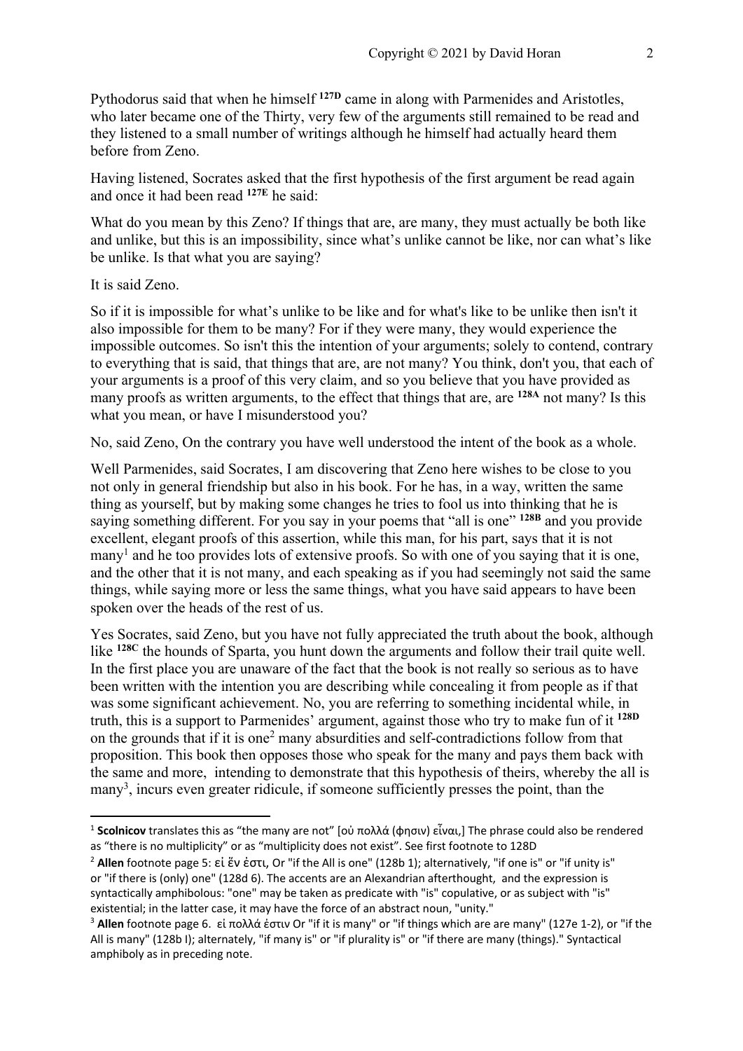Pythodorus said that when he himself **127D** came in along with Parmenides and Aristotles, who later became one of the Thirty, very few of the arguments still remained to be read and they listened to a small number of writings although he himself had actually heard them before from Zeno.

Having listened, Socrates asked that the first hypothesis of the first argument be read again and once it had been read **127E** he said:

What do you mean by this Zeno? If things that are, are many, they must actually be both like and unlike, but this is an impossibility, since what's unlike cannot be like, nor can what's like be unlike. Is that what you are saying?

It is said Zeno.

So if it is impossible for what's unlike to be like and for what's like to be unlike then isn't it also impossible for them to be many? For if they were many, they would experience the impossible outcomes. So isn't this the intention of your arguments; solely to contend, contrary to everything that is said, that things that are, are not many? You think, don't you, that each of your arguments is a proof of this very claim, and so you believe that you have provided as many proofs as written arguments, to the effect that things that are, are **128A** not many? Is this what you mean, or have I misunderstood you?

No, said Zeno, On the contrary you have well understood the intent of the book as a whole.

Well Parmenides, said Socrates, I am discovering that Zeno here wishes to be close to you not only in general friendship but also in his book. For he has, in a way, written the same thing as yourself, but by making some changes he tries to fool us into thinking that he is saying something different. For you say in your poems that "all is one" **128B** and you provide excellent, elegant proofs of this assertion, while this man, for his part, says that it is not many[1] and he too provides lots of extensive proofs. So with one of you saying that it is one, and the other that it is not many, and each speaking as if you had seemingly not said the same things, while saying more or less the same things, what you have said appears to have been spoken over the heads of the rest of us.

Yes Socrates, said Zeno, but you have not fully appreciated the truth about the book, although like **128C** the hounds of Sparta, you hunt down the arguments and follow their trail quite well. In the first place you are unaware of the fact that the book is not really so serious as to have been written with the intention you are describing while concealing it from people as if that was some significant achievement. No, you are referring to something incidental while, in truth, this is a support to Parmenides' argument, against those who try to make fun of it **128D** on the grounds that if it is one[2] many absurdities and self-contradictions follow from that proposition. This book then opposes those who speak for the many and pays them back with the same and more, intending to demonstrate that this hypothesis of theirs, whereby the all is many[3], incurs even greater ridicule, if someone sufficiently presses the point, than the

---

[1] **Scolnicov** translates this as "the many are not" [οὐ πολλά (φησιν) εἶναι,] The phrase could also be rendered as "there is no multiplicity" or as "multiplicity does not exist". See first footnote to 128D

[2] **Allen** footnote page 5: εἰ ἕν ἐστι, Or "if the All is one" (128b 1); alternatively, "if one is" or "if unity is" or "if there is (only) one" (128d 6). The accents are an Alexandrian afterthought, and the expression is syntactically amphibolous: "one" may be taken as predicate with "is" copulative, or as subject with "is" existential; in the latter case, it may have the force of an abstract noun, "unity."

[3] **Allen** footnote page 6. εἰ πολλά ἐστιν Or "if it is many" or "if things which are are many" (127e 1-2), or "if the All is many" (128b I); alternately, "if many is" or "if plurality is" or "if there are many (things)." Syntactical amphiboly as in preceding note.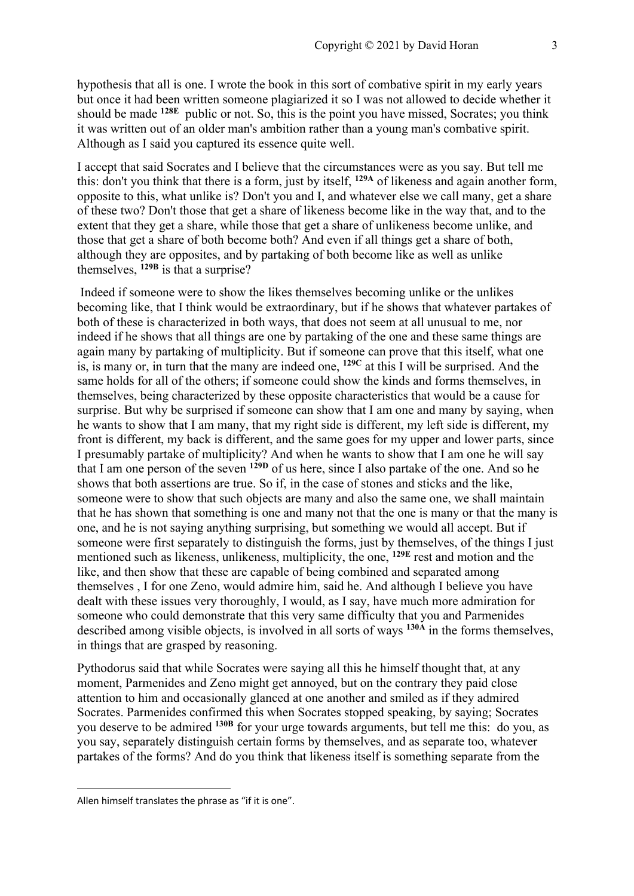hypothesis that all is one. I wrote the book in this sort of combative spirit in my early years but once it had been written someone plagiarized it so I was not allowed to decide whether it should be made **128E** public or not. So, this is the point you have missed, Socrates; you think it was written out of an older man's ambition rather than a young man's combative spirit. Although as I said you captured its essence quite well.

I accept that said Socrates and I believe that the circumstances were as you say. But tell me this: don't you think that there is a form, just by itself, **129A** of likeness and again another form, opposite to this, what unlike is? Don't you and I, and whatever else we call many, get a share of these two? Don't those that get a share of likeness become like in the way that, and to the extent that they get a share, while those that get a share of unlikeness become unlike, and those that get a share of both become both? And even if all things get a share of both, although they are opposites, and by partaking of both become like as well as unlike themselves, **129B** is that a surprise?

Indeed if someone were to show the likes themselves becoming unlike or the unlikes becoming like, that I think would be extraordinary, but if he shows that whatever partakes of both of these is characterized in both ways, that does not seem at all unusual to me, nor indeed if he shows that all things are one by partaking of the one and these same things are again many by partaking of multiplicity. But if someone can prove that this itself, what one is, is many or, in turn that the many are indeed one, **129C** at this I will be surprised. And the same holds for all of the others; if someone could show the kinds and forms themselves, in themselves, being characterized by these opposite characteristics that would be a cause for surprise. But why be surprised if someone can show that I am one and many by saying, when he wants to show that I am many, that my right side is different, my left side is different, my front is different, my back is different, and the same goes for my upper and lower parts, since I presumably partake of multiplicity? And when he wants to show that I am one he will say that I am one person of the seven **129D** of us here, since I also partake of the one. And so he shows that both assertions are true. So if, in the case of stones and sticks and the like, someone were to show that such objects are many and also the same one, we shall maintain that he has shown that something is one and many not that the one is many or that the many is one, and he is not saying anything surprising, but something we would all accept. But if someone were first separately to distinguish the forms, just by themselves, of the things I just mentioned such as likeness, unlikeness, multiplicity, the one, **129E** rest and motion and the like, and then show that these are capable of being combined and separated among themselves , I for one Zeno, would admire him, said he. And although I believe you have dealt with these issues very thoroughly, I would, as I say, have much more admiration for someone who could demonstrate that this very same difficulty that you and Parmenides described among visible objects, is involved in all sorts of ways **130A** in the forms themselves, in things that are grasped by reasoning.

Pythodorus said that while Socrates were saying all this he himself thought that, at any moment, Parmenides and Zeno might get annoyed, but on the contrary they paid close attention to him and occasionally glanced at one another and smiled as if they admired Socrates. Parmenides confirmed this when Socrates stopped speaking, by saying; Socrates you deserve to be admired **130B** for your urge towards arguments, but tell me this: do you, as you say, separately distinguish certain forms by themselves, and as separate too, whatever partakes of the forms? And do you think that likeness itself is something separate from the

---

Allen himself translates the phrase as "if it is one".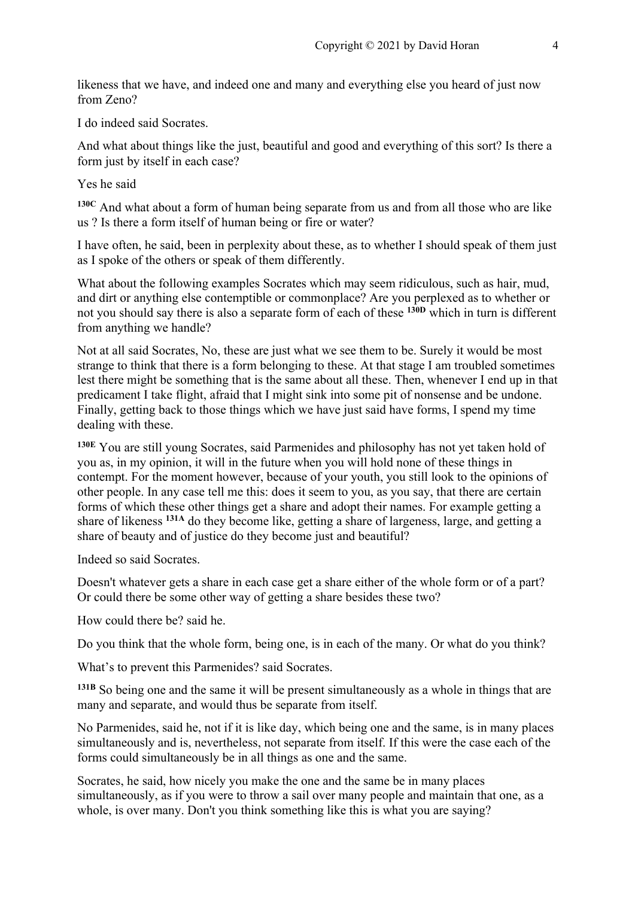likeness that we have, and indeed one and many and everything else you heard of just now from Zeno?

I do indeed said Socrates.

And what about things like the just, beautiful and good and everything of this sort? Is there a form just by itself in each case?

Yes he said

**130C** And what about a form of human being separate from us and from all those who are like us ? Is there a form itself of human being or fire or water?

I have often, he said, been in perplexity about these, as to whether I should speak of them just as I spoke of the others or speak of them differently.

What about the following examples Socrates which may seem ridiculous, such as hair, mud, and dirt or anything else contemptible or commonplace? Are you perplexed as to whether or not you should say there is also a separate form of each of these **130D** which in turn is different from anything we handle?

Not at all said Socrates, No, these are just what we see them to be. Surely it would be most strange to think that there is a form belonging to these. At that stage I am troubled sometimes lest there might be something that is the same about all these. Then, whenever I end up in that predicament I take flight, afraid that I might sink into some pit of nonsense and be undone. Finally, getting back to those things which we have just said have forms, I spend my time dealing with these.

**130E** You are still young Socrates, said Parmenides and philosophy has not yet taken hold of you as, in my opinion, it will in the future when you will hold none of these things in contempt. For the moment however, because of your youth, you still look to the opinions of other people. In any case tell me this: does it seem to you, as you say, that there are certain forms of which these other things get a share and adopt their names. For example getting a share of likeness **131A** do they become like, getting a share of largeness, large, and getting a share of beauty and of justice do they become just and beautiful?

Indeed so said Socrates.

Doesn't whatever gets a share in each case get a share either of the whole form or of a part? Or could there be some other way of getting a share besides these two?

How could there be? said he.

Do you think that the whole form, being one, is in each of the many. Or what do you think?

What's to prevent this Parmenides? said Socrates.

**131B** So being one and the same it will be present simultaneously as a whole in things that are many and separate, and would thus be separate from itself.

No Parmenides, said he, not if it is like day, which being one and the same, is in many places simultaneously and is, nevertheless, not separate from itself. If this were the case each of the forms could simultaneously be in all things as one and the same.

Socrates, he said, how nicely you make the one and the same be in many places simultaneously, as if you were to throw a sail over many people and maintain that one, as a whole, is over many. Don't you think something like this is what you are saying?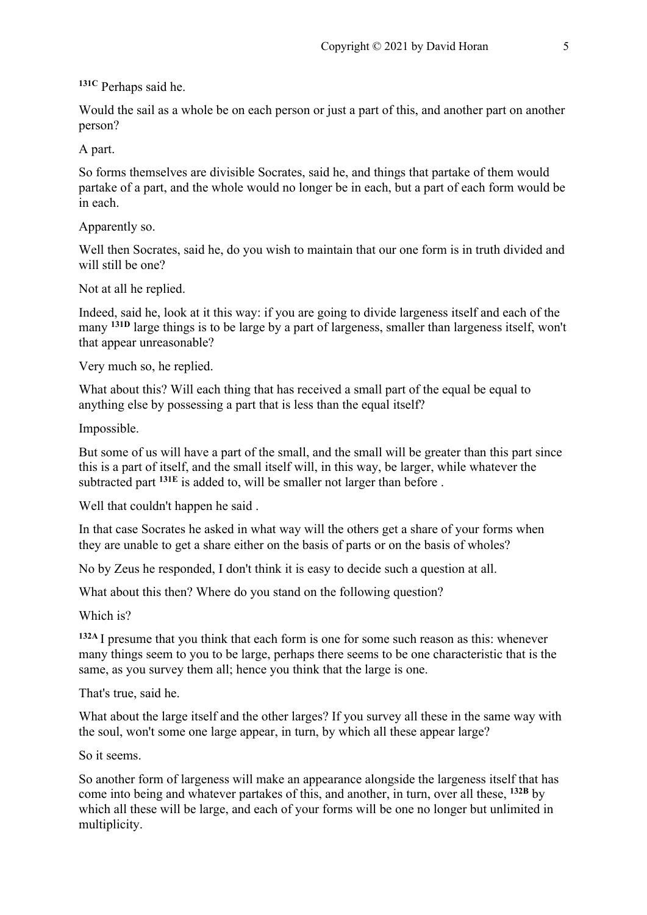[131C] Perhaps said he.

Would the sail as a whole be on each person or just a part of this, and another part on another person?

A part.

So forms themselves are divisible Socrates, said he, and things that partake of them would partake of a part, and the whole would no longer be in each, but a part of each form would be in each.

Apparently so.

Well then Socrates, said he, do you wish to maintain that our one form is in truth divided and will still be one?

Not at all he replied.

Indeed, said he, look at it this way: if you are going to divide largeness itself and each of the many [131D] large things is to be large by a part of largeness, smaller than largeness itself, won't that appear unreasonable?

Very much so, he replied.

What about this? Will each thing that has received a small part of the equal be equal to anything else by possessing a part that is less than the equal itself?

Impossible.

But some of us will have a part of the small, and the small will be greater than this part since this is a part of itself, and the small itself will, in this way, be larger, while whatever the subtracted part [131E] is added to, will be smaller not larger than before .

Well that couldn't happen he said .

In that case Socrates he asked in what way will the others get a share of your forms when they are unable to get a share either on the basis of parts or on the basis of wholes?

No by Zeus he responded, I don't think it is easy to decide such a question at all.

What about this then? Where do you stand on the following question?

Which is?

[132A] I presume that you think that each form is one for some such reason as this: whenever many things seem to you to be large, perhaps there seems to be one characteristic that is the same, as you survey them all; hence you think that the large is one.

That's true, said he.

What about the large itself and the other larges? If you survey all these in the same way with the soul, won't some one large appear, in turn, by which all these appear large?

So it seems.

So another form of largeness will make an appearance alongside the largeness itself that has come into being and whatever partakes of this, and another, in turn, over all these, [132B] by which all these will be large, and each of your forms will be one no longer but unlimited in multiplicity.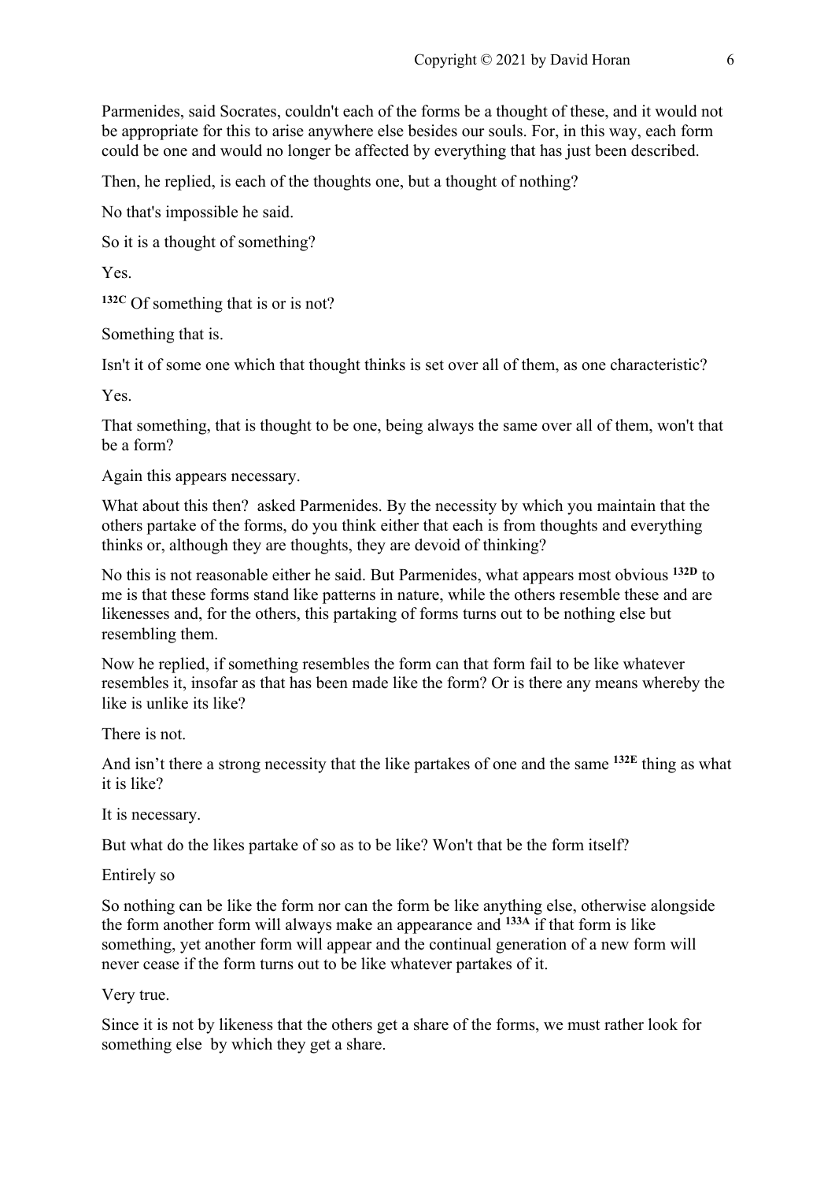Parmenides, said Socrates, couldn't each of the forms be a thought of these, and it would not be appropriate for this to arise anywhere else besides our souls. For, in this way, each form could be one and would no longer be affected by everything that has just been described.

Then, he replied, is each of the thoughts one, but a thought of nothing?

No that's impossible he said.

So it is a thought of something?

Yes.

**132C** Of something that is or is not?

Something that is.

Isn't it of some one which that thought thinks is set over all of them, as one characteristic?

Yes.

That something, that is thought to be one, being always the same over all of them, won't that be a form?

Again this appears necessary.

What about this then? asked Parmenides. By the necessity by which you maintain that the others partake of the forms, do you think either that each is from thoughts and everything thinks or, although they are thoughts, they are devoid of thinking?

No this is not reasonable either he said. But Parmenides, what appears most obvious **132D** to me is that these forms stand like patterns in nature, while the others resemble these and are likenesses and, for the others, this partaking of forms turns out to be nothing else but resembling them.

Now he replied, if something resembles the form can that form fail to be like whatever resembles it, insofar as that has been made like the form? Or is there any means whereby the like is unlike its like?

There is not.

And isn't there a strong necessity that the like partakes of one and the same **132E** thing as what it is like?

It is necessary.

But what do the likes partake of so as to be like? Won't that be the form itself?

Entirely so

So nothing can be like the form nor can the form be like anything else, otherwise alongside the form another form will always make an appearance and **133A** if that form is like something, yet another form will appear and the continual generation of a new form will never cease if the form turns out to be like whatever partakes of it.

Very true.

Since it is not by likeness that the others get a share of the forms, we must rather look for something else by which they get a share.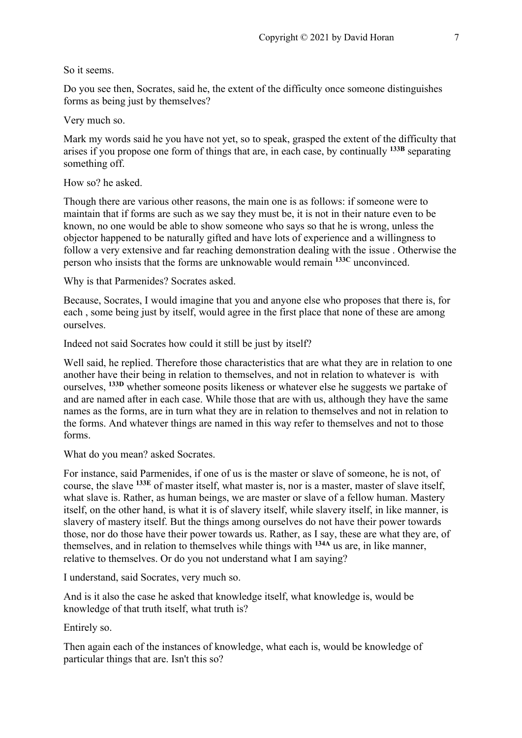So it seems.

Do you see then, Socrates, said he, the extent of the difficulty once someone distinguishes forms as being just by themselves?

Very much so.

Mark my words said he you have not yet, so to speak, grasped the extent of the difficulty that arises if you propose one form of things that are, in each case, by continually **133B** separating something off.

How so? he asked.

Though there are various other reasons, the main one is as follows: if someone were to maintain that if forms are such as we say they must be, it is not in their nature even to be known, no one would be able to show someone who says so that he is wrong, unless the objector happened to be naturally gifted and have lots of experience and a willingness to follow a very extensive and far reaching demonstration dealing with the issue . Otherwise the person who insists that the forms are unknowable would remain **133C** unconvinced.

Why is that Parmenides? Socrates asked.

Because, Socrates, I would imagine that you and anyone else who proposes that there is, for each , some being just by itself, would agree in the first place that none of these are among ourselves.

Indeed not said Socrates how could it still be just by itself?

Well said, he replied. Therefore those characteristics that are what they are in relation to one another have their being in relation to themselves, and not in relation to whatever is with ourselves, **133D** whether someone posits likeness or whatever else he suggests we partake of and are named after in each case. While those that are with us, although they have the same names as the forms, are in turn what they are in relation to themselves and not in relation to the forms. And whatever things are named in this way refer to themselves and not to those forms.

What do you mean? asked Socrates.

For instance, said Parmenides, if one of us is the master or slave of someone, he is not, of course, the slave **133E** of master itself, what master is, nor is a master, master of slave itself, what slave is. Rather, as human beings, we are master or slave of a fellow human. Mastery itself, on the other hand, is what it is of slavery itself, while slavery itself, in like manner, is slavery of mastery itself. But the things among ourselves do not have their power towards those, nor do those have their power towards us. Rather, as I say, these are what they are, of themselves, and in relation to themselves while things with **134A** us are, in like manner, relative to themselves. Or do you not understand what I am saying?

I understand, said Socrates, very much so.

And is it also the case he asked that knowledge itself, what knowledge is, would be knowledge of that truth itself, what truth is?

Entirely so.

Then again each of the instances of knowledge, what each is, would be knowledge of particular things that are. Isn't this so?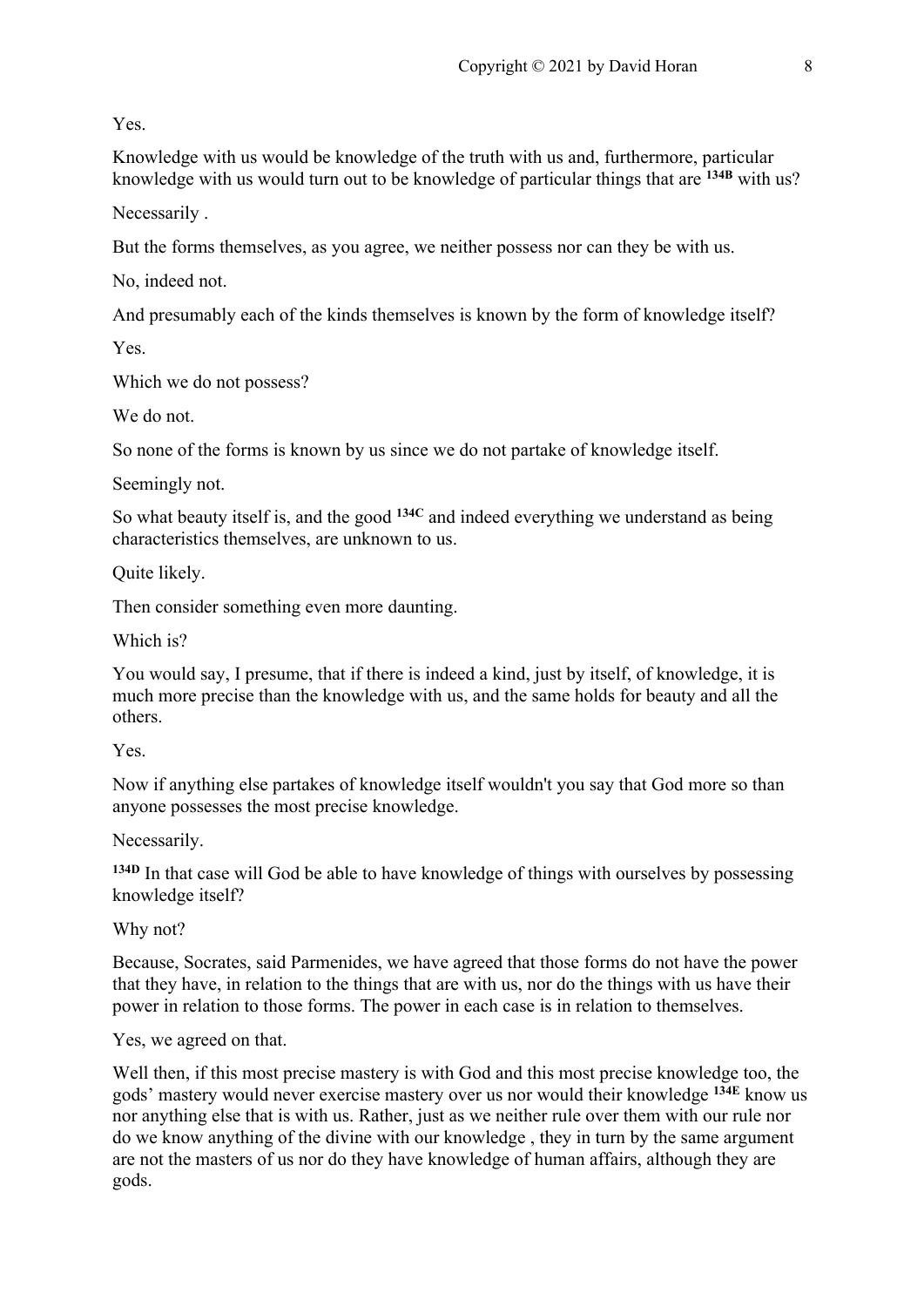Yes.

Knowledge with us would be knowledge of the truth with us and, furthermore, particular knowledge with us would turn out to be knowledge of particular things that are **134B** with us?

Necessarily .

But the forms themselves, as you agree, we neither possess nor can they be with us.

No, indeed not.

And presumably each of the kinds themselves is known by the form of knowledge itself?

Yes.

Which we do not possess?

We do not.

So none of the forms is known by us since we do not partake of knowledge itself.

Seemingly not.

So what beauty itself is, and the good **134C** and indeed everything we understand as being characteristics themselves, are unknown to us.

Quite likely.

Then consider something even more daunting.

Which is?

You would say, I presume, that if there is indeed a kind, just by itself, of knowledge, it is much more precise than the knowledge with us, and the same holds for beauty and all the others.

Yes.

Now if anything else partakes of knowledge itself wouldn't you say that God more so than anyone possesses the most precise knowledge.

Necessarily.

**134D** In that case will God be able to have knowledge of things with ourselves by possessing knowledge itself?

Why not?

Because, Socrates, said Parmenides, we have agreed that those forms do not have the power that they have, in relation to the things that are with us, nor do the things with us have their power in relation to those forms. The power in each case is in relation to themselves.

Yes, we agreed on that.

Well then, if this most precise mastery is with God and this most precise knowledge too, the gods' mastery would never exercise mastery over us nor would their knowledge **134E** know us nor anything else that is with us. Rather, just as we neither rule over them with our rule nor do we know anything of the divine with our knowledge , they in turn by the same argument are not the masters of us nor do they have knowledge of human affairs, although they are gods.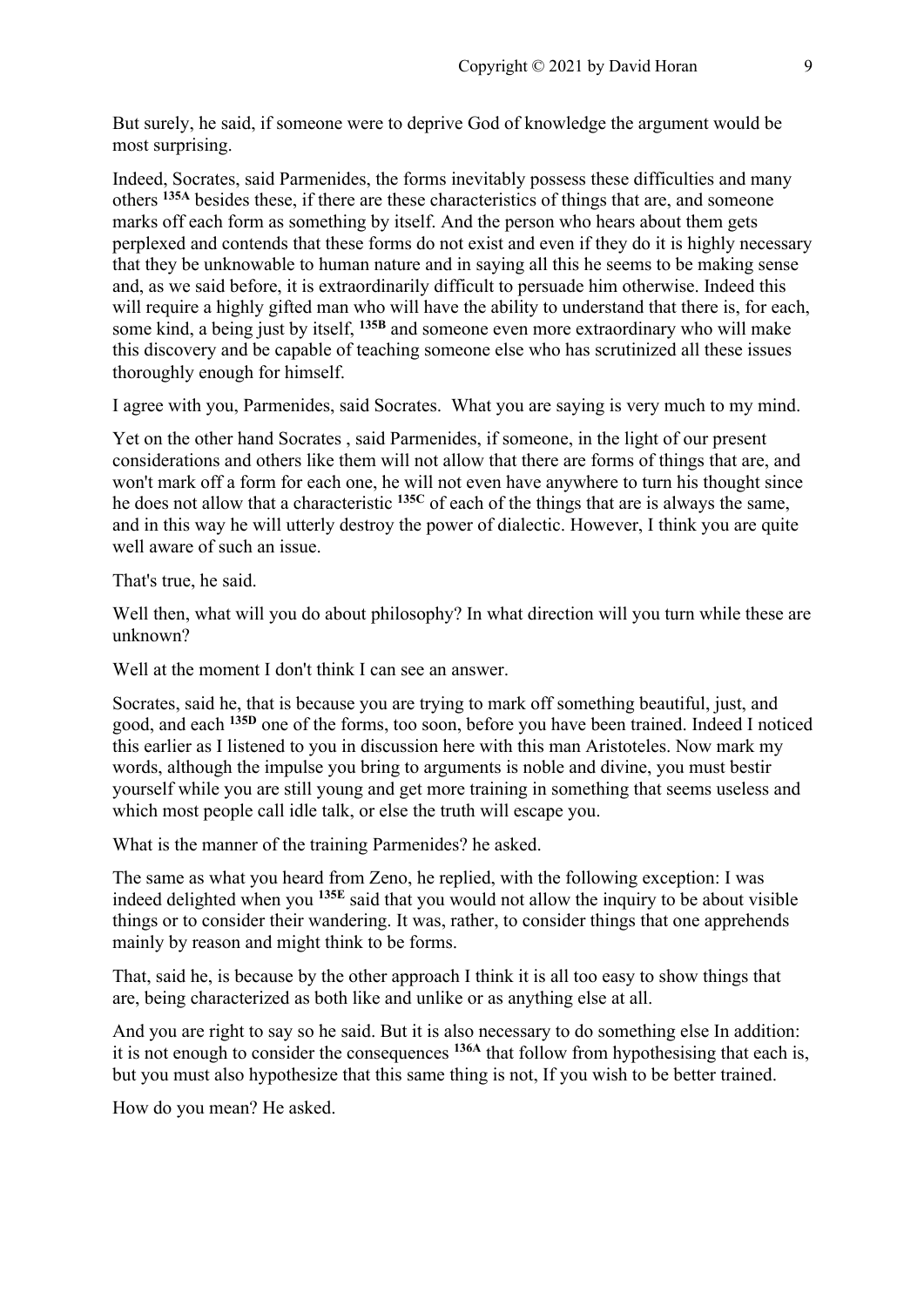But surely, he said, if someone were to deprive God of knowledge the argument would be most surprising.

Indeed, Socrates, said Parmenides, the forms inevitably possess these difficulties and many others [135A] besides these, if there are these characteristics of things that are, and someone marks off each form as something by itself. And the person who hears about them gets perplexed and contends that these forms do not exist and even if they do it is highly necessary that they be unknowable to human nature and in saying all this he seems to be making sense and, as we said before, it is extraordinarily difficult to persuade him otherwise. Indeed this will require a highly gifted man who will have the ability to understand that there is, for each, some kind, a being just by itself, [135B] and someone even more extraordinary who will make this discovery and be capable of teaching someone else who has scrutinized all these issues thoroughly enough for himself.

I agree with you, Parmenides, said Socrates. What you are saying is very much to my mind.

Yet on the other hand Socrates , said Parmenides, if someone, in the light of our present considerations and others like them will not allow that there are forms of things that are, and won't mark off a form for each one, he will not even have anywhere to turn his thought since he does not allow that a characteristic [135C] of each of the things that are is always the same, and in this way he will utterly destroy the power of dialectic. However, I think you are quite well aware of such an issue.

That's true, he said.

Well then, what will you do about philosophy? In what direction will you turn while these are unknown?

Well at the moment I don't think I can see an answer.

Socrates, said he, that is because you are trying to mark off something beautiful, just, and good, and each [135D] one of the forms, too soon, before you have been trained. Indeed I noticed this earlier as I listened to you in discussion here with this man Aristoteles. Now mark my words, although the impulse you bring to arguments is noble and divine, you must bestir yourself while you are still young and get more training in something that seems useless and which most people call idle talk, or else the truth will escape you.

What is the manner of the training Parmenides? he asked.

The same as what you heard from Zeno, he replied, with the following exception: I was indeed delighted when you [135E] said that you would not allow the inquiry to be about visible things or to consider their wandering. It was, rather, to consider things that one apprehends mainly by reason and might think to be forms.

That, said he, is because by the other approach I think it is all too easy to show things that are, being characterized as both like and unlike or as anything else at all.

And you are right to say so he said. But it is also necessary to do something else In addition: it is not enough to consider the consequences [136A] that follow from hypothesising that each is, but you must also hypothesize that this same thing is not, If you wish to be better trained.

How do you mean? He asked.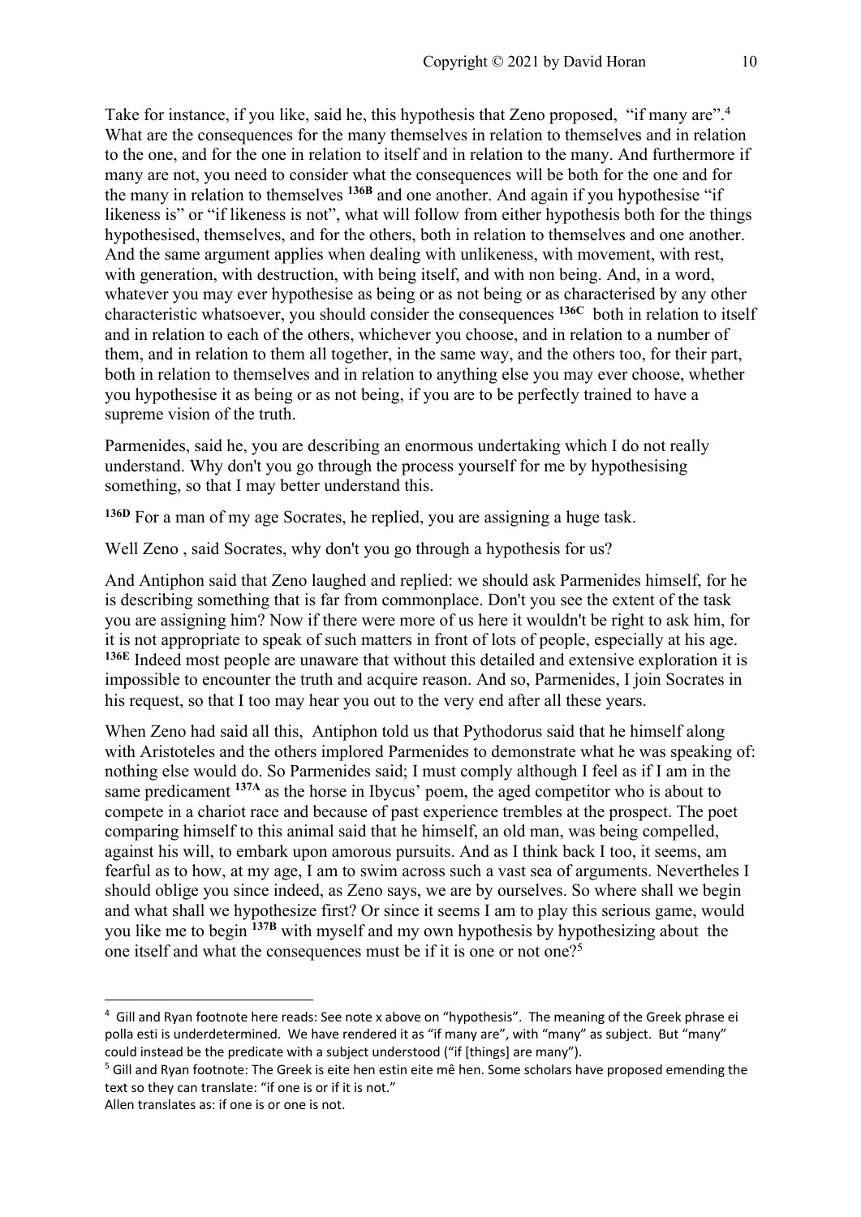Take for instance, if you like, said he, this hypothesis that Zeno proposed, "if many are".[4] What are the consequences for the many themselves in relation to themselves and in relation to the one, and for the one in relation to itself and in relation to the many. And furthermore if many are not, you need to consider what the consequences will be both for the one and for the many in relation to themselves **136B** and one another. And again if you hypothesise "if likeness is" or "if likeness is not", what will follow from either hypothesis both for the things hypothesised, themselves, and for the others, both in relation to themselves and one another. And the same argument applies when dealing with unlikeness, with movement, with rest, with generation, with destruction, with being itself, and with non being. And, in a word, whatever you may ever hypothesise as being or as not being or as characterised by any other characteristic whatsoever, you should consider the consequences **136C** both in relation to itself and in relation to each of the others, whichever you choose, and in relation to a number of them, and in relation to them all together, in the same way, and the others too, for their part, both in relation to themselves and in relation to anything else you may ever choose, whether you hypothesise it as being or as not being, if you are to be perfectly trained to have a supreme vision of the truth.

Parmenides, said he, you are describing an enormous undertaking which I do not really understand. Why don't you go through the process yourself for me by hypothesising something, so that I may better understand this.

**136D** For a man of my age Socrates, he replied, you are assigning a huge task.

Well Zeno , said Socrates, why don't you go through a hypothesis for us?

And Antiphon said that Zeno laughed and replied: we should ask Parmenides himself, for he is describing something that is far from commonplace. Don't you see the extent of the task you are assigning him? Now if there were more of us here it wouldn't be right to ask him, for it is not appropriate to speak of such matters in front of lots of people, especially at his age. **136E** Indeed most people are unaware that without this detailed and extensive exploration it is impossible to encounter the truth and acquire reason. And so, Parmenides, I join Socrates in his request, so that I too may hear you out to the very end after all these years.

When Zeno had said all this, Antiphon told us that Pythodorus said that he himself along with Aristoteles and the others implored Parmenides to demonstrate what he was speaking of: nothing else would do. So Parmenides said; I must comply although I feel as if I am in the same predicament **137A** as the horse in Ibycus' poem, the aged competitor who is about to compete in a chariot race and because of past experience trembles at the prospect. The poet comparing himself to this animal said that he himself, an old man, was being compelled, against his will, to embark upon amorous pursuits. And as I think back I too, it seems, am fearful as to how, at my age, I am to swim across such a vast sea of arguments. Nevertheles I should oblige you since indeed, as Zeno says, we are by ourselves. So where shall we begin and what shall we hypothesize first? Or since it seems I am to play this serious game, would you like me to begin **137B** with myself and my own hypothesis by hypothesizing about the one itself and what the consequences must be if it is one or not one?[5]

---

[4] Gill and Ryan footnote here reads: See note x above on "hypothesis". The meaning of the Greek phrase ei polla esti is underdetermined. We have rendered it as "if many are", with "many" as subject. But "many" could instead be the predicate with a subject understood ("if [things] are many").

[5] Gill and Ryan footnote: The Greek is eite hen estin eite mê hen. Some scholars have proposed emending the text so they can translate: "if one is or if it is not."
Allen translates as: if one is or one is not.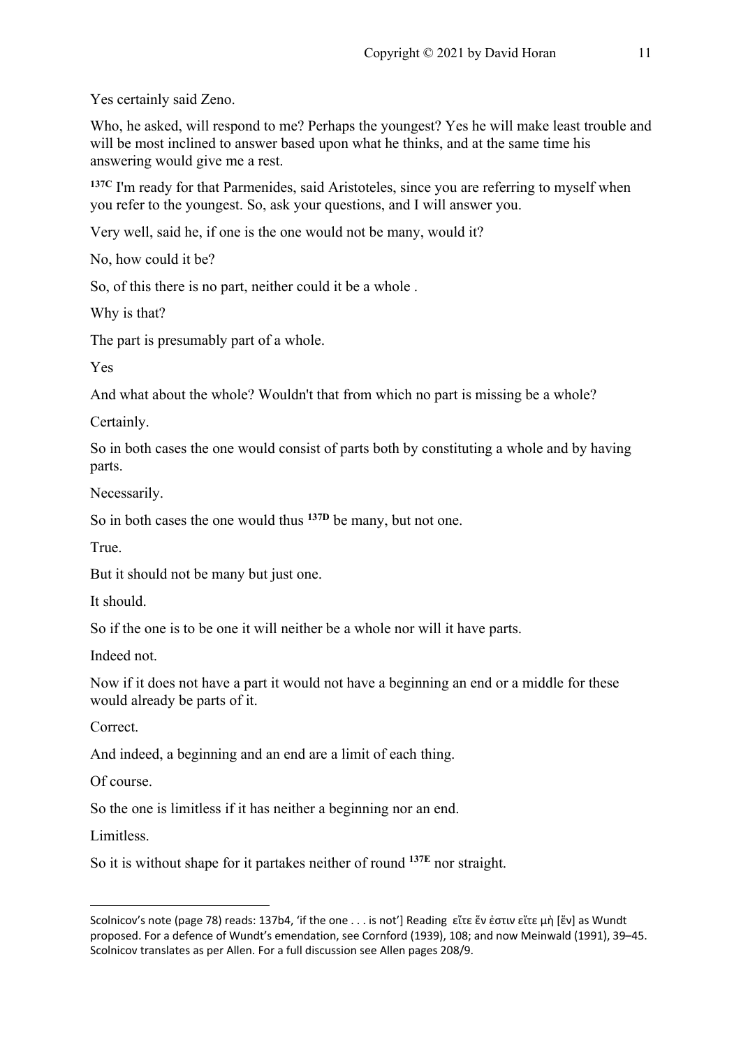Yes certainly said Zeno.

Who, he asked, will respond to me? Perhaps the youngest? Yes he will make least trouble and will be most inclined to answer based upon what he thinks, and at the same time his answering would give me a rest.

**137C** I'm ready for that Parmenides, said Aristoteles, since you are referring to myself when you refer to the youngest. So, ask your questions, and I will answer you.

Very well, said he, if one is the one would not be many, would it?

No, how could it be?

So, of this there is no part, neither could it be a whole .

Why is that?

The part is presumably part of a whole.

Yes

And what about the whole? Wouldn't that from which no part is missing be a whole?

Certainly.

So in both cases the one would consist of parts both by constituting a whole and by having parts.

Necessarily.

So in both cases the one would thus **137D** be many, but not one.

True.

But it should not be many but just one.

It should.

So if the one is to be one it will neither be a whole nor will it have parts.

Indeed not.

Now if it does not have a part it would not have a beginning an end or a middle for these would already be parts of it.

Correct.

And indeed, a beginning and an end are a limit of each thing.

Of course.

So the one is limitless if it has neither a beginning nor an end.

Limitless.

So it is without shape for it partakes neither of round **137E** nor straight.

---

Scolnicov's note (page 78) reads: 137b4, 'if the one . . . is not'] Reading εἴτε ἕν ἐστιν εἴτε μὴ [ἕν] as Wundt proposed. For a defence of Wundt's emendation, see Cornford (1939), 108; and now Meinwald (1991), 39–45. Scolnicov translates as per Allen. For a full discussion see Allen pages 208/9.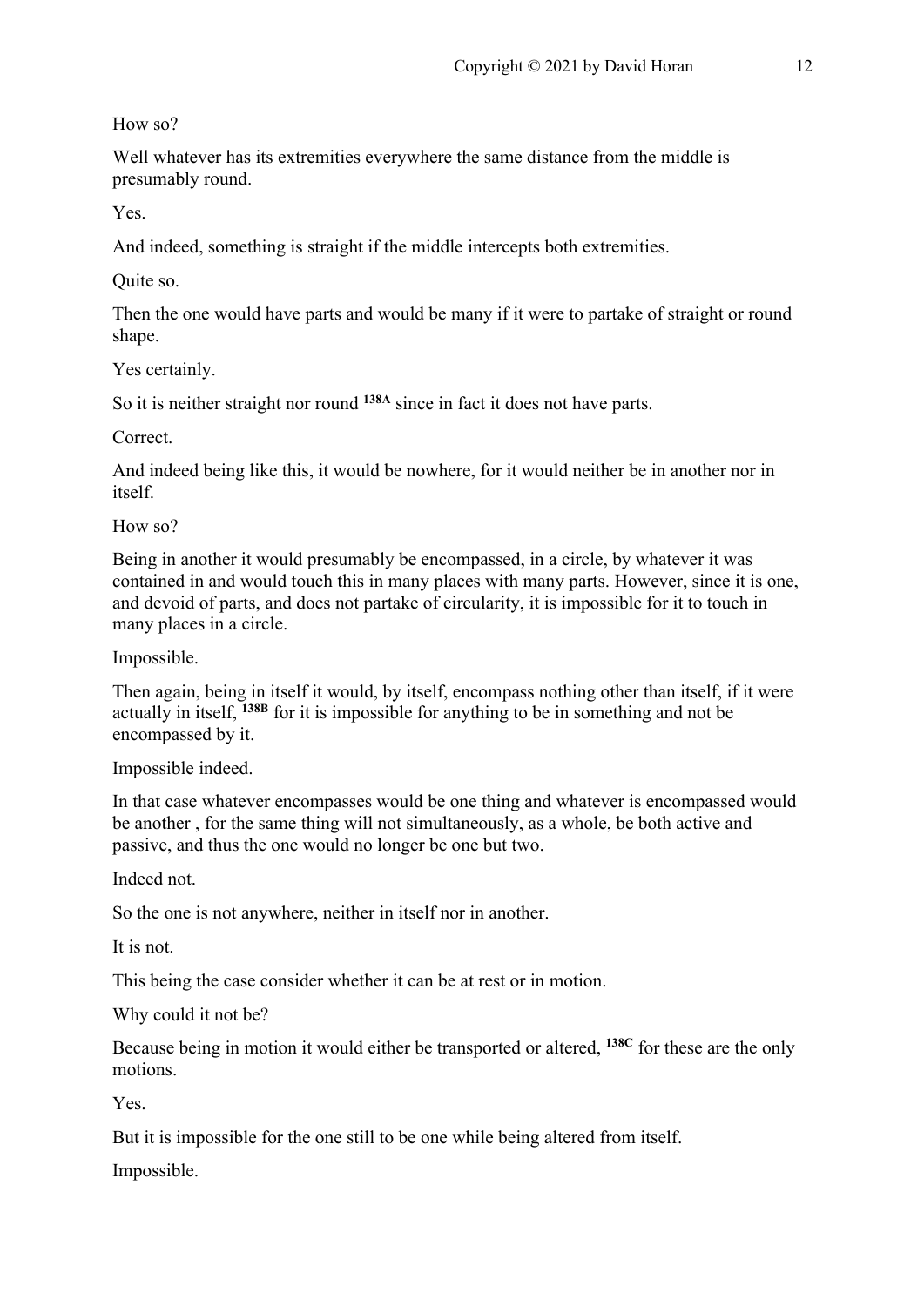How so?

Well whatever has its extremities everywhere the same distance from the middle is presumably round.

Yes.

And indeed, something is straight if the middle intercepts both extremities.

Quite so.

Then the one would have parts and would be many if it were to partake of straight or round shape.

Yes certainly.

So it is neither straight nor round [138A] since in fact it does not have parts.

Correct.

And indeed being like this, it would be nowhere, for it would neither be in another nor in itself.

How so?

Being in another it would presumably be encompassed, in a circle, by whatever it was contained in and would touch this in many places with many parts. However, since it is one, and devoid of parts, and does not partake of circularity, it is impossible for it to touch in many places in a circle.

Impossible.

Then again, being in itself it would, by itself, encompass nothing other than itself, if it were actually in itself, [138B] for it is impossible for anything to be in something and not be encompassed by it.

Impossible indeed.

In that case whatever encompasses would be one thing and whatever is encompassed would be another , for the same thing will not simultaneously, as a whole, be both active and passive, and thus the one would no longer be one but two.

Indeed not.

So the one is not anywhere, neither in itself nor in another.

It is not.

This being the case consider whether it can be at rest or in motion.

Why could it not be?

Because being in motion it would either be transported or altered, [138C] for these are the only motions.

Yes.

But it is impossible for the one still to be one while being altered from itself.

Impossible.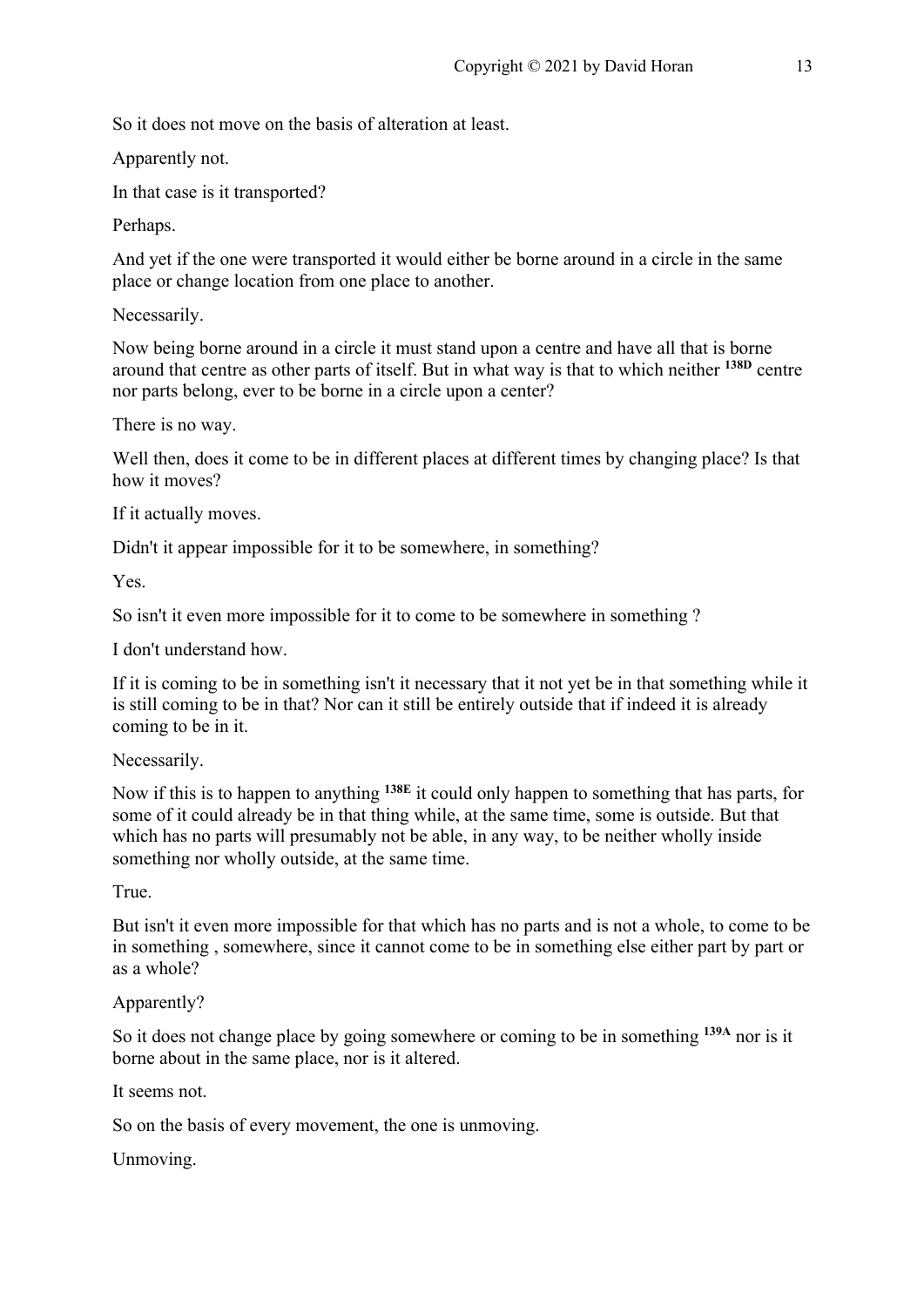So it does not move on the basis of alteration at least.

Apparently not.

In that case is it transported?

Perhaps.

And yet if the one were transported it would either be borne around in a circle in the same place or change location from one place to another.

Necessarily.

Now being borne around in a circle it must stand upon a centre and have all that is borne around that centre as other parts of itself. But in what way is that to which neither [138D] centre nor parts belong, ever to be borne in a circle upon a center?

There is no way.

Well then, does it come to be in different places at different times by changing place? Is that how it moves?

If it actually moves.

Didn't it appear impossible for it to be somewhere, in something?

Yes.

So isn't it even more impossible for it to come to be somewhere in something ?

I don't understand how.

If it is coming to be in something isn't it necessary that it not yet be in that something while it is still coming to be in that? Nor can it still be entirely outside that if indeed it is already coming to be in it.

Necessarily.

Now if this is to happen to anything [138E] it could only happen to something that has parts, for some of it could already be in that thing while, at the same time, some is outside. But that which has no parts will presumably not be able, in any way, to be neither wholly inside something nor wholly outside, at the same time.

True.

But isn't it even more impossible for that which has no parts and is not a whole, to come to be in something , somewhere, since it cannot come to be in something else either part by part or as a whole?

Apparently?

So it does not change place by going somewhere or coming to be in something [139A] nor is it borne about in the same place, nor is it altered.

It seems not.

So on the basis of every movement, the one is unmoving.

Unmoving.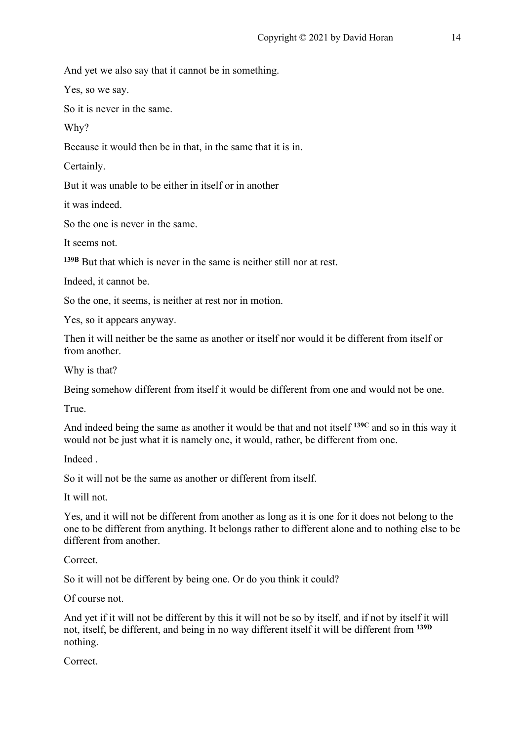And yet we also say that it cannot be in something.

Yes, so we say.

So it is never in the same.

Why?

Because it would then be in that, in the same that it is in.

Certainly.

But it was unable to be either in itself or in another

it was indeed.

So the one is never in the same.

It seems not.

**139B** But that which is never in the same is neither still nor at rest.

Indeed, it cannot be.

So the one, it seems, is neither at rest nor in motion.

Yes, so it appears anyway.

Then it will neither be the same as another or itself nor would it be different from itself or from another.

Why is that?

Being somehow different from itself it would be different from one and would not be one.

True.

And indeed being the same as another it would be that and not itself **139C** and so in this way it would not be just what it is namely one, it would, rather, be different from one.

Indeed .

So it will not be the same as another or different from itself.

It will not.

Yes, and it will not be different from another as long as it is one for it does not belong to the one to be different from anything. It belongs rather to different alone and to nothing else to be different from another.

Correct.

So it will not be different by being one. Or do you think it could?

Of course not.

And yet if it will not be different by this it will not be so by itself, and if not by itself it will not, itself, be different, and being in no way different itself it will be different from **139D** nothing.

Correct.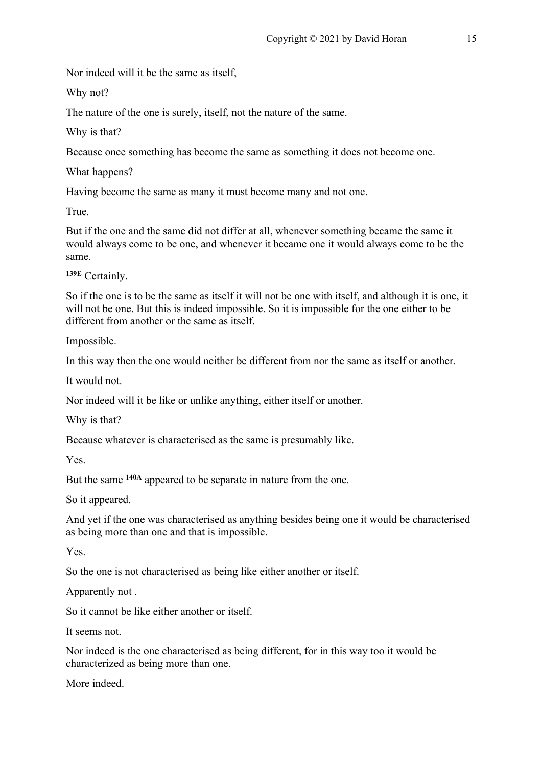Nor indeed will it be the same as itself,

Why not?

The nature of the one is surely, itself, not the nature of the same.

Why is that?

Because once something has become the same as something it does not become one.

What happens?

Having become the same as many it must become many and not one.

True.

But if the one and the same did not differ at all, whenever something became the same it would always come to be one, and whenever it became one it would always come to be the same.

**139E** Certainly.

So if the one is to be the same as itself it will not be one with itself, and although it is one, it will not be one. But this is indeed impossible. So it is impossible for the one either to be different from another or the same as itself.

Impossible.

In this way then the one would neither be different from nor the same as itself or another.

It would not.

Nor indeed will it be like or unlike anything, either itself or another.

Why is that?

Because whatever is characterised as the same is presumably like.

Yes.

But the same **140A** appeared to be separate in nature from the one.

So it appeared.

And yet if the one was characterised as anything besides being one it would be characterised as being more than one and that is impossible.

Yes.

So the one is not characterised as being like either another or itself.

Apparently not .

So it cannot be like either another or itself.

It seems not.

Nor indeed is the one characterised as being different, for in this way too it would be characterized as being more than one.

More indeed.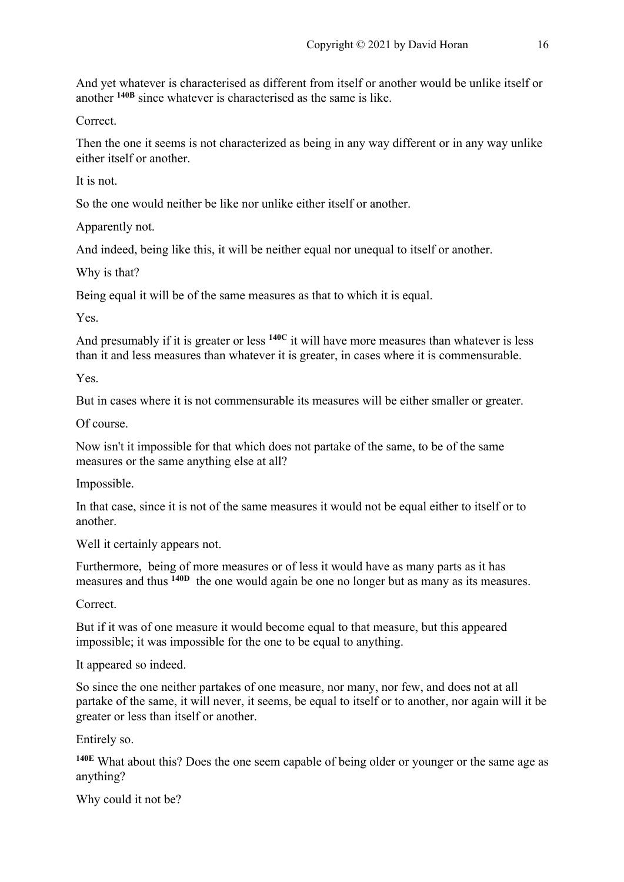And yet whatever is characterised as different from itself or another would be unlike itself or another **140B** since whatever is characterised as the same is like.

Correct.

Then the one it seems is not characterized as being in any way different or in any way unlike either itself or another.

It is not.

So the one would neither be like nor unlike either itself or another.

Apparently not.

And indeed, being like this, it will be neither equal nor unequal to itself or another.

Why is that?

Being equal it will be of the same measures as that to which it is equal.

Yes.

And presumably if it is greater or less **140C** it will have more measures than whatever is less than it and less measures than whatever it is greater, in cases where it is commensurable.

Yes.

But in cases where it is not commensurable its measures will be either smaller or greater.

Of course.

Now isn't it impossible for that which does not partake of the same, to be of the same measures or the same anything else at all?

Impossible.

In that case, since it is not of the same measures it would not be equal either to itself or to another.

Well it certainly appears not.

Furthermore, being of more measures or of less it would have as many parts as it has measures and thus **140D** the one would again be one no longer but as many as its measures.

Correct.

But if it was of one measure it would become equal to that measure, but this appeared impossible; it was impossible for the one to be equal to anything.

It appeared so indeed.

So since the one neither partakes of one measure, nor many, nor few, and does not at all partake of the same, it will never, it seems, be equal to itself or to another, nor again will it be greater or less than itself or another.

Entirely so.

**140E** What about this? Does the one seem capable of being older or younger or the same age as anything?

Why could it not be?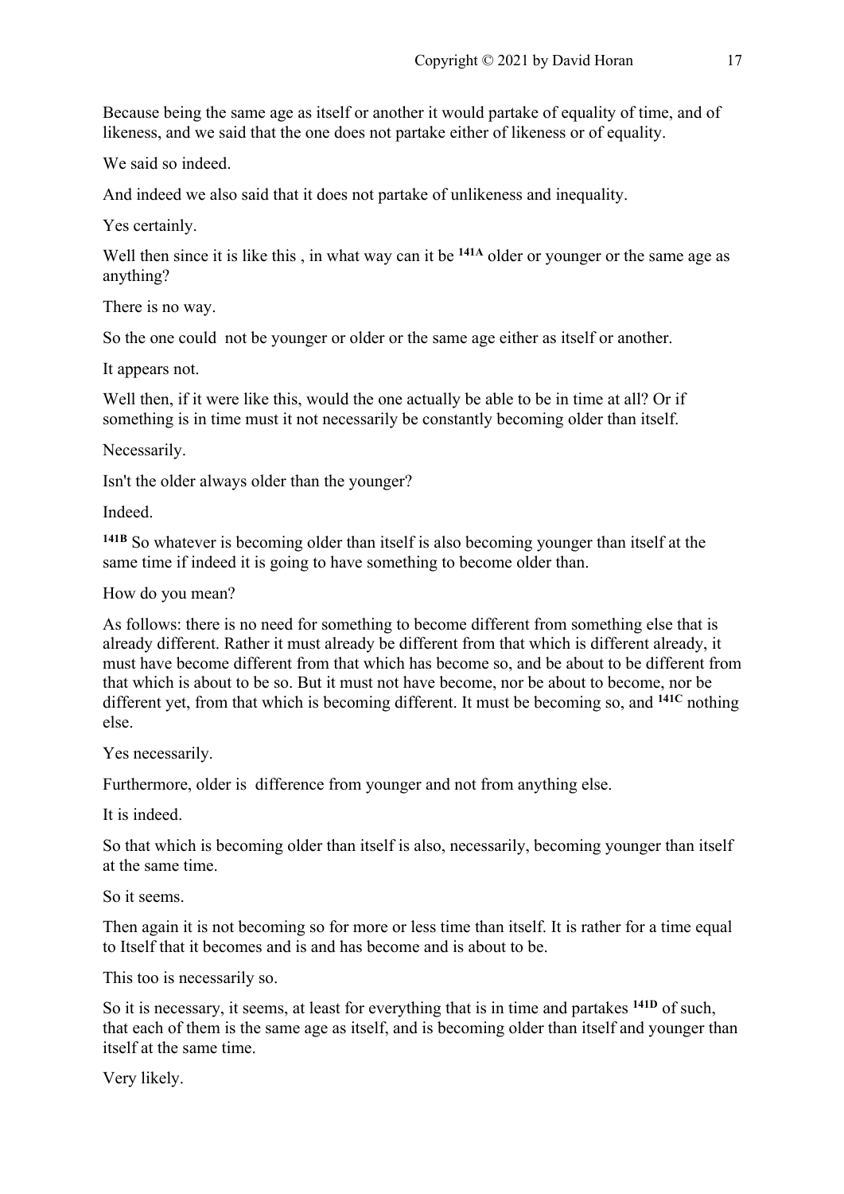Because being the same age as itself or another it would partake of equality of time, and of likeness, and we said that the one does not partake either of likeness or of equality.

We said so indeed.

And indeed we also said that it does not partake of unlikeness and inequality.

Yes certainly.

Well then since it is like this , in what way can it be [141A] older or younger or the same age as anything?

There is no way.

So the one could  not be younger or older or the same age either as itself or another.

It appears not.

Well then, if it were like this, would the one actually be able to be in time at all? Or if something is in time must it not necessarily be constantly becoming older than itself.

Necessarily.

Isn't the older always older than the younger?

Indeed.

[141B] So whatever is becoming older than itself is also becoming younger than itself at the same time if indeed it is going to have something to become older than.

How do you mean?

As follows: there is no need for something to become different from something else that is already different. Rather it must already be different from that which is different already, it must have become different from that which has become so, and be about to be different from that which is about to be so. But it must not have become, nor be about to become, nor be different yet, from that which is becoming different. It must be becoming so, and [141C] nothing else.

Yes necessarily.

Furthermore, older is  difference from younger and not from anything else.

It is indeed.

So that which is becoming older than itself is also, necessarily, becoming younger than itself at the same time.

So it seems.

Then again it is not becoming so for more or less time than itself. It is rather for a time equal to Itself that it becomes and is and has become and is about to be.

This too is necessarily so.

So it is necessary, it seems, at least for everything that is in time and partakes [141D] of such, that each of them is the same age as itself, and is becoming older than itself and younger than itself at the same time.

Very likely.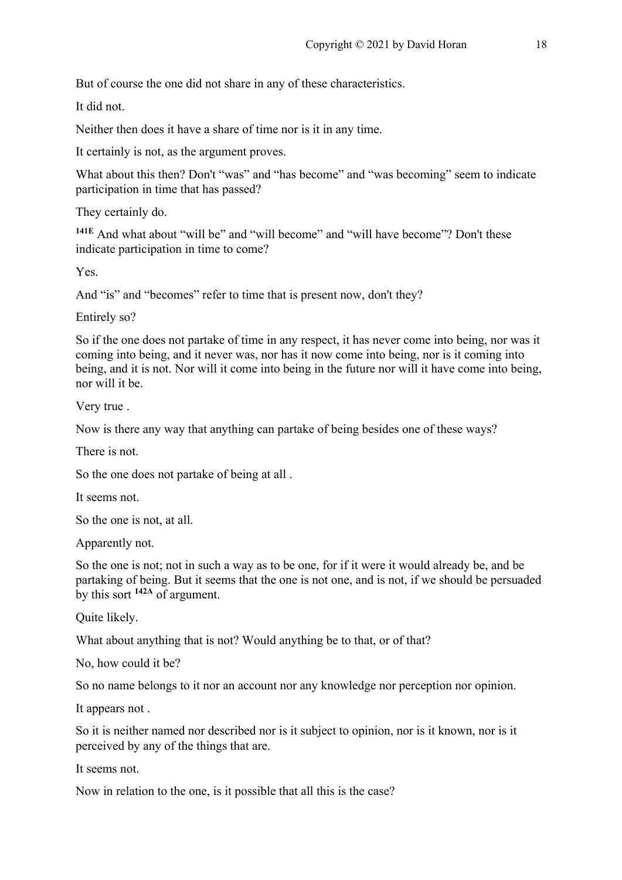But of course the one did not share in any of these characteristics.

It did not.

Neither then does it have a share of time nor is it in any time.

It certainly is not, as the argument proves.

What about this then? Don't "was" and "has become" and "was becoming" seem to indicate participation in time that has passed?

They certainly do.

**141E** And what about "will be" and "will become" and "will have become"? Don't these indicate participation in time to come?

Yes.

And "is" and "becomes" refer to time that is present now, don't they?

Entirely so?

So if the one does not partake of time in any respect, it has never come into being, nor was it coming into being, and it never was, nor has it now come into being, nor is it coming into being, and it is not. Nor will it come into being in the future nor will it have come into being, nor will it be.

Very true .

Now is there any way that anything can partake of being besides one of these ways?

There is not.

So the one does not partake of being at all .

It seems not.

So the one is not, at all.

Apparently not.

So the one is not; not in such a way as to be one, for if it were it would already be, and be partaking of being. But it seems that the one is not one, and is not, if we should be persuaded by this sort **142A** of argument.

Quite likely.

What about anything that is not? Would anything be to that, or of that?

No, how could it be?

So no name belongs to it nor an account nor any knowledge nor perception nor opinion.

It appears not .

So it is neither named nor described nor is it subject to opinion, nor is it known, nor is it perceived by any of the things that are.

It seems not.

Now in relation to the one, is it possible that all this is the case?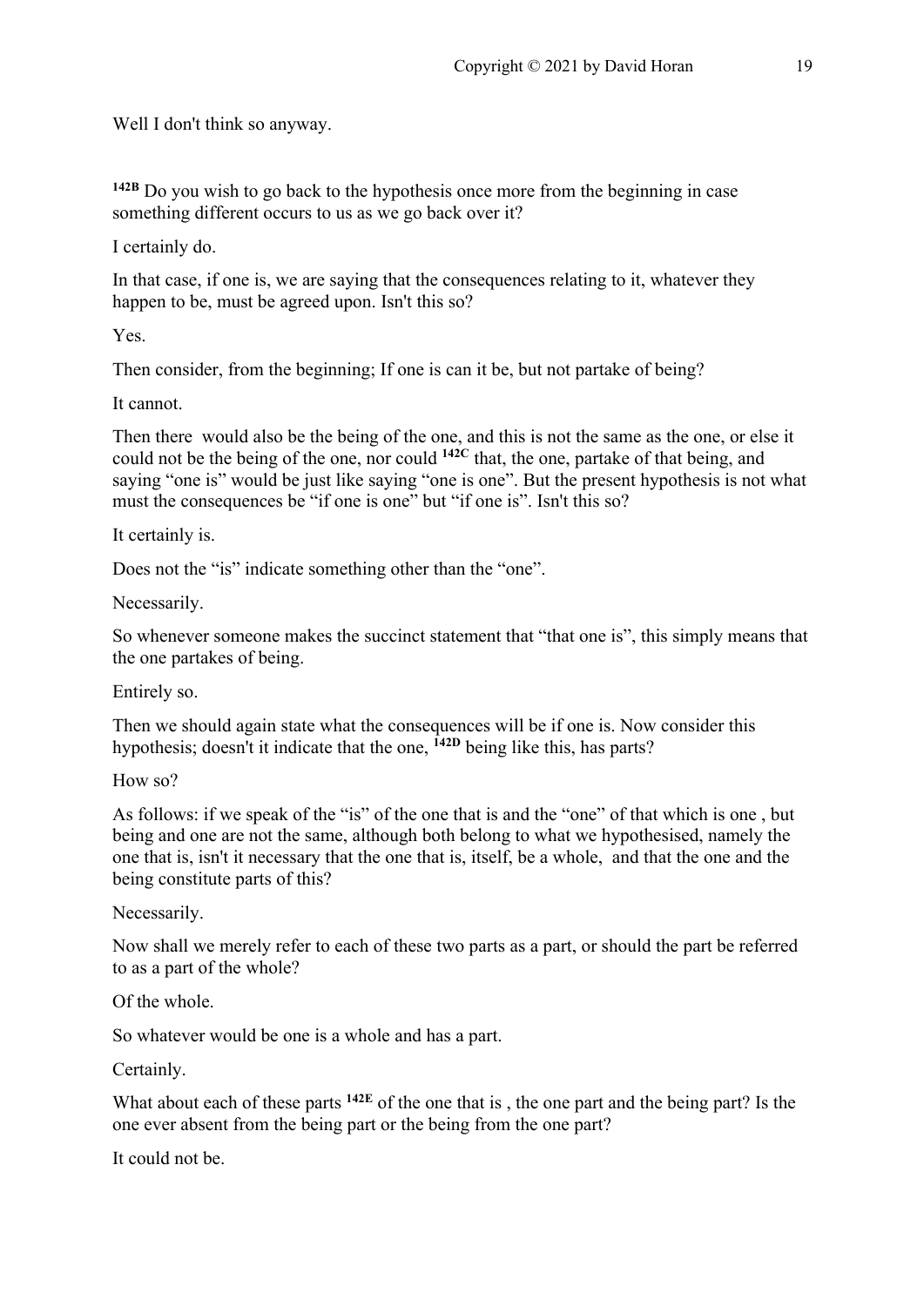Well I don't think so anyway.

[142B] Do you wish to go back to the hypothesis once more from the beginning in case something different occurs to us as we go back over it?

I certainly do.

In that case, if one is, we are saying that the consequences relating to it, whatever they happen to be, must be agreed upon. Isn't this so?

Yes.

Then consider, from the beginning; If one is can it be, but not partake of being?

It cannot.

Then there would also be the being of the one, and this is not the same as the one, or else it could not be the being of the one, nor could [142C] that, the one, partake of that being, and saying "one is" would be just like saying "one is one". But the present hypothesis is not what must the consequences be "if one is one" but "if one is". Isn't this so?

It certainly is.

Does not the "is" indicate something other than the "one".

Necessarily.

So whenever someone makes the succinct statement that "that one is", this simply means that the one partakes of being.

Entirely so.

Then we should again state what the consequences will be if one is. Now consider this hypothesis; doesn't it indicate that the one, [142D] being like this, has parts?

How so?

As follows: if we speak of the "is" of the one that is and the "one" of that which is one , but being and one are not the same, although both belong to what we hypothesised, namely the one that is, isn't it necessary that the one that is, itself, be a whole, and that the one and the being constitute parts of this?

Necessarily.

Now shall we merely refer to each of these two parts as a part, or should the part be referred to as a part of the whole?

Of the whole.

So whatever would be one is a whole and has a part.

Certainly.

What about each of these parts [142E] of the one that is , the one part and the being part? Is the one ever absent from the being part or the being from the one part?

It could not be.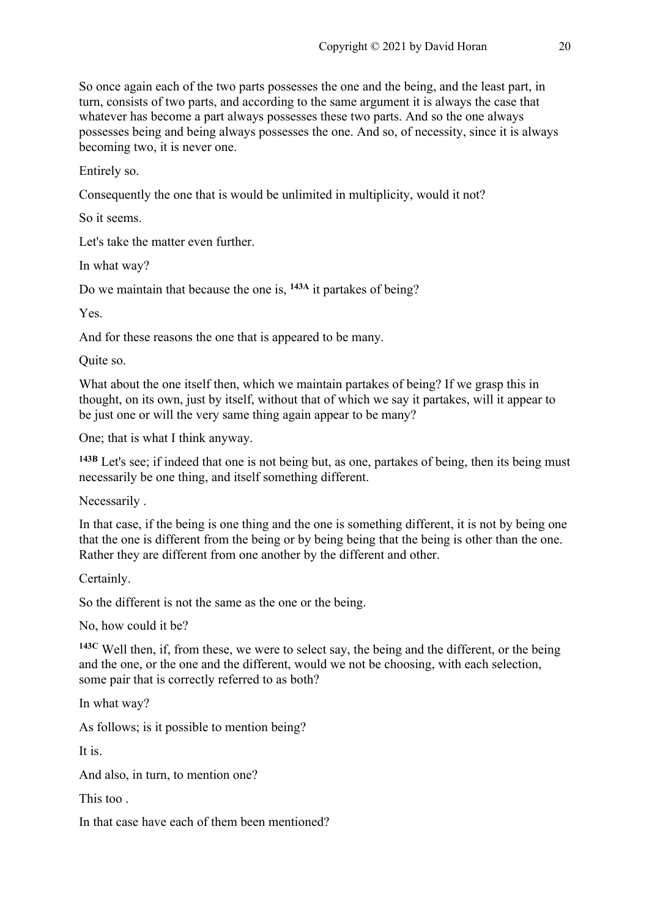So once again each of the two parts possesses the one and the being, and the least part, in turn, consists of two parts, and according to the same argument it is always the case that whatever has become a part always possesses these two parts. And so the one always possesses being and being always possesses the one. And so, of necessity, since it is always becoming two, it is never one.

Entirely so.

Consequently the one that is would be unlimited in multiplicity, would it not?

So it seems.

Let's take the matter even further.

In what way?

Do we maintain that because the one is, **143A** it partakes of being?

Yes.

And for these reasons the one that is appeared to be many.

Quite so.

What about the one itself then, which we maintain partakes of being? If we grasp this in thought, on its own, just by itself, without that of which we say it partakes, will it appear to be just one or will the very same thing again appear to be many?

One; that is what I think anyway.

**143B** Let's see; if indeed that one is not being but, as one, partakes of being, then its being must necessarily be one thing, and itself something different.

Necessarily .

In that case, if the being is one thing and the one is something different, it is not by being one that the one is different from the being or by being being that the being is other than the one. Rather they are different from one another by the different and other.

Certainly.

So the different is not the same as the one or the being.

No, how could it be?

**143C** Well then, if, from these, we were to select say, the being and the different, or the being and the one, or the one and the different, would we not be choosing, with each selection, some pair that is correctly referred to as both?

In what way?

As follows; is it possible to mention being?

It is.

And also, in turn, to mention one?

This too .

In that case have each of them been mentioned?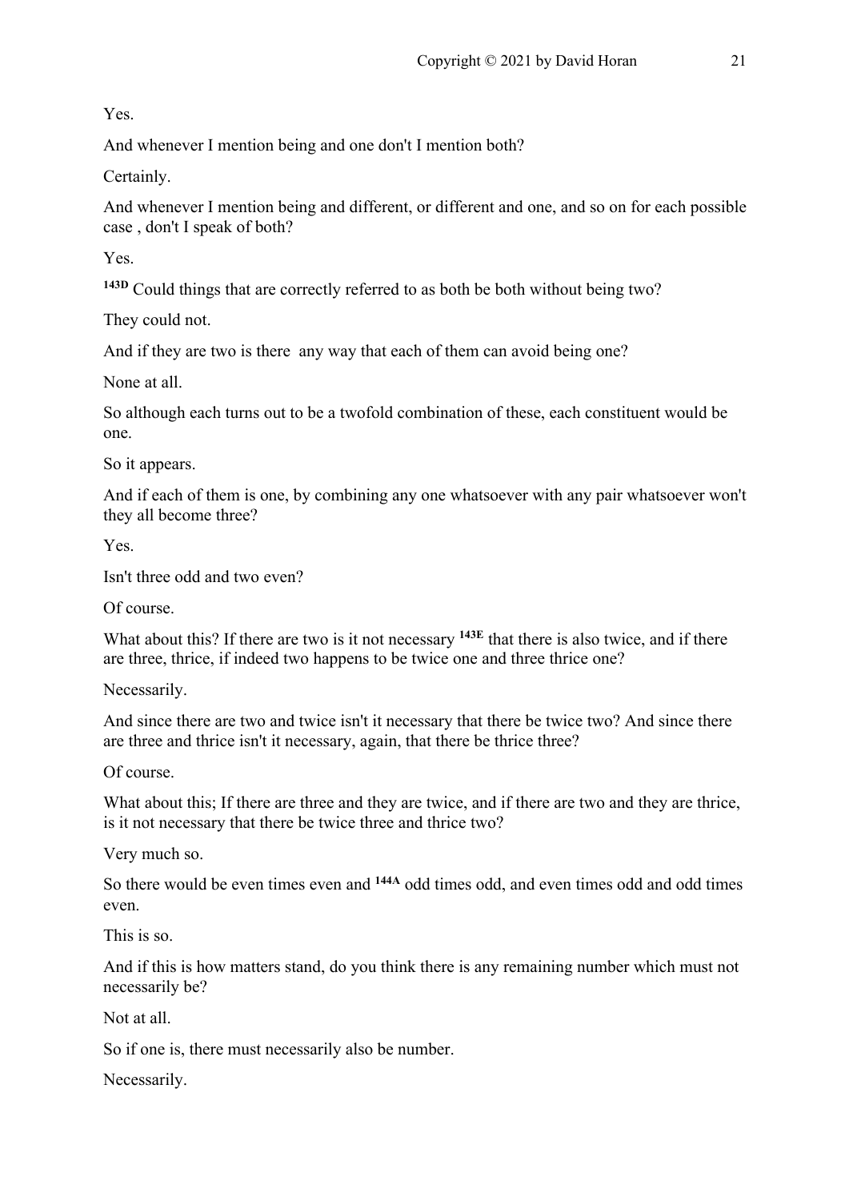Yes.

And whenever I mention being and one don't I mention both?

Certainly.

And whenever I mention being and different, or different and one, and so on for each possible case , don't I speak of both?

Yes.

**143D** Could things that are correctly referred to as both be both without being two?

They could not.

And if they are two is there  any way that each of them can avoid being one?

None at all.

So although each turns out to be a twofold combination of these, each constituent would be one.

So it appears.

And if each of them is one, by combining any one whatsoever with any pair whatsoever won't they all become three?

Yes.

Isn't three odd and two even?

Of course.

What about this? If there are two is it not necessary **143E** that there is also twice, and if there are three, thrice, if indeed two happens to be twice one and three thrice one?

Necessarily.

And since there are two and twice isn't it necessary that there be twice two? And since there are three and thrice isn't it necessary, again, that there be thrice three?

Of course.

What about this; If there are three and they are twice, and if there are two and they are thrice, is it not necessary that there be twice three and thrice two?

Very much so.

So there would be even times even and **144A** odd times odd, and even times odd and odd times even.

This is so.

And if this is how matters stand, do you think there is any remaining number which must not necessarily be?

Not at all.

So if one is, there must necessarily also be number.

Necessarily.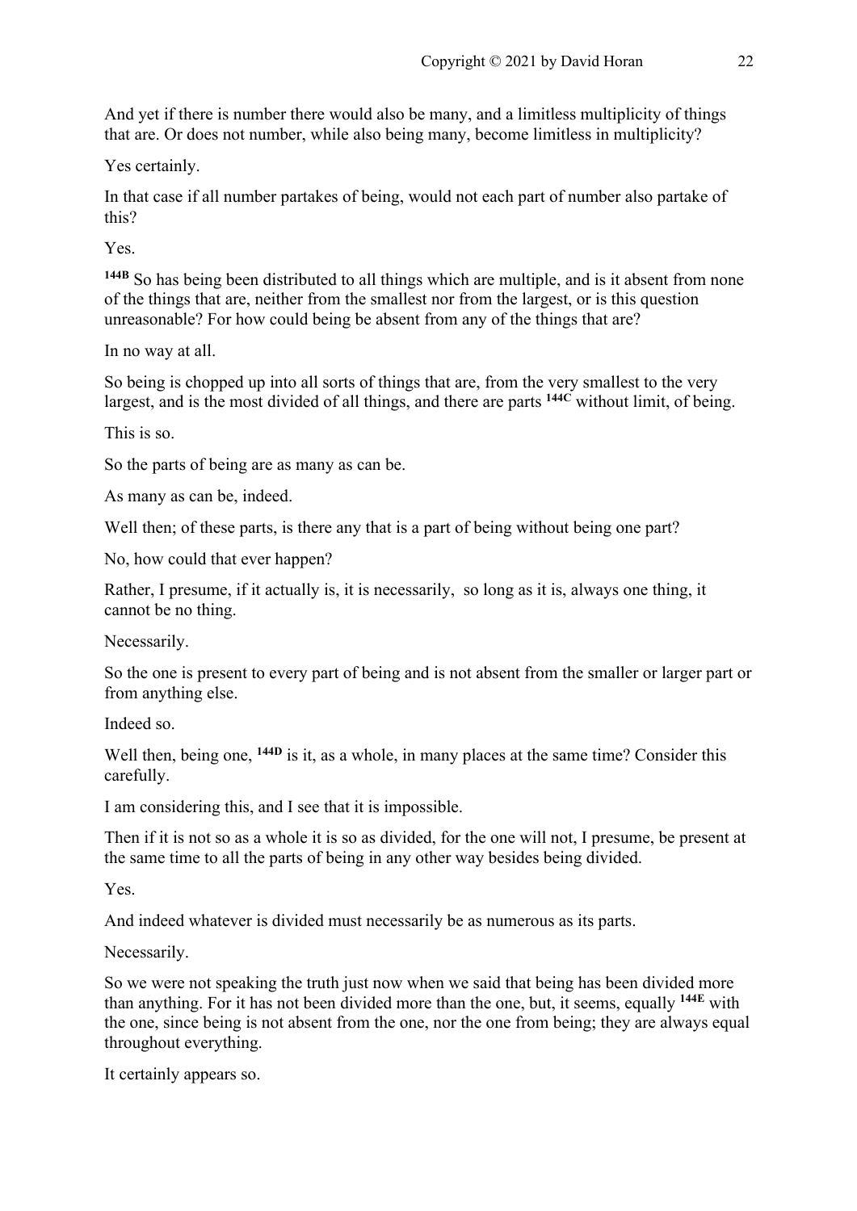And yet if there is number there would also be many, and a limitless multiplicity of things that are. Or does not number, while also being many, become limitless in multiplicity?

Yes certainly.

In that case if all number partakes of being, would not each part of number also partake of this?

Yes.

**144B** So has being been distributed to all things which are multiple, and is it absent from none of the things that are, neither from the smallest nor from the largest, or is this question unreasonable? For how could being be absent from any of the things that are?

In no way at all.

So being is chopped up into all sorts of things that are, from the very smallest to the very largest, and is the most divided of all things, and there are parts **144C** without limit, of being.

This is so.

So the parts of being are as many as can be.

As many as can be, indeed.

Well then; of these parts, is there any that is a part of being without being one part?

No, how could that ever happen?

Rather, I presume, if it actually is, it is necessarily, so long as it is, always one thing, it cannot be no thing.

Necessarily.

So the one is present to every part of being and is not absent from the smaller or larger part or from anything else.

Indeed so.

Well then, being one, **144D** is it, as a whole, in many places at the same time? Consider this carefully.

I am considering this, and I see that it is impossible.

Then if it is not so as a whole it is so as divided, for the one will not, I presume, be present at the same time to all the parts of being in any other way besides being divided.

Yes.

And indeed whatever is divided must necessarily be as numerous as its parts.

Necessarily.

So we were not speaking the truth just now when we said that being has been divided more than anything. For it has not been divided more than the one, but, it seems, equally **144E** with the one, since being is not absent from the one, nor the one from being; they are always equal throughout everything.

It certainly appears so.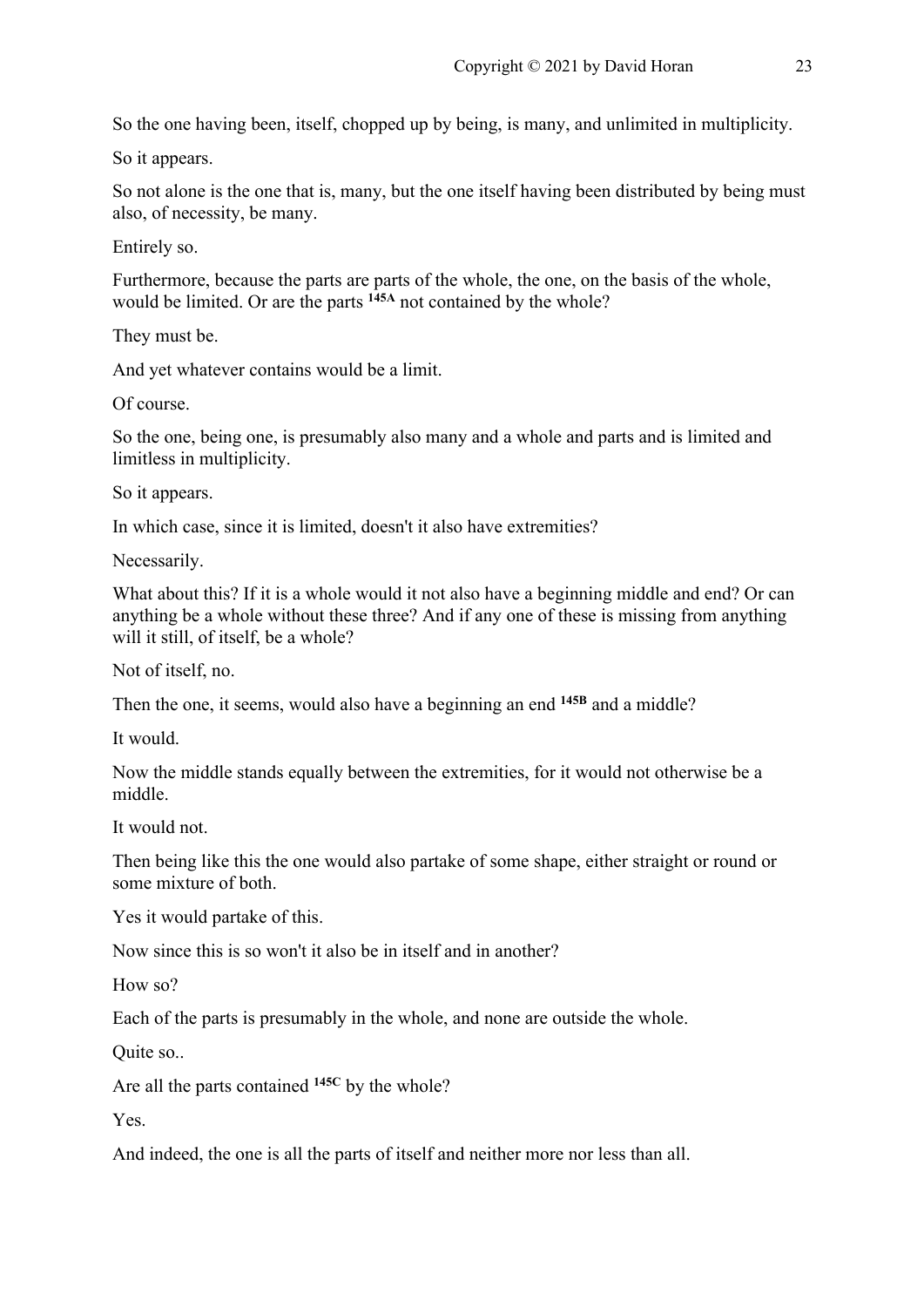So the one having been, itself, chopped up by being, is many, and unlimited in multiplicity.

So it appears.

So not alone is the one that is, many, but the one itself having been distributed by being must also, of necessity, be many.

Entirely so.

Furthermore, because the parts are parts of the whole, the one, on the basis of the whole, would be limited. Or are the parts **145A** not contained by the whole?

They must be.

And yet whatever contains would be a limit.

Of course.

So the one, being one, is presumably also many and a whole and parts and is limited and limitless in multiplicity.

So it appears.

In which case, since it is limited, doesn't it also have extremities?

Necessarily.

What about this? If it is a whole would it not also have a beginning middle and end? Or can anything be a whole without these three? And if any one of these is missing from anything will it still, of itself, be a whole?

Not of itself, no.

Then the one, it seems, would also have a beginning an end **145B** and a middle?

It would.

Now the middle stands equally between the extremities, for it would not otherwise be a middle.

It would not.

Then being like this the one would also partake of some shape, either straight or round or some mixture of both.

Yes it would partake of this.

Now since this is so won't it also be in itself and in another?

How so?

Each of the parts is presumably in the whole, and none are outside the whole.

Quite so..

Are all the parts contained **145C** by the whole?

Yes.

And indeed, the one is all the parts of itself and neither more nor less than all.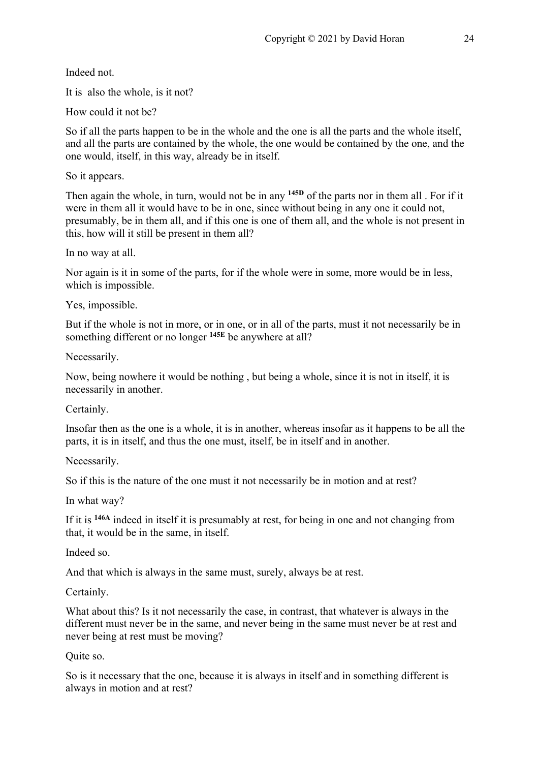Indeed not.

It is also the whole, is it not?

How could it not be?

So if all the parts happen to be in the whole and the one is all the parts and the whole itself, and all the parts are contained by the whole, the one would be contained by the one, and the one would, itself, in this way, already be in itself.

So it appears.

Then again the whole, in turn, would not be in any **145D** of the parts nor in them all . For if it were in them all it would have to be in one, since without being in any one it could not, presumably, be in them all, and if this one is one of them all, and the whole is not present in this, how will it still be present in them all?

In no way at all.

Nor again is it in some of the parts, for if the whole were in some, more would be in less, which is impossible.

Yes, impossible.

But if the whole is not in more, or in one, or in all of the parts, must it not necessarily be in something different or no longer **145E** be anywhere at all?

Necessarily.

Now, being nowhere it would be nothing , but being a whole, since it is not in itself, it is necessarily in another.

Certainly.

Insofar then as the one is a whole, it is in another, whereas insofar as it happens to be all the parts, it is in itself, and thus the one must, itself, be in itself and in another.

Necessarily.

So if this is the nature of the one must it not necessarily be in motion and at rest?

In what way?

If it is **146A** indeed in itself it is presumably at rest, for being in one and not changing from that, it would be in the same, in itself.

Indeed so.

And that which is always in the same must, surely, always be at rest.

Certainly.

What about this? Is it not necessarily the case, in contrast, that whatever is always in the different must never be in the same, and never being in the same must never be at rest and never being at rest must be moving?

Quite so.

So is it necessary that the one, because it is always in itself and in something different is always in motion and at rest?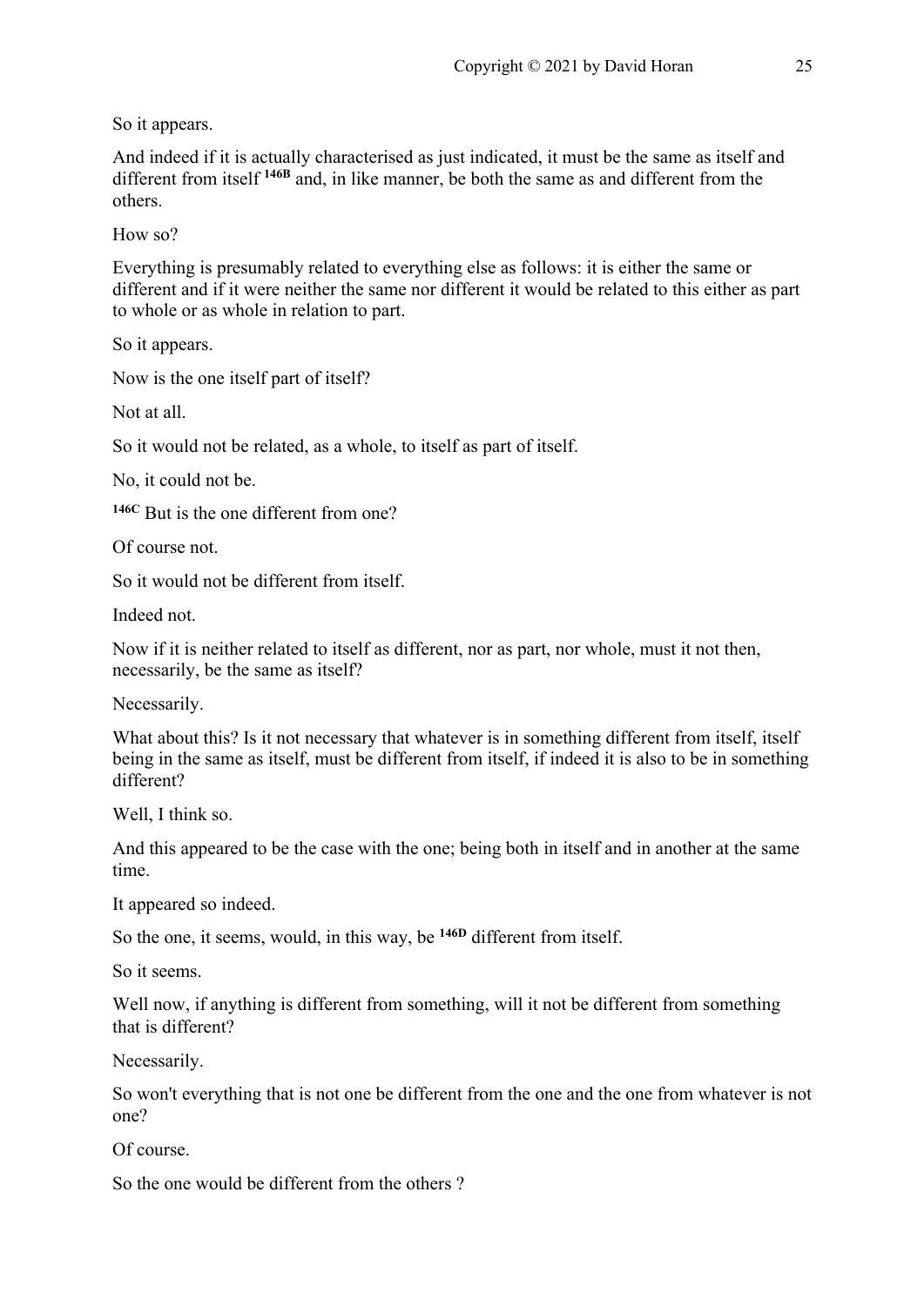So it appears.

And indeed if it is actually characterised as just indicated, it must be the same as itself and different from itself [146B] and, in like manner, be both the same as and different from the others.

How so?

Everything is presumably related to everything else as follows: it is either the same or different and if it were neither the same nor different it would be related to this either as part to whole or as whole in relation to part.

So it appears.

Now is the one itself part of itself?

Not at all.

So it would not be related, as a whole, to itself as part of itself.

No, it could not be.

[146C] But is the one different from one?

Of course not.

So it would not be different from itself.

Indeed not.

Now if it is neither related to itself as different, nor as part, nor whole, must it not then, necessarily, be the same as itself?

Necessarily.

What about this? Is it not necessary that whatever is in something different from itself, itself being in the same as itself, must be different from itself, if indeed it is also to be in something different?

Well, I think so.

And this appeared to be the case with the one; being both in itself and in another at the same time.

It appeared so indeed.

So the one, it seems, would, in this way, be [146D] different from itself.

So it seems.

Well now, if anything is different from something, will it not be different from something that is different?

Necessarily.

So won't everything that is not one be different from the one and the one from whatever is not one?

Of course.

So the one would be different from the others ?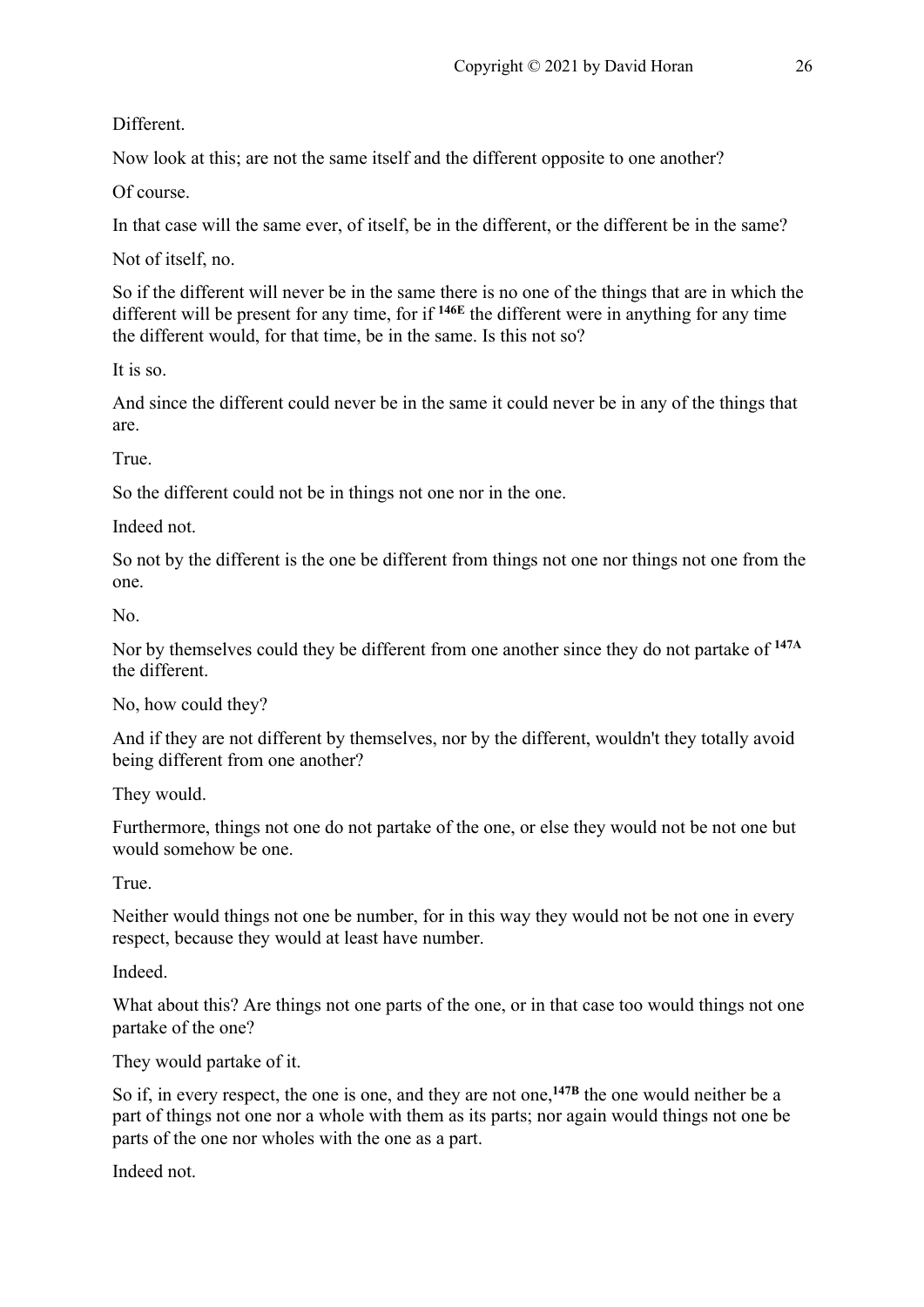Different.

Now look at this; are not the same itself and the different opposite to one another?

Of course.

In that case will the same ever, of itself, be in the different, or the different be in the same?

Not of itself, no.

So if the different will never be in the same there is no one of the things that are in which the different will be present for any time, for if [146E] the different were in anything for any time the different would, for that time, be in the same. Is this not so?

It is so.

And since the different could never be in the same it could never be in any of the things that are.

True.

So the different could not be in things not one nor in the one.

Indeed not.

So not by the different is the one be different from things not one nor things not one from the one.

No.

Nor by themselves could they be different from one another since they do not partake of [147A] the different.

No, how could they?

And if they are not different by themselves, nor by the different, wouldn't they totally avoid being different from one another?

They would.

Furthermore, things not one do not partake of the one, or else they would not be not one but would somehow be one.

True.

Neither would things not one be number, for in this way they would not be not one in every respect, because they would at least have number.

Indeed.

What about this? Are things not one parts of the one, or in that case too would things not one partake of the one?

They would partake of it.

So if, in every respect, the one is one, and they are not one,[147B] the one would neither be a part of things not one nor a whole with them as its parts; nor again would things not one be parts of the one nor wholes with the one as a part.

Indeed not.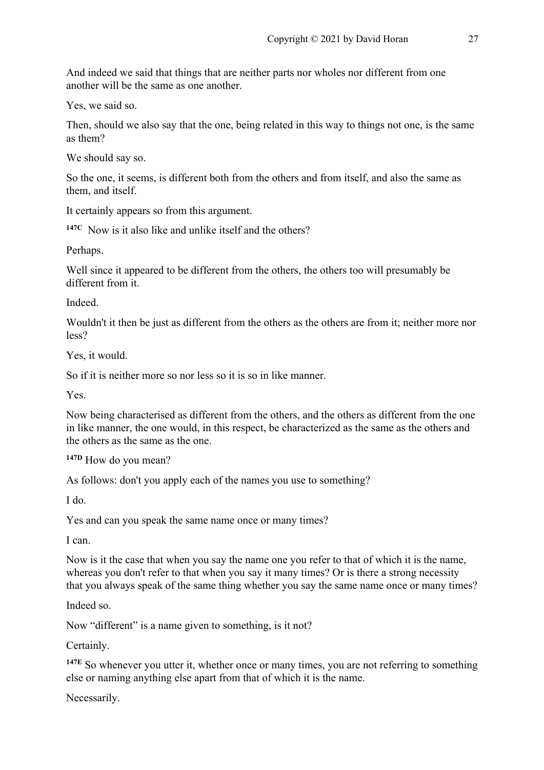And indeed we said that things that are neither parts nor wholes nor different from one another will be the same as one another.

Yes, we said so.

Then, should we also say that the one, being related in this way to things not one, is the same as them?

We should say so.

So the one, it seems, is different both from the others and from itself, and also the same as them, and itself.

It certainly appears so from this argument.

**147C** Now is it also like and unlike itself and the others?

Perhaps.

Well since it appeared to be different from the others, the others too will presumably be different from it.

Indeed.

Wouldn't it then be just as different from the others as the others are from it; neither more nor less?

Yes, it would.

So if it is neither more so nor less so it is so in like manner.

Yes.

Now being characterised as different from the others, and the others as different from the one in like manner, the one would, in this respect, be characterized as the same as the others and the others as the same as the one.

**147D** How do you mean?

As follows: don't you apply each of the names you use to something?

I do.

Yes and can you speak the same name once or many times?

I can.

Now is it the case that when you say the name one you refer to that of which it is the name, whereas you don't refer to that when you say it many times? Or is there a strong necessity that you always speak of the same thing whether you say the same name once or many times?

Indeed so.

Now "different" is a name given to something, is it not?

Certainly.

**147E** So whenever you utter it, whether once or many times, you are not referring to something else or naming anything else apart from that of which it is the name.

Necessarily.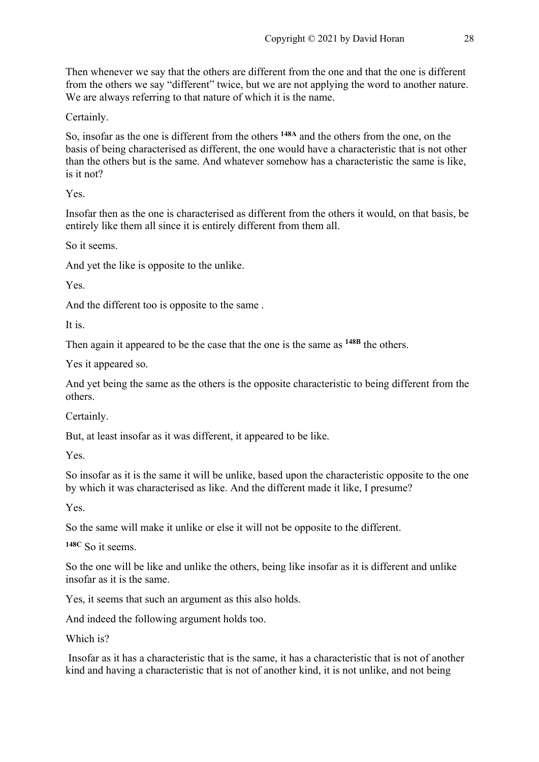Then whenever we say that the others are different from the one and that the one is different from the others we say "different" twice, but we are not applying the word to another nature. We are always referring to that nature of which it is the name.

Certainly.

So, insofar as the one is different from the others [148A] and the others from the one, on the basis of being characterised as different, the one would have a characteristic that is not other than the others but is the same. And whatever somehow has a characteristic the same is like, is it not?

Yes.

Insofar then as the one is characterised as different from the others it would, on that basis, be entirely like them all since it is entirely different from them all.

So it seems.

And yet the like is opposite to the unlike.

Yes.

And the different too is opposite to the same .

It is.

Then again it appeared to be the case that the one is the same as [148B] the others.

Yes it appeared so.

And yet being the same as the others is the opposite characteristic to being different from the others.

Certainly.

But, at least insofar as it was different, it appeared to be like.

Yes.

So insofar as it is the same it will be unlike, based upon the characteristic opposite to the one by which it was characterised as like. And the different made it like, I presume?

Yes.

So the same will make it unlike or else it will not be opposite to the different.

[148C] So it seems.

So the one will be like and unlike the others, being like insofar as it is different and unlike insofar as it is the same.

Yes, it seems that such an argument as this also holds.

And indeed the following argument holds too.

Which is?

Insofar as it has a characteristic that is the same, it has a characteristic that is not of another kind and having a characteristic that is not of another kind, it is not unlike, and not being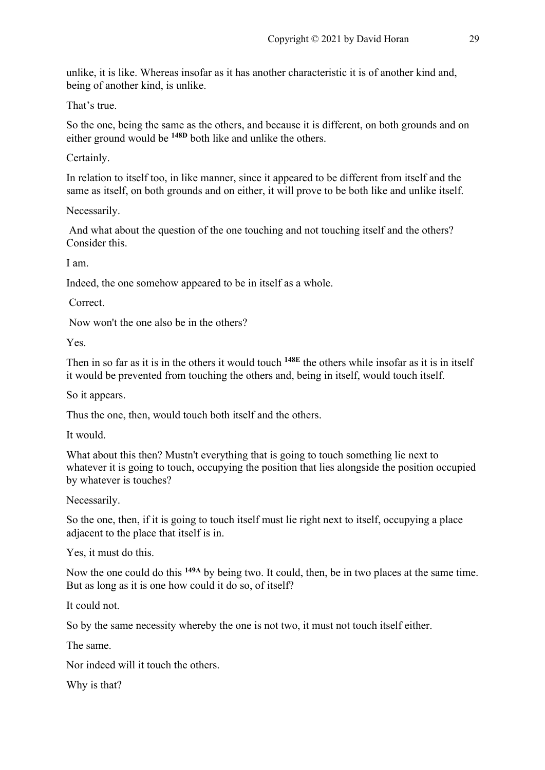unlike, it is like. Whereas insofar as it has another characteristic it is of another kind and, being of another kind, is unlike.

That's true.

So the one, being the same as the others, and because it is different, on both grounds and on either ground would be **148D** both like and unlike the others.

Certainly.

In relation to itself too, in like manner, since it appeared to be different from itself and the same as itself, on both grounds and on either, it will prove to be both like and unlike itself.

Necessarily.

And what about the question of the one touching and not touching itself and the others? Consider this.

I am.

Indeed, the one somehow appeared to be in itself as a whole.

Correct.

Now won't the one also be in the others?

Yes.

Then in so far as it is in the others it would touch **148E** the others while insofar as it is in itself it would be prevented from touching the others and, being in itself, would touch itself.

So it appears.

Thus the one, then, would touch both itself and the others.

It would.

What about this then? Mustn't everything that is going to touch something lie next to whatever it is going to touch, occupying the position that lies alongside the position occupied by whatever is touches?

Necessarily.

So the one, then, if it is going to touch itself must lie right next to itself, occupying a place adjacent to the place that itself is in.

Yes, it must do this.

Now the one could do this **149A** by being two. It could, then, be in two places at the same time. But as long as it is one how could it do so, of itself?

It could not.

So by the same necessity whereby the one is not two, it must not touch itself either.

The same.

Nor indeed will it touch the others.

Why is that?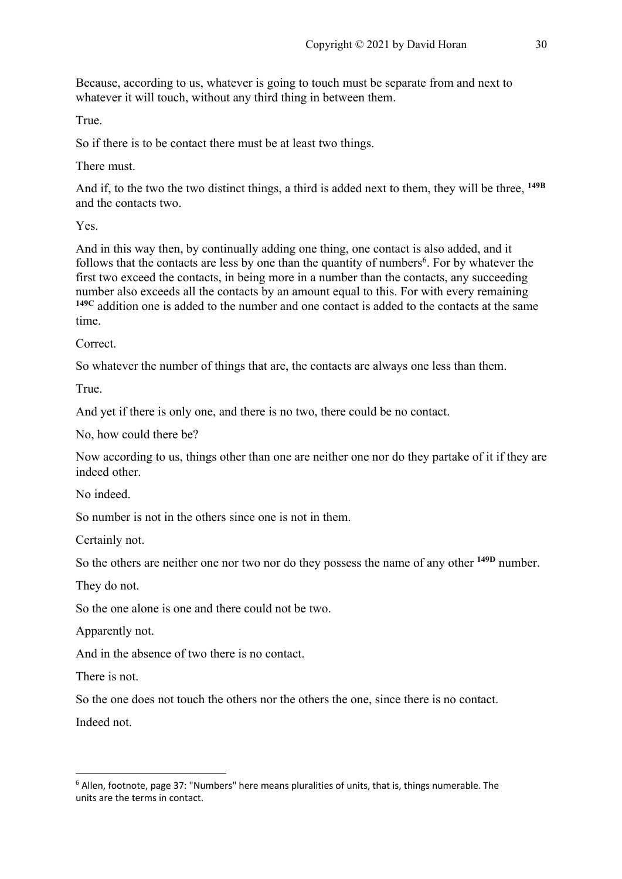Because, according to us, whatever is going to touch must be separate from and next to whatever it will touch, without any third thing in between them.

True.

So if there is to be contact there must be at least two things.

There must.

And if, to the two the two distinct things, a third is added next to them, they will be three, **149B** and the contacts two.

Yes.

And in this way then, by continually adding one thing, one contact is also added, and it follows that the contacts are less by one than the quantity of numbers[6]. For by whatever the first two exceed the contacts, in being more in a number than the contacts, any succeeding number also exceeds all the contacts by an amount equal to this. For with every remaining **149C** addition one is added to the number and one contact is added to the contacts at the same time.

Correct.

So whatever the number of things that are, the contacts are always one less than them.

True.

And yet if there is only one, and there is no two, there could be no contact.

No, how could there be?

Now according to us, things other than one are neither one nor do they partake of it if they are indeed other.

No indeed.

So number is not in the others since one is not in them.

Certainly not.

So the others are neither one nor two nor do they possess the name of any other **149D** number.

They do not.

So the one alone is one and there could not be two.

Apparently not.

And in the absence of two there is no contact.

There is not.

So the one does not touch the others nor the others the one, since there is no contact.

Indeed not.

---

[6] Allen, footnote, page 37: "Numbers" here means pluralities of units, that is, things numerable. The units are the terms in contact.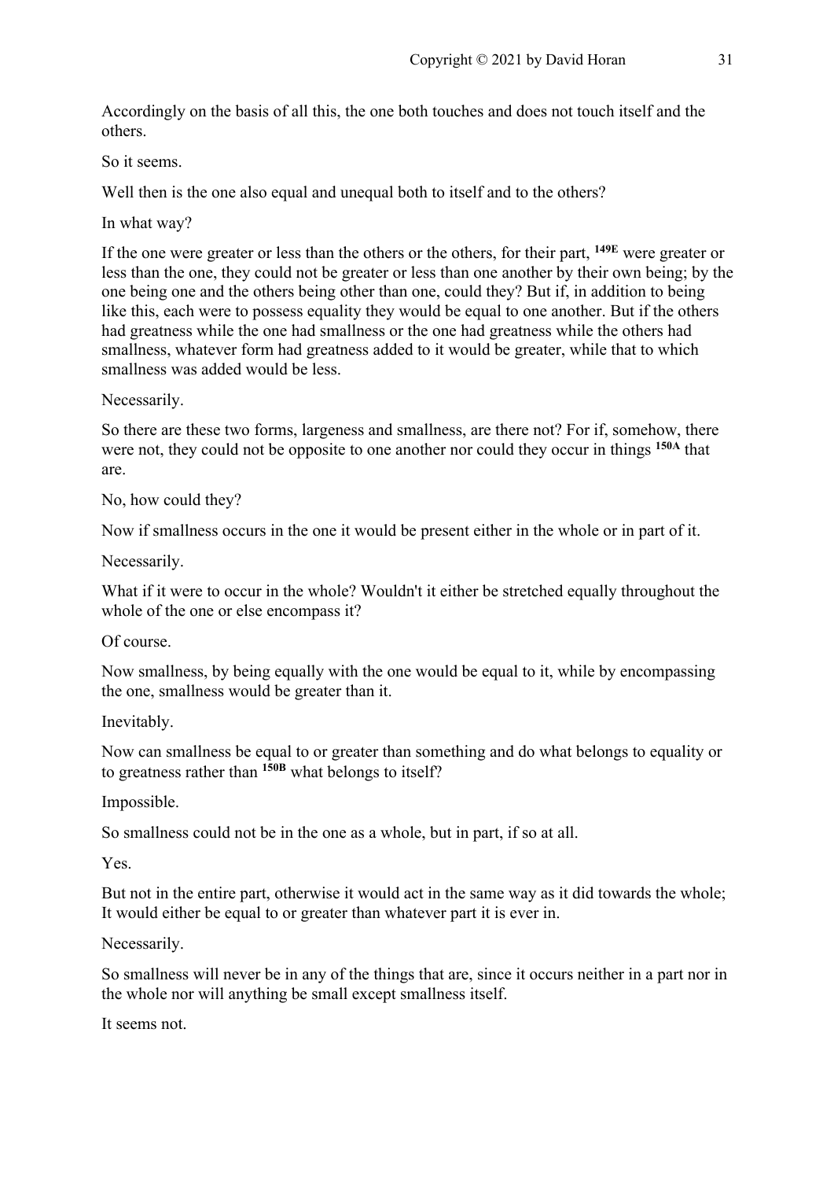Accordingly on the basis of all this, the one both touches and does not touch itself and the others.

So it seems.

Well then is the one also equal and unequal both to itself and to the others?

In what way?

If the one were greater or less than the others or the others, for their part, **149E** were greater or less than the one, they could not be greater or less than one another by their own being; by the one being one and the others being other than one, could they? But if, in addition to being like this, each were to possess equality they would be equal to one another. But if the others had greatness while the one had smallness or the one had greatness while the others had smallness, whatever form had greatness added to it would be greater, while that to which smallness was added would be less.

Necessarily.

So there are these two forms, largeness and smallness, are there not? For if, somehow, there were not, they could not be opposite to one another nor could they occur in things **150A** that are.

No, how could they?

Now if smallness occurs in the one it would be present either in the whole or in part of it.

Necessarily.

What if it were to occur in the whole? Wouldn't it either be stretched equally throughout the whole of the one or else encompass it?

Of course.

Now smallness, by being equally with the one would be equal to it, while by encompassing the one, smallness would be greater than it.

Inevitably.

Now can smallness be equal to or greater than something and do what belongs to equality or to greatness rather than **150B** what belongs to itself?

Impossible.

So smallness could not be in the one as a whole, but in part, if so at all.

Yes.

But not in the entire part, otherwise it would act in the same way as it did towards the whole; It would either be equal to or greater than whatever part it is ever in.

Necessarily.

So smallness will never be in any of the things that are, since it occurs neither in a part nor in the whole nor will anything be small except smallness itself.

It seems not.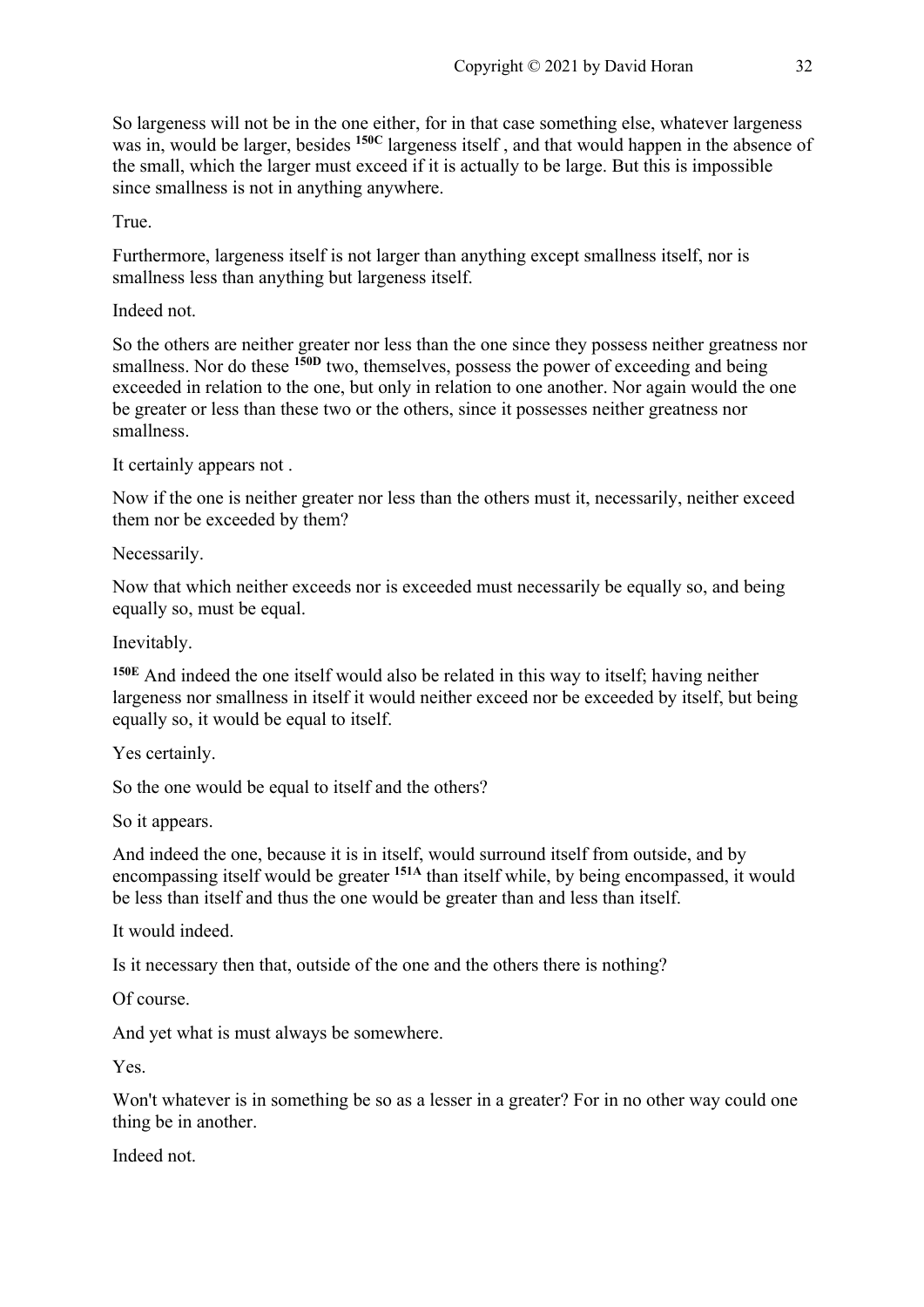So largeness will not be in the one either, for in that case something else, whatever largeness was in, would be larger, besides **150C** largeness itself , and that would happen in the absence of the small, which the larger must exceed if it is actually to be large. But this is impossible since smallness is not in anything anywhere.

True.

Furthermore, largeness itself is not larger than anything except smallness itself, nor is smallness less than anything but largeness itself.

Indeed not.

So the others are neither greater nor less than the one since they possess neither greatness nor smallness. Nor do these **150D** two, themselves, possess the power of exceeding and being exceeded in relation to the one, but only in relation to one another. Nor again would the one be greater or less than these two or the others, since it possesses neither greatness nor smallness.

It certainly appears not .

Now if the one is neither greater nor less than the others must it, necessarily, neither exceed them nor be exceeded by them?

Necessarily.

Now that which neither exceeds nor is exceeded must necessarily be equally so, and being equally so, must be equal.

Inevitably.

**150E** And indeed the one itself would also be related in this way to itself; having neither largeness nor smallness in itself it would neither exceed nor be exceeded by itself, but being equally so, it would be equal to itself.

Yes certainly.

So the one would be equal to itself and the others?

So it appears.

And indeed the one, because it is in itself, would surround itself from outside, and by encompassing itself would be greater **151A** than itself while, by being encompassed, it would be less than itself and thus the one would be greater than and less than itself.

It would indeed.

Is it necessary then that, outside of the one and the others there is nothing?

Of course.

And yet what is must always be somewhere.

Yes.

Won't whatever is in something be so as a lesser in a greater? For in no other way could one thing be in another.

Indeed not.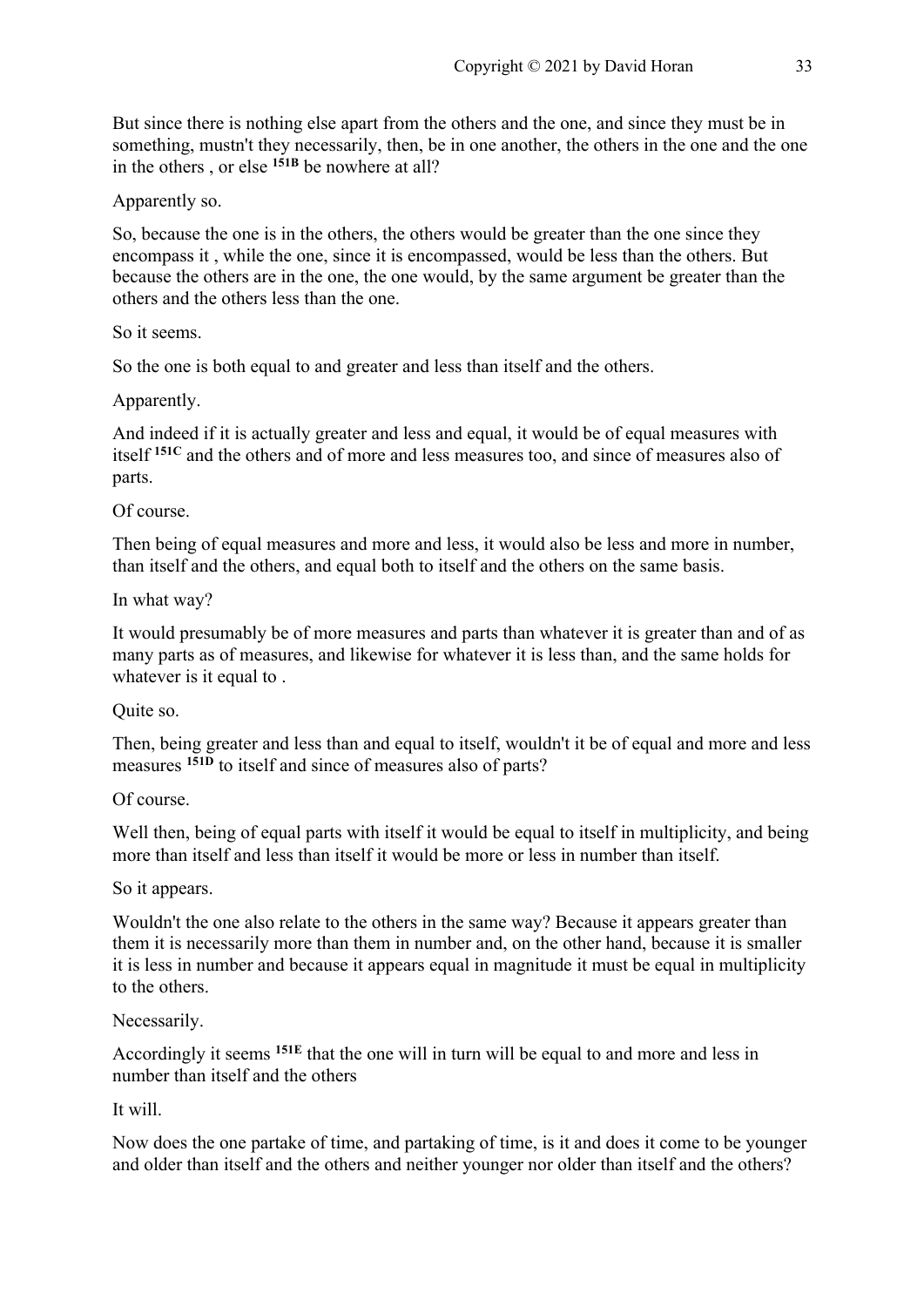But since there is nothing else apart from the others and the one, and since they must be in something, mustn't they necessarily, then, be in one another, the others in the one and the one in the others , or else **151B** be nowhere at all?

Apparently so.

So, because the one is in the others, the others would be greater than the one since they encompass it , while the one, since it is encompassed, would be less than the others. But because the others are in the one, the one would, by the same argument be greater than the others and the others less than the one.

So it seems.

So the one is both equal to and greater and less than itself and the others.

Apparently.

And indeed if it is actually greater and less and equal, it would be of equal measures with itself **151C** and the others and of more and less measures too, and since of measures also of parts.

Of course.

Then being of equal measures and more and less, it would also be less and more in number, than itself and the others, and equal both to itself and the others on the same basis.

In what way?

It would presumably be of more measures and parts than whatever it is greater than and of as many parts as of measures, and likewise for whatever it is less than, and the same holds for whatever is it equal to .

Quite so.

Then, being greater and less than and equal to itself, wouldn't it be of equal and more and less measures **151D** to itself and since of measures also of parts?

Of course.

Well then, being of equal parts with itself it would be equal to itself in multiplicity, and being more than itself and less than itself it would be more or less in number than itself.

So it appears.

Wouldn't the one also relate to the others in the same way? Because it appears greater than them it is necessarily more than them in number and, on the other hand, because it is smaller it is less in number and because it appears equal in magnitude it must be equal in multiplicity to the others.

Necessarily.

Accordingly it seems **151E** that the one will in turn will be equal to and more and less in number than itself and the others

It will.

Now does the one partake of time, and partaking of time, is it and does it come to be younger and older than itself and the others and neither younger nor older than itself and the others?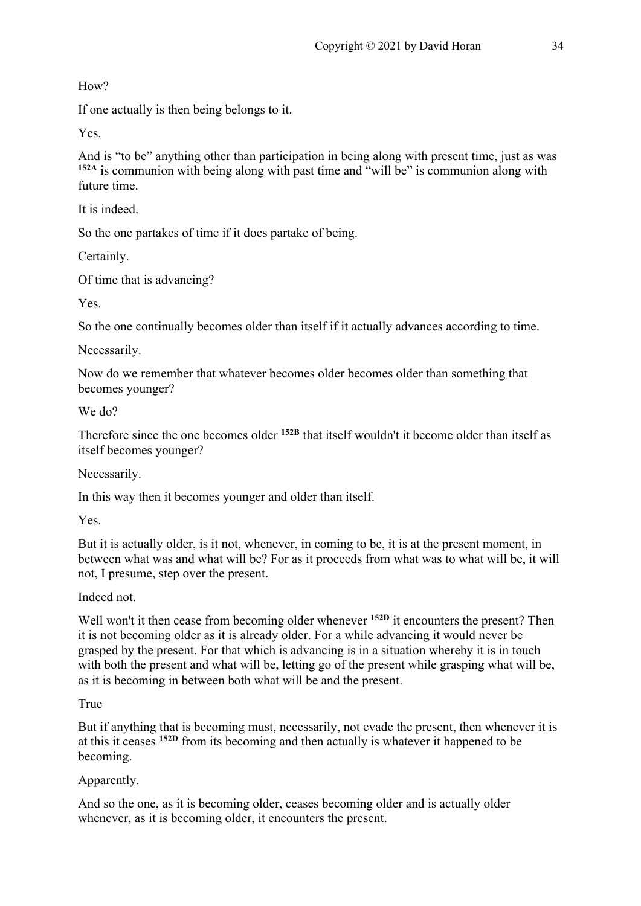How?

If one actually is then being belongs to it.

Yes.

And is "to be" anything other than participation in being along with present time, just as was [152A] is communion with being along with past time and "will be" is communion along with future time.

It is indeed.

So the one partakes of time if it does partake of being.

Certainly.

Of time that is advancing?

Yes.

So the one continually becomes older than itself if it actually advances according to time.

Necessarily.

Now do we remember that whatever becomes older becomes older than something that becomes younger?

We do?

Therefore since the one becomes older [152B] that itself wouldn't it become older than itself as itself becomes younger?

Necessarily.

In this way then it becomes younger and older than itself.

Yes.

But it is actually older, is it not, whenever, in coming to be, it is at the present moment, in between what was and what will be? For as it proceeds from what was to what will be, it will not, I presume, step over the present.

Indeed not.

Well won't it then cease from becoming older whenever [152D] it encounters the present? Then it is not becoming older as it is already older. For a while advancing it would never be grasped by the present. For that which is advancing is in a situation whereby it is in touch with both the present and what will be, letting go of the present while grasping what will be, as it is becoming in between both what will be and the present.

True

But if anything that is becoming must, necessarily, not evade the present, then whenever it is at this it ceases [152D] from its becoming and then actually is whatever it happened to be becoming.

Apparently.

And so the one, as it is becoming older, ceases becoming older and is actually older whenever, as it is becoming older, it encounters the present.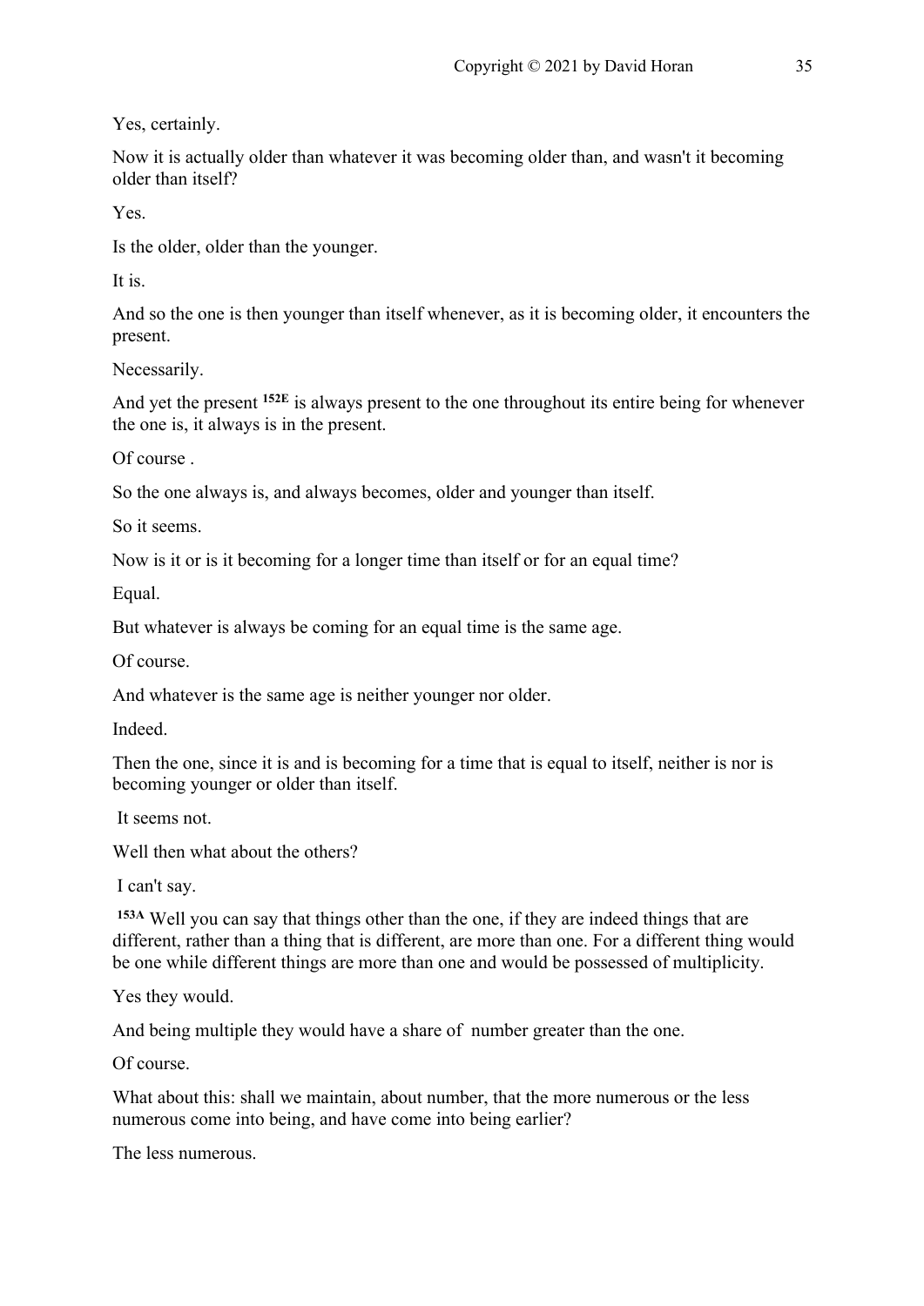Yes, certainly.

Now it is actually older than whatever it was becoming older than, and wasn't it becoming older than itself?

Yes.

Is the older, older than the younger.

It is.

And so the one is then younger than itself whenever, as it is becoming older, it encounters the present.

Necessarily.

And yet the present **152E** is always present to the one throughout its entire being for whenever the one is, it always is in the present.

Of course .

So the one always is, and always becomes, older and younger than itself.

So it seems.

Now is it or is it becoming for a longer time than itself or for an equal time?

Equal.

But whatever is always be coming for an equal time is the same age.

Of course.

And whatever is the same age is neither younger nor older.

Indeed.

Then the one, since it is and is becoming for a time that is equal to itself, neither is nor is becoming younger or older than itself.

It seems not.

Well then what about the others?

I can't say.

**153A** Well you can say that things other than the one, if they are indeed things that are different, rather than a thing that is different, are more than one. For a different thing would be one while different things are more than one and would be possessed of multiplicity.

Yes they would.

And being multiple they would have a share of number greater than the one.

Of course.

What about this: shall we maintain, about number, that the more numerous or the less numerous come into being, and have come into being earlier?

The less numerous.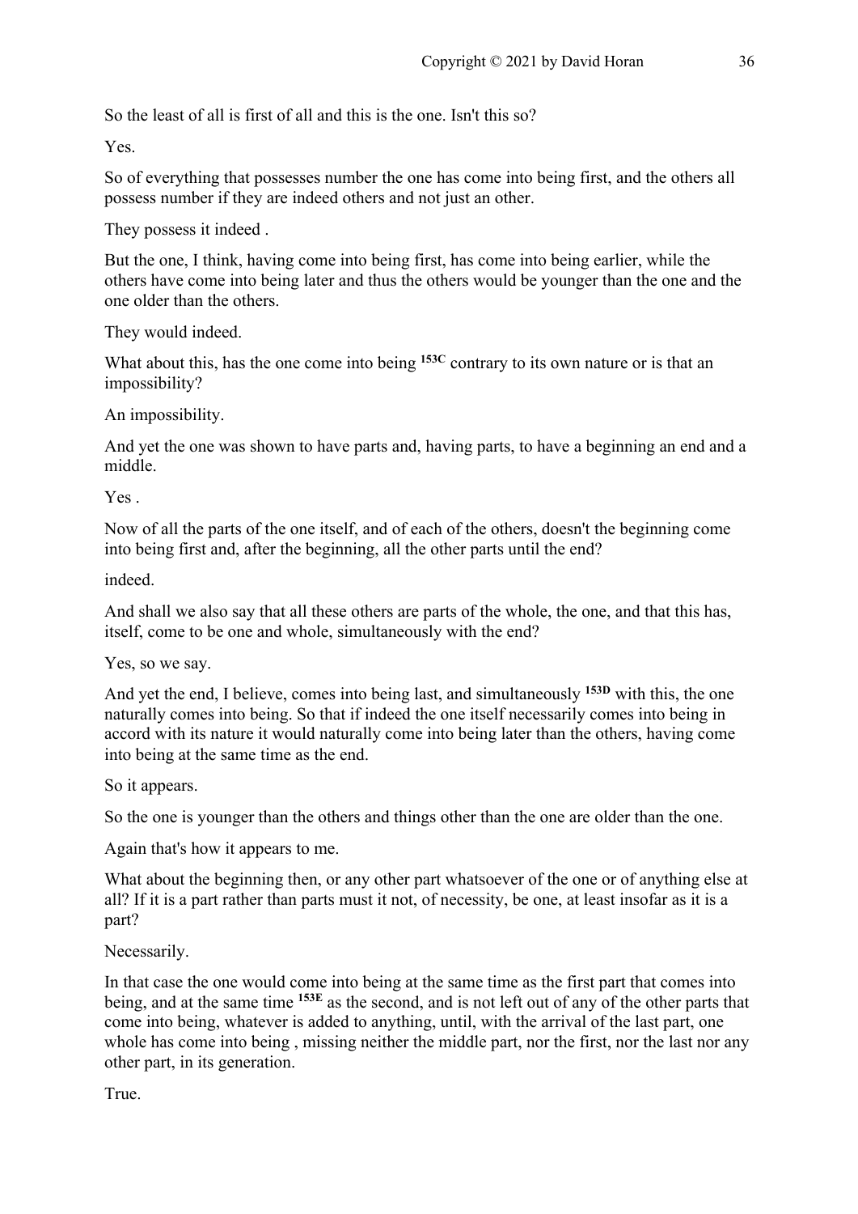So the least of all is first of all and this is the one. Isn't this so?

Yes.

So of everything that possesses number the one has come into being first, and the others all possess number if they are indeed others and not just an other.

They possess it indeed .

But the one, I think, having come into being first, has come into being earlier, while the others have come into being later and thus the others would be younger than the one and the one older than the others.

They would indeed.

What about this, has the one come into being **153C** contrary to its own nature or is that an impossibility?

An impossibility.

And yet the one was shown to have parts and, having parts, to have a beginning an end and a middle.

Yes .

Now of all the parts of the one itself, and of each of the others, doesn't the beginning come into being first and, after the beginning, all the other parts until the end?

indeed.

And shall we also say that all these others are parts of the whole, the one, and that this has, itself, come to be one and whole, simultaneously with the end?

Yes, so we say.

And yet the end, I believe, comes into being last, and simultaneously **153D** with this, the one naturally comes into being. So that if indeed the one itself necessarily comes into being in accord with its nature it would naturally come into being later than the others, having come into being at the same time as the end.

So it appears.

So the one is younger than the others and things other than the one are older than the one.

Again that's how it appears to me.

What about the beginning then, or any other part whatsoever of the one or of anything else at all? If it is a part rather than parts must it not, of necessity, be one, at least insofar as it is a part?

Necessarily.

In that case the one would come into being at the same time as the first part that comes into being, and at the same time **153E** as the second, and is not left out of any of the other parts that come into being, whatever is added to anything, until, with the arrival of the last part, one whole has come into being , missing neither the middle part, nor the first, nor the last nor any other part, in its generation.

True.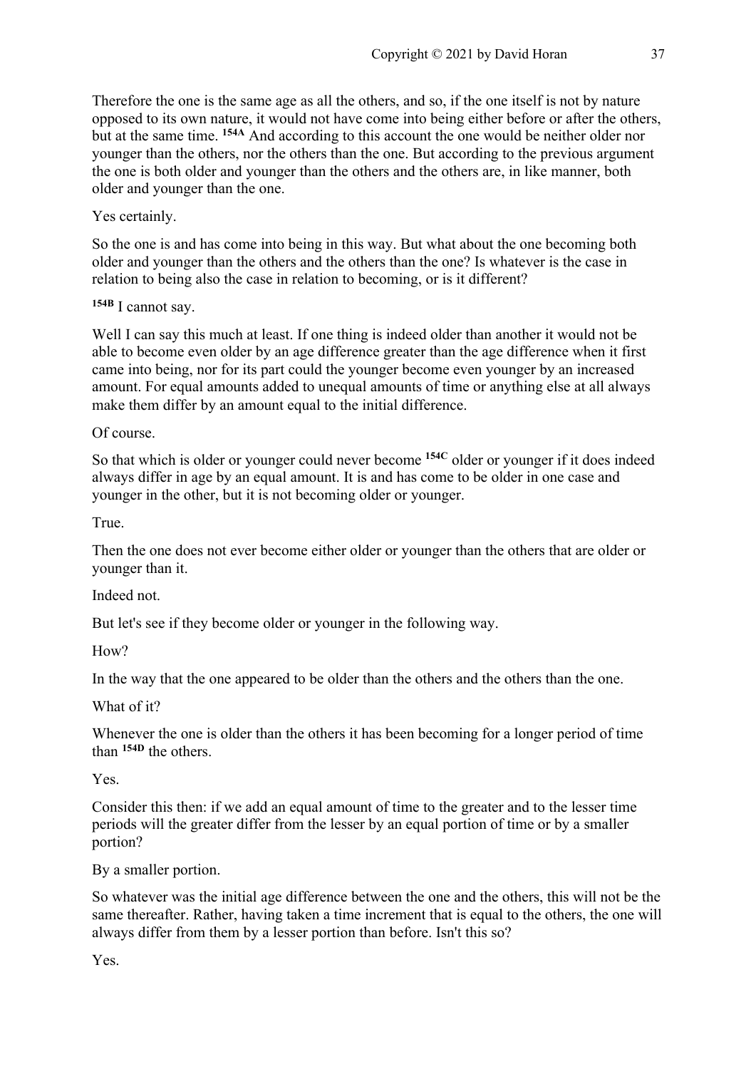Therefore the one is the same age as all the others, and so, if the one itself is not by nature opposed to its own nature, it would not have come into being either before or after the others, but at the same time. **154A** And according to this account the one would be neither older nor younger than the others, nor the others than the one. But according to the previous argument the one is both older and younger than the others and the others are, in like manner, both older and younger than the one.

Yes certainly.

So the one is and has come into being in this way. But what about the one becoming both older and younger than the others and the others than the one? Is whatever is the case in relation to being also the case in relation to becoming, or is it different?

**154B** I cannot say.

Well I can say this much at least. If one thing is indeed older than another it would not be able to become even older by an age difference greater than the age difference when it first came into being, nor for its part could the younger become even younger by an increased amount. For equal amounts added to unequal amounts of time or anything else at all always make them differ by an amount equal to the initial difference.

Of course.

So that which is older or younger could never become **154C** older or younger if it does indeed always differ in age by an equal amount. It is and has come to be older in one case and younger in the other, but it is not becoming older or younger.

True.

Then the one does not ever become either older or younger than the others that are older or younger than it.

Indeed not.

But let's see if they become older or younger in the following way.

How?

In the way that the one appeared to be older than the others and the others than the one.

What of it?

Whenever the one is older than the others it has been becoming for a longer period of time than **154D** the others.

Yes.

Consider this then: if we add an equal amount of time to the greater and to the lesser time periods will the greater differ from the lesser by an equal portion of time or by a smaller portion?

By a smaller portion.

So whatever was the initial age difference between the one and the others, this will not be the same thereafter. Rather, having taken a time increment that is equal to the others, the one will always differ from them by a lesser portion than before. Isn't this so?

Yes.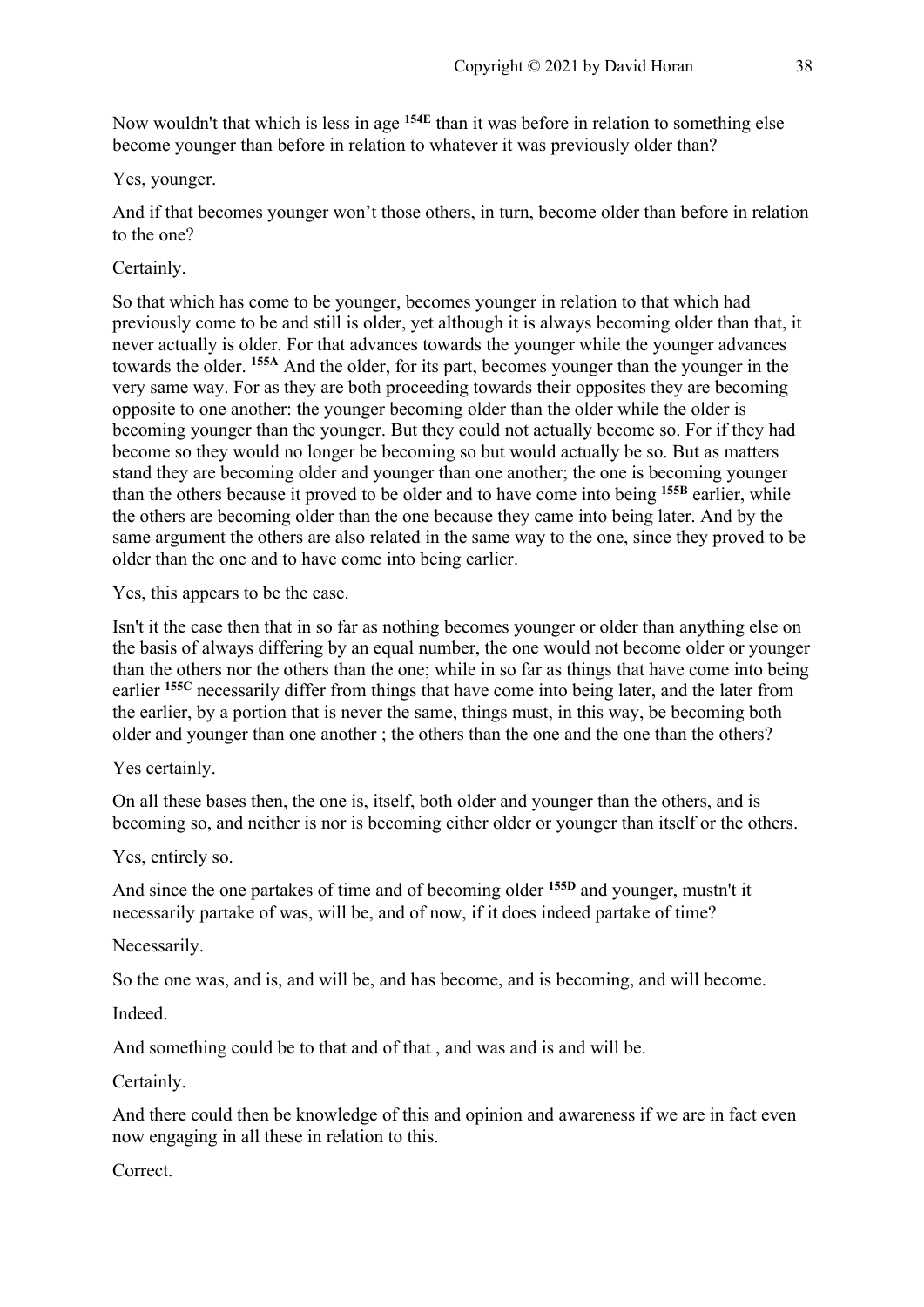Now wouldn't that which is less in age [154E] than it was before in relation to something else become younger than before in relation to whatever it was previously older than?

Yes, younger.

And if that becomes younger won't those others, in turn, become older than before in relation to the one?

Certainly.

So that which has come to be younger, becomes younger in relation to that which had previously come to be and still is older, yet although it is always becoming older than that, it never actually is older. For that advances towards the younger while the younger advances towards the older. [155A] And the older, for its part, becomes younger than the younger in the very same way. For as they are both proceeding towards their opposites they are becoming opposite to one another: the younger becoming older than the older while the older is becoming younger than the younger. But they could not actually become so. For if they had become so they would no longer be becoming so but would actually be so. But as matters stand they are becoming older and younger than one another; the one is becoming younger than the others because it proved to be older and to have come into being [155B] earlier, while the others are becoming older than the one because they came into being later. And by the same argument the others are also related in the same way to the one, since they proved to be older than the one and to have come into being earlier.

Yes, this appears to be the case.

Isn't it the case then that in so far as nothing becomes younger or older than anything else on the basis of always differing by an equal number, the one would not become older or younger than the others nor the others than the one; while in so far as things that have come into being earlier [155C] necessarily differ from things that have come into being later, and the later from the earlier, by a portion that is never the same, things must, in this way, be becoming both older and younger than one another ; the others than the one and the one than the others?

Yes certainly.

On all these bases then, the one is, itself, both older and younger than the others, and is becoming so, and neither is nor is becoming either older or younger than itself or the others.

Yes, entirely so.

And since the one partakes of time and of becoming older [155D] and younger, mustn't it necessarily partake of was, will be, and of now, if it does indeed partake of time?

Necessarily.

So the one was, and is, and will be, and has become, and is becoming, and will become.

Indeed.

And something could be to that and of that , and was and is and will be.

Certainly.

And there could then be knowledge of this and opinion and awareness if we are in fact even now engaging in all these in relation to this.

Correct.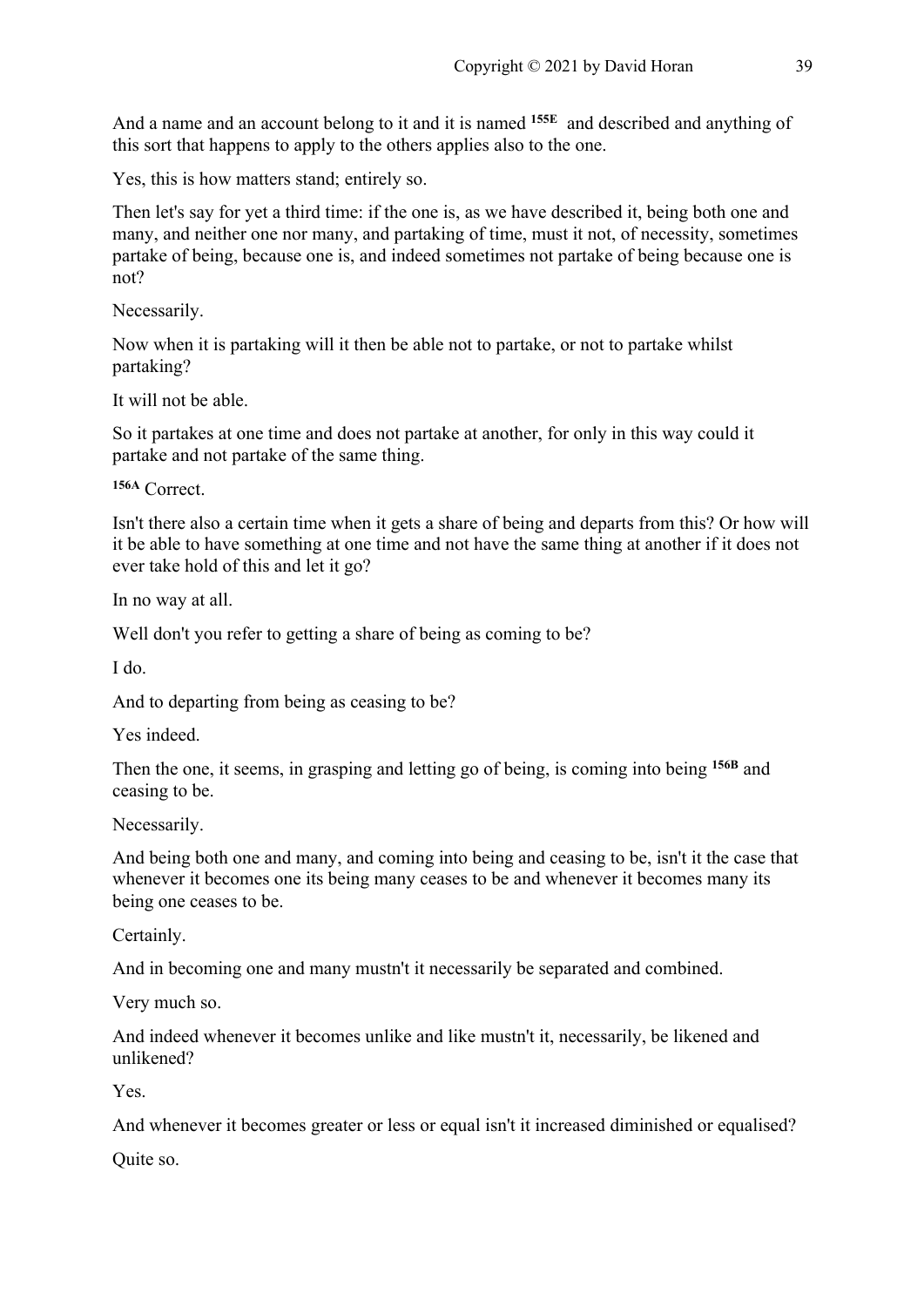And a name and an account belong to it and it is named [155E] and described and anything of this sort that happens to apply to the others applies also to the one.

Yes, this is how matters stand; entirely so.

Then let's say for yet a third time: if the one is, as we have described it, being both one and many, and neither one nor many, and partaking of time, must it not, of necessity, sometimes partake of being, because one is, and indeed sometimes not partake of being because one is not?

Necessarily.

Now when it is partaking will it then be able not to partake, or not to partake whilst partaking?

It will not be able.

So it partakes at one time and does not partake at another, for only in this way could it partake and not partake of the same thing.

[156A] Correct.

Isn't there also a certain time when it gets a share of being and departs from this? Or how will it be able to have something at one time and not have the same thing at another if it does not ever take hold of this and let it go?

In no way at all.

Well don't you refer to getting a share of being as coming to be?

I do.

And to departing from being as ceasing to be?

Yes indeed.

Then the one, it seems, in grasping and letting go of being, is coming into being [156B] and ceasing to be.

Necessarily.

And being both one and many, and coming into being and ceasing to be, isn't it the case that whenever it becomes one its being many ceases to be and whenever it becomes many its being one ceases to be.

Certainly.

And in becoming one and many mustn't it necessarily be separated and combined.

Very much so.

And indeed whenever it becomes unlike and like mustn't it, necessarily, be likened and unlikened?

Yes.

And whenever it becomes greater or less or equal isn't it increased diminished or equalised?

Quite so.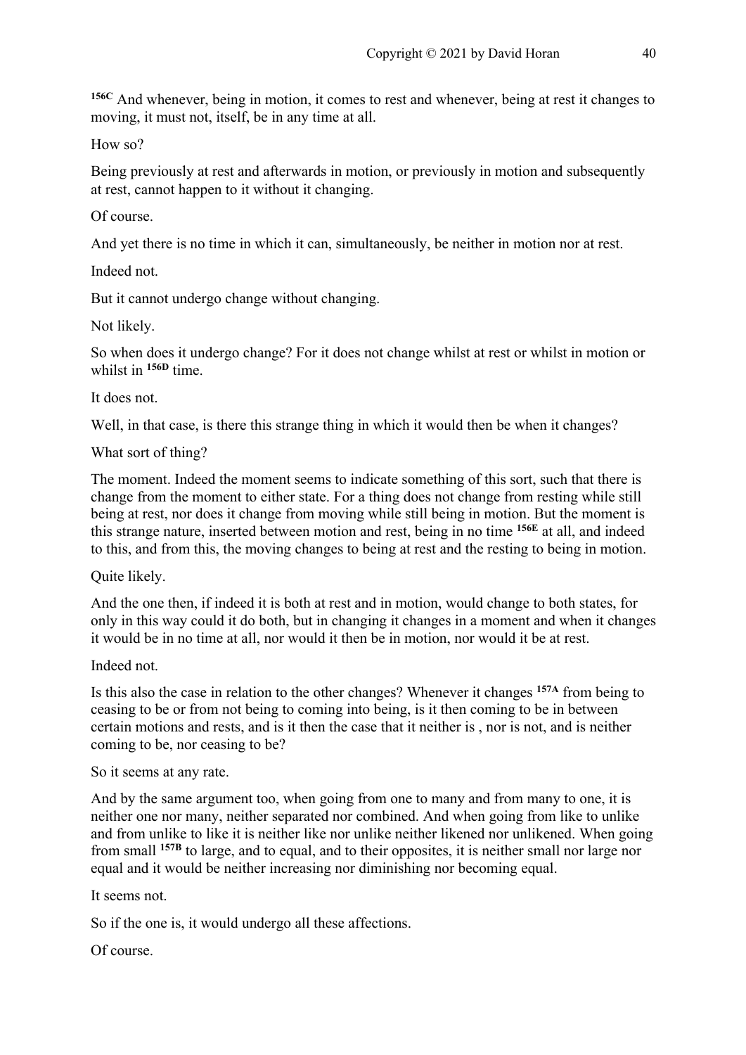[156C] And whenever, being in motion, it comes to rest and whenever, being at rest it changes to moving, it must not, itself, be in any time at all.

How so?

Being previously at rest and afterwards in motion, or previously in motion and subsequently at rest, cannot happen to it without it changing.

Of course.

And yet there is no time in which it can, simultaneously, be neither in motion nor at rest.

Indeed not.

But it cannot undergo change without changing.

Not likely.

So when does it undergo change? For it does not change whilst at rest or whilst in motion or whilst in [156D] time.

It does not.

Well, in that case, is there this strange thing in which it would then be when it changes?

What sort of thing?

The moment. Indeed the moment seems to indicate something of this sort, such that there is change from the moment to either state. For a thing does not change from resting while still being at rest, nor does it change from moving while still being in motion. But the moment is this strange nature, inserted between motion and rest, being in no time [156E] at all, and indeed to this, and from this, the moving changes to being at rest and the resting to being in motion.

Quite likely.

And the one then, if indeed it is both at rest and in motion, would change to both states, for only in this way could it do both, but in changing it changes in a moment and when it changes it would be in no time at all, nor would it then be in motion, nor would it be at rest.

Indeed not.

Is this also the case in relation to the other changes? Whenever it changes [157A] from being to ceasing to be or from not being to coming into being, is it then coming to be in between certain motions and rests, and is it then the case that it neither is , nor is not, and is neither coming to be, nor ceasing to be?

So it seems at any rate.

And by the same argument too, when going from one to many and from many to one, it is neither one nor many, neither separated nor combined. And when going from like to unlike and from unlike to like it is neither like nor unlike neither likened nor unlikened. When going from small [157B] to large, and to equal, and to their opposites, it is neither small nor large nor equal and it would be neither increasing nor diminishing nor becoming equal.

It seems not.

So if the one is, it would undergo all these affections.

Of course.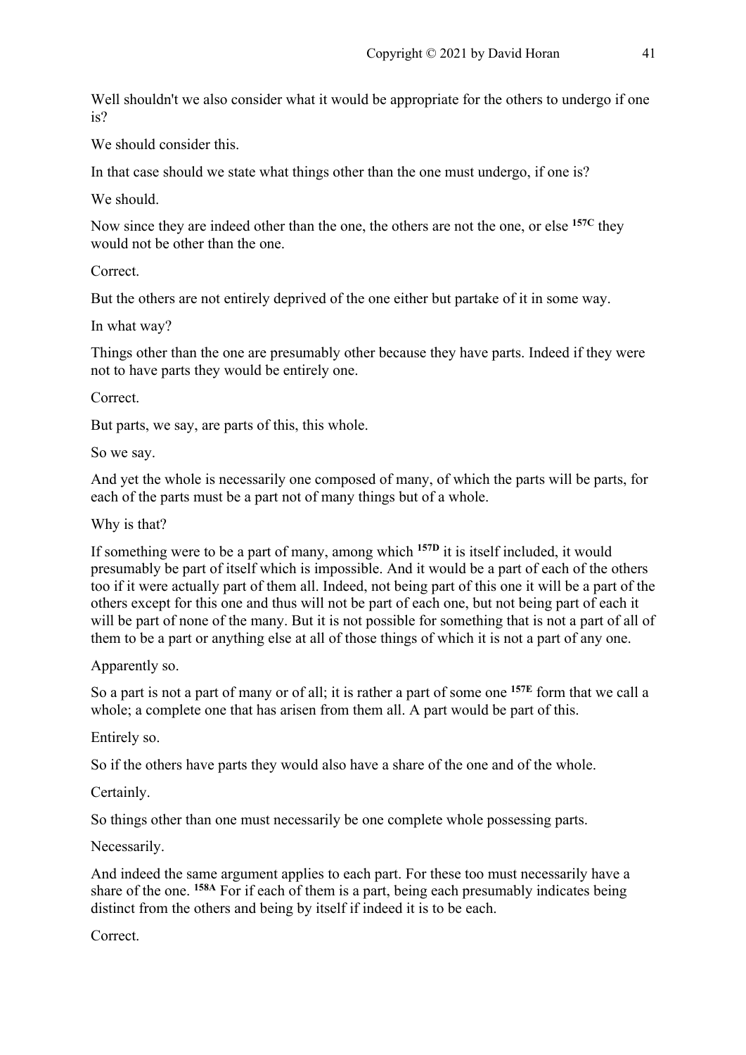Well shouldn't we also consider what it would be appropriate for the others to undergo if one is?

We should consider this.

In that case should we state what things other than the one must undergo, if one is?

We should.

Now since they are indeed other than the one, the others are not the one, or else **157C** they would not be other than the one.

Correct.

But the others are not entirely deprived of the one either but partake of it in some way.

In what way?

Things other than the one are presumably other because they have parts. Indeed if they were not to have parts they would be entirely one.

Correct.

But parts, we say, are parts of this, this whole.

So we say.

And yet the whole is necessarily one composed of many, of which the parts will be parts, for each of the parts must be a part not of many things but of a whole.

Why is that?

If something were to be a part of many, among which **157D** it is itself included, it would presumably be part of itself which is impossible. And it would be a part of each of the others too if it were actually part of them all. Indeed, not being part of this one it will be a part of the others except for this one and thus will not be part of each one, but not being part of each it will be part of none of the many. But it is not possible for something that is not a part of all of them to be a part or anything else at all of those things of which it is not a part of any one.

Apparently so.

So a part is not a part of many or of all; it is rather a part of some one **157E** form that we call a whole; a complete one that has arisen from them all. A part would be part of this.

Entirely so.

So if the others have parts they would also have a share of the one and of the whole.

Certainly.

So things other than one must necessarily be one complete whole possessing parts.

Necessarily.

And indeed the same argument applies to each part. For these too must necessarily have a share of the one. **158A** For if each of them is a part, being each presumably indicates being distinct from the others and being by itself if indeed it is to be each.

Correct.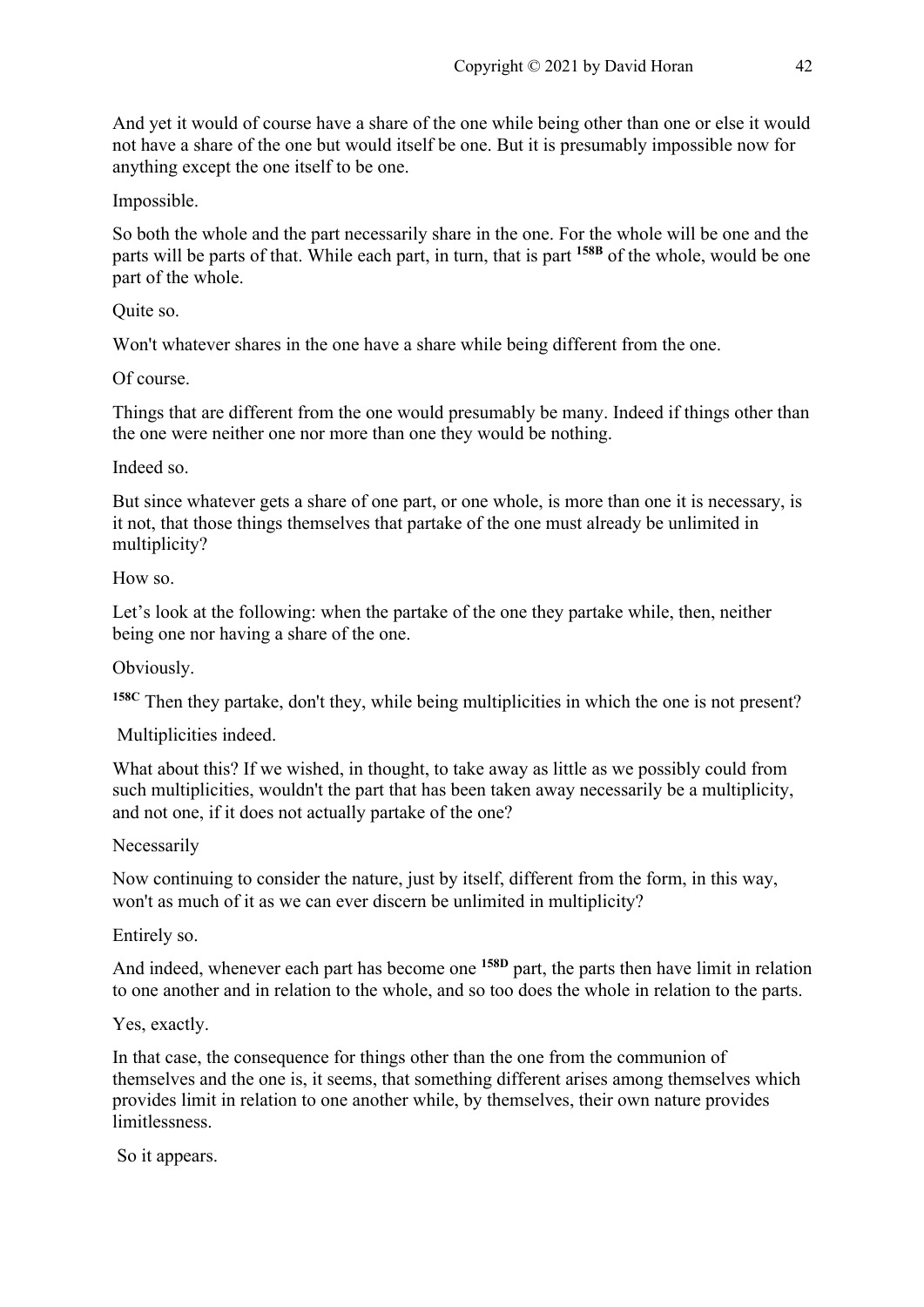And yet it would of course have a share of the one while being other than one or else it would not have a share of the one but would itself be one. But it is presumably impossible now for anything except the one itself to be one.

Impossible.

So both the whole and the part necessarily share in the one. For the whole will be one and the parts will be parts of that. While each part, in turn, that is part [158B] of the whole, would be one part of the whole.

Quite so.

Won't whatever shares in the one have a share while being different from the one.

Of course.

Things that are different from the one would presumably be many. Indeed if things other than the one were neither one nor more than one they would be nothing.

Indeed so.

But since whatever gets a share of one part, or one whole, is more than one it is necessary, is it not, that those things themselves that partake of the one must already be unlimited in multiplicity?

How so.

Let's look at the following: when the partake of the one they partake while, then, neither being one nor having a share of the one.

Obviously.

[158C] Then they partake, don't they, while being multiplicities in which the one is not present?

Multiplicities indeed.

What about this? If we wished, in thought, to take away as little as we possibly could from such multiplicities, wouldn't the part that has been taken away necessarily be a multiplicity, and not one, if it does not actually partake of the one?

Necessarily

Now continuing to consider the nature, just by itself, different from the form, in this way, won't as much of it as we can ever discern be unlimited in multiplicity?

Entirely so.

And indeed, whenever each part has become one [158D] part, the parts then have limit in relation to one another and in relation to the whole, and so too does the whole in relation to the parts.

Yes, exactly.

In that case, the consequence for things other than the one from the communion of themselves and the one is, it seems, that something different arises among themselves which provides limit in relation to one another while, by themselves, their own nature provides limitlessness.

So it appears.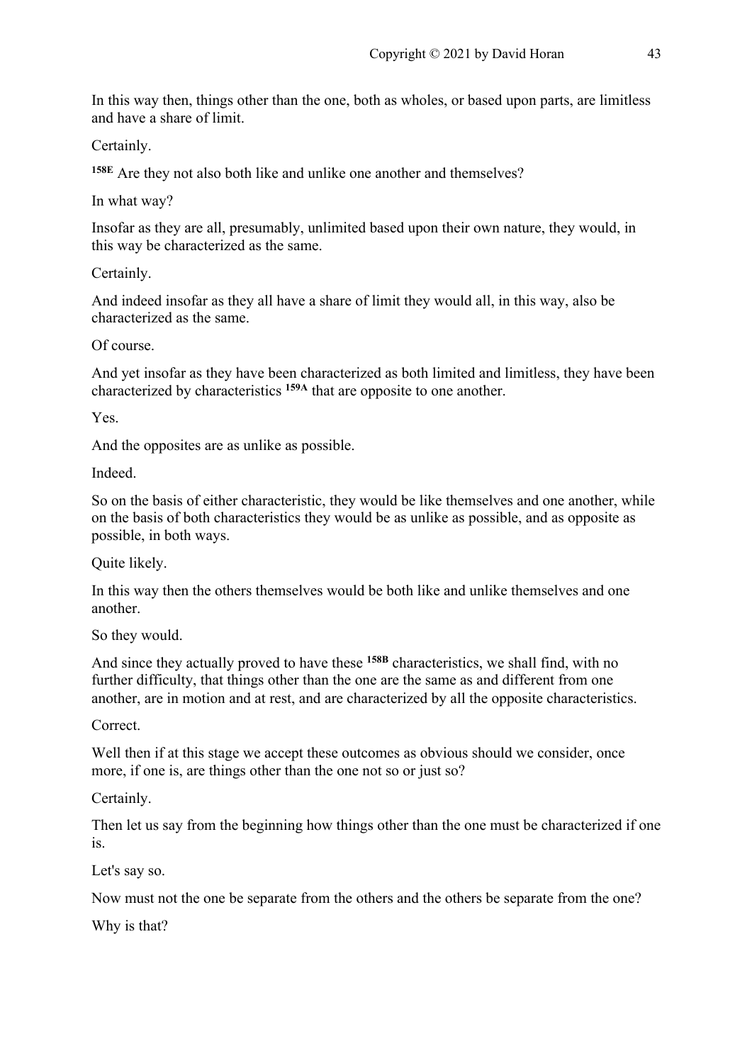In this way then, things other than the one, both as wholes, or based upon parts, are limitless and have a share of limit.

Certainly.

**158E** Are they not also both like and unlike one another and themselves?

In what way?

Insofar as they are all, presumably, unlimited based upon their own nature, they would, in this way be characterized as the same.

Certainly.

And indeed insofar as they all have a share of limit they would all, in this way, also be characterized as the same.

Of course.

And yet insofar as they have been characterized as both limited and limitless, they have been characterized by characteristics **159A** that are opposite to one another.

Yes.

And the opposites are as unlike as possible.

Indeed.

So on the basis of either characteristic, they would be like themselves and one another, while on the basis of both characteristics they would be as unlike as possible, and as opposite as possible, in both ways.

Quite likely.

In this way then the others themselves would be both like and unlike themselves and one another.

So they would.

And since they actually proved to have these **158B** characteristics, we shall find, with no further difficulty, that things other than the one are the same as and different from one another, are in motion and at rest, and are characterized by all the opposite characteristics.

Correct.

Well then if at this stage we accept these outcomes as obvious should we consider, once more, if one is, are things other than the one not so or just so?

Certainly.

Then let us say from the beginning how things other than the one must be characterized if one is.

Let's say so.

Now must not the one be separate from the others and the others be separate from the one?

Why is that?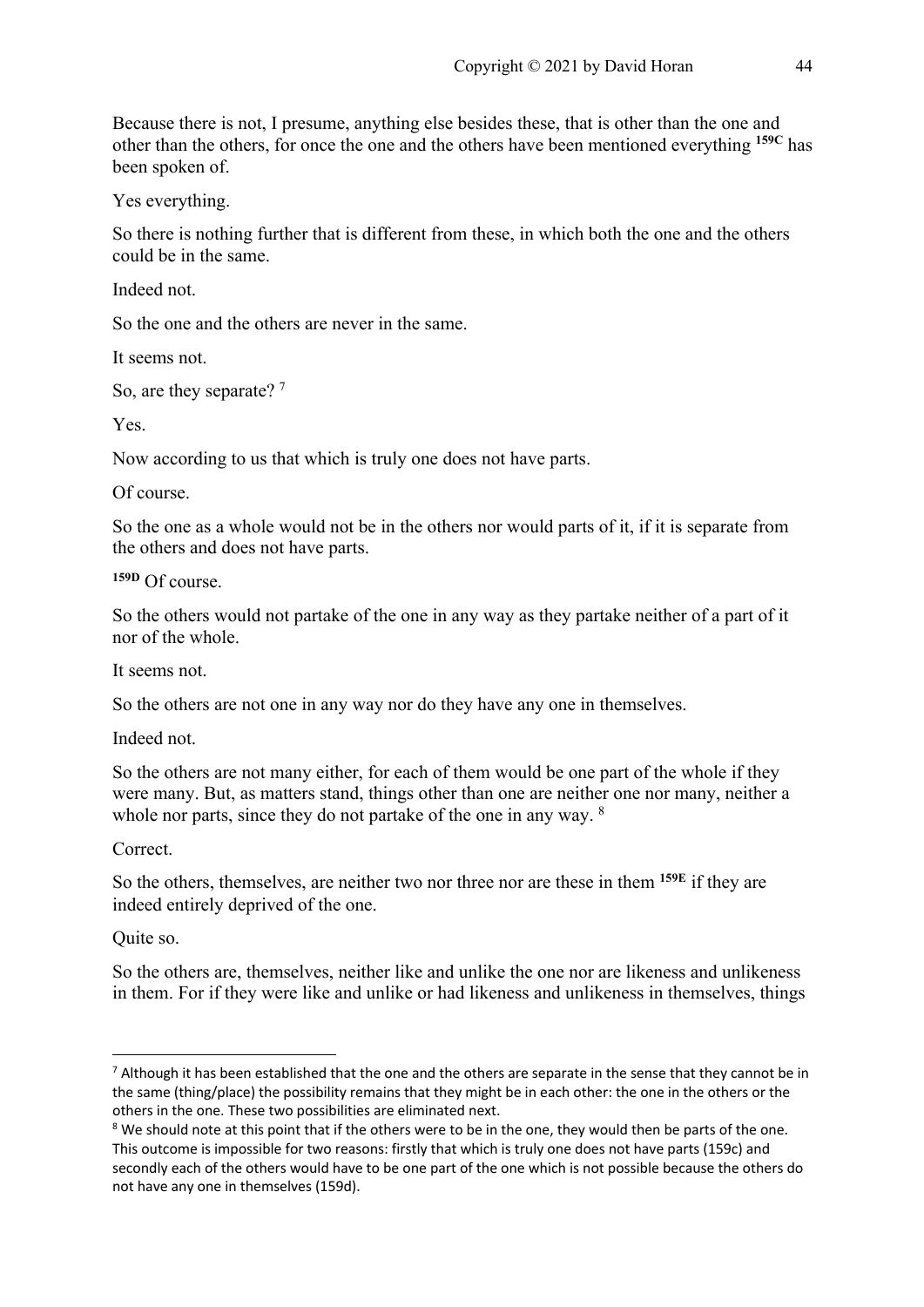Because there is not, I presume, anything else besides these, that is other than the one and other than the others, for once the one and the others have been mentioned everything **159C** has been spoken of.

Yes everything.

So there is nothing further that is different from these, in which both the one and the others could be in the same.

Indeed not.

So the one and the others are never in the same.

It seems not.

So, are they separate? [7]

Yes.

Now according to us that which is truly one does not have parts.

Of course.

So the one as a whole would not be in the others nor would parts of it, if it is separate from the others and does not have parts.

**159D** Of course.

So the others would not partake of the one in any way as they partake neither of a part of it nor of the whole.

It seems not.

So the others are not one in any way nor do they have any one in themselves.

Indeed not.

So the others are not many either, for each of them would be one part of the whole if they were many. But, as matters stand, things other than one are neither one nor many, neither a whole nor parts, since they do not partake of the one in any way. [8]

Correct.

So the others, themselves, are neither two nor three nor are these in them **159E** if they are indeed entirely deprived of the one.

Quite so.

So the others are, themselves, neither like and unlike the one nor are likeness and unlikeness in them. For if they were like and unlike or had likeness and unlikeness in themselves, things

---

[7] Although it has been established that the one and the others are separate in the sense that they cannot be in the same (thing/place) the possibility remains that they might be in each other: the one in the others or the others in the one. These two possibilities are eliminated next.

[8] We should note at this point that if the others were to be in the one, they would then be parts of the one. This outcome is impossible for two reasons: firstly that which is truly one does not have parts (159c) and secondly each of the others would have to be one part of the one which is not possible because the others do not have any one in themselves (159d).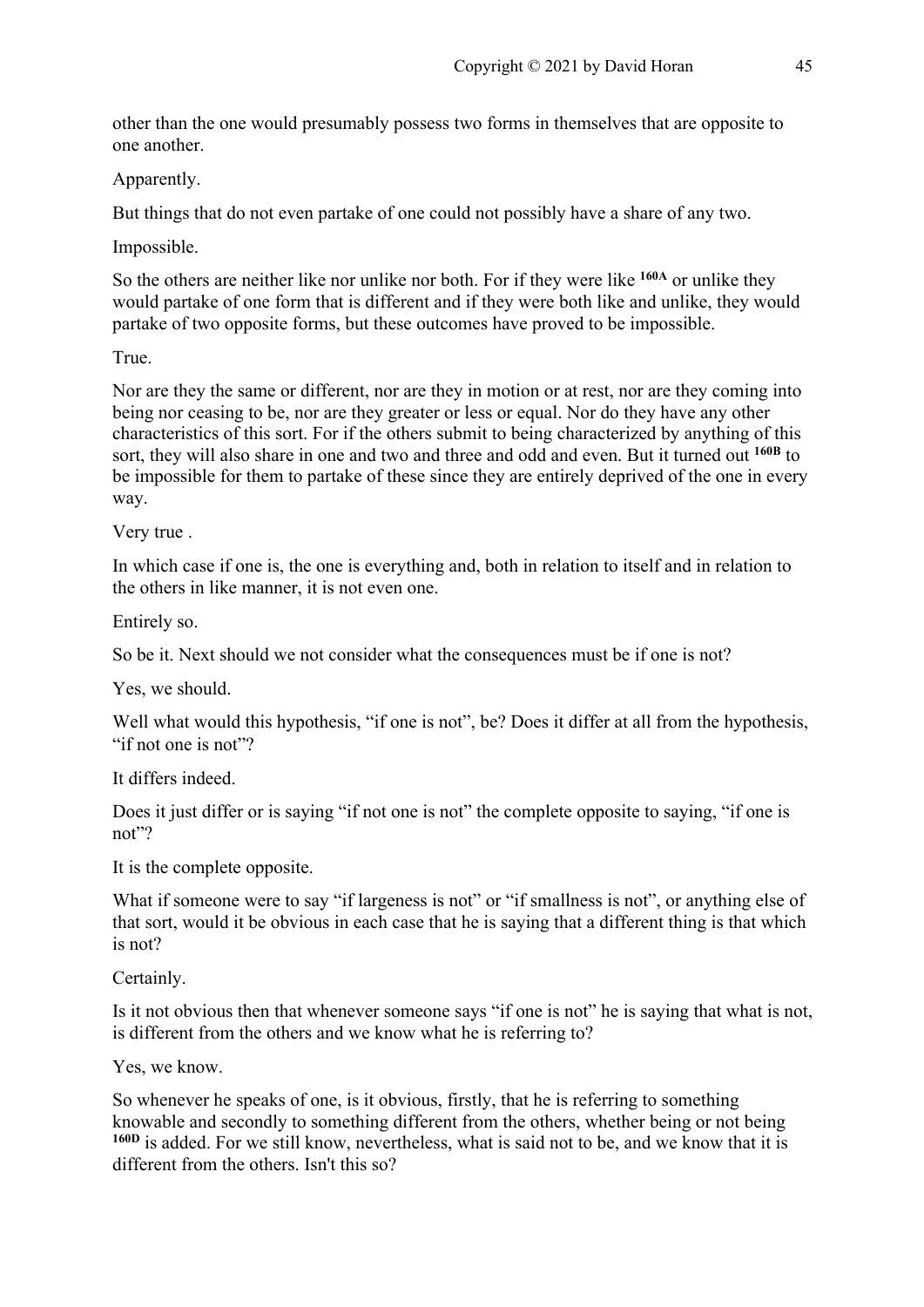other than the one would presumably possess two forms in themselves that are opposite to one another.

Apparently.

But things that do not even partake of one could not possibly have a share of any two.

Impossible.

So the others are neither like nor unlike nor both. For if they were like **160A** or unlike they would partake of one form that is different and if they were both like and unlike, they would partake of two opposite forms, but these outcomes have proved to be impossible.

True.

Nor are they the same or different, nor are they in motion or at rest, nor are they coming into being nor ceasing to be, nor are they greater or less or equal. Nor do they have any other characteristics of this sort. For if the others submit to being characterized by anything of this sort, they will also share in one and two and three and odd and even. But it turned out **160B** to be impossible for them to partake of these since they are entirely deprived of the one in every way.

Very true .

In which case if one is, the one is everything and, both in relation to itself and in relation to the others in like manner, it is not even one.

Entirely so.

So be it. Next should we not consider what the consequences must be if one is not?

Yes, we should.

Well what would this hypothesis, "if one is not", be? Does it differ at all from the hypothesis, "if not one is not"?

It differs indeed.

Does it just differ or is saying "if not one is not" the complete opposite to saying, "if one is not"?

It is the complete opposite.

What if someone were to say "if largeness is not" or "if smallness is not", or anything else of that sort, would it be obvious in each case that he is saying that a different thing is that which is not?

Certainly.

Is it not obvious then that whenever someone says "if one is not" he is saying that what is not, is different from the others and we know what he is referring to?

Yes, we know.

So whenever he speaks of one, is it obvious, firstly, that he is referring to something knowable and secondly to something different from the others, whether being or not being **160D** is added. For we still know, nevertheless, what is said not to be, and we know that it is different from the others. Isn't this so?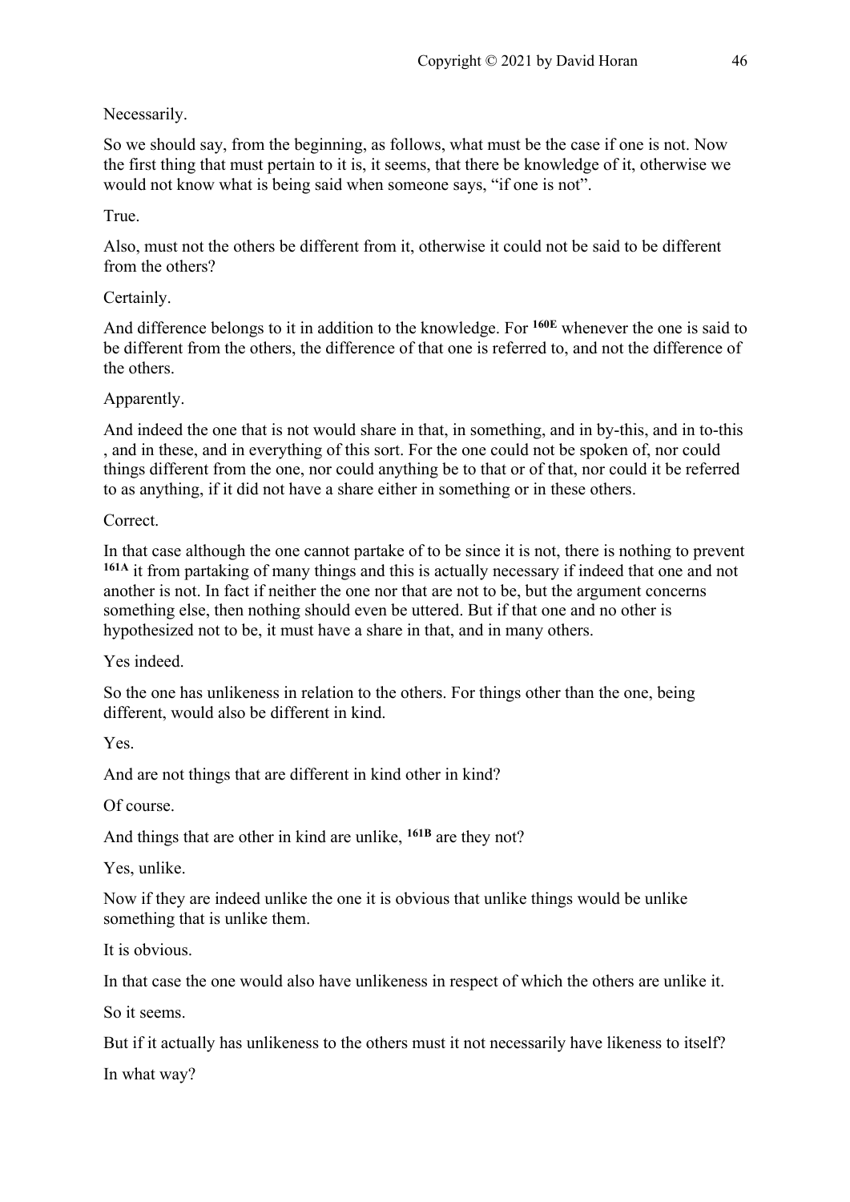Necessarily.

So we should say, from the beginning, as follows, what must be the case if one is not. Now the first thing that must pertain to it is, it seems, that there be knowledge of it, otherwise we would not know what is being said when someone says, “if one is not”.

True.

Also, must not the others be different from it, otherwise it could not be said to be different from the others?

Certainly.

And difference belongs to it in addition to the knowledge. For **160E** whenever the one is said to be different from the others, the difference of that one is referred to, and not the difference of the others.

Apparently.

And indeed the one that is not would share in that, in something, and in by-this, and in to-this , and in these, and in everything of this sort. For the one could not be spoken of, nor could things different from the one, nor could anything be to that or of that, nor could it be referred to as anything, if it did not have a share either in something or in these others.

Correct.

In that case although the one cannot partake of to be since it is not, there is nothing to prevent **161A** it from partaking of many things and this is actually necessary if indeed that one and not another is not. In fact if neither the one nor that are not to be, but the argument concerns something else, then nothing should even be uttered. But if that one and no other is hypothesized not to be, it must have a share in that, and in many others.

Yes indeed.

So the one has unlikeness in relation to the others. For things other than the one, being different, would also be different in kind.

Yes.

And are not things that are different in kind other in kind?

Of course.

And things that are other in kind are unlike, **161B** are they not?

Yes, unlike.

Now if they are indeed unlike the one it is obvious that unlike things would be unlike something that is unlike them.

It is obvious.

In that case the one would also have unlikeness in respect of which the others are unlike it.

So it seems.

But if it actually has unlikeness to the others must it not necessarily have likeness to itself?

In what way?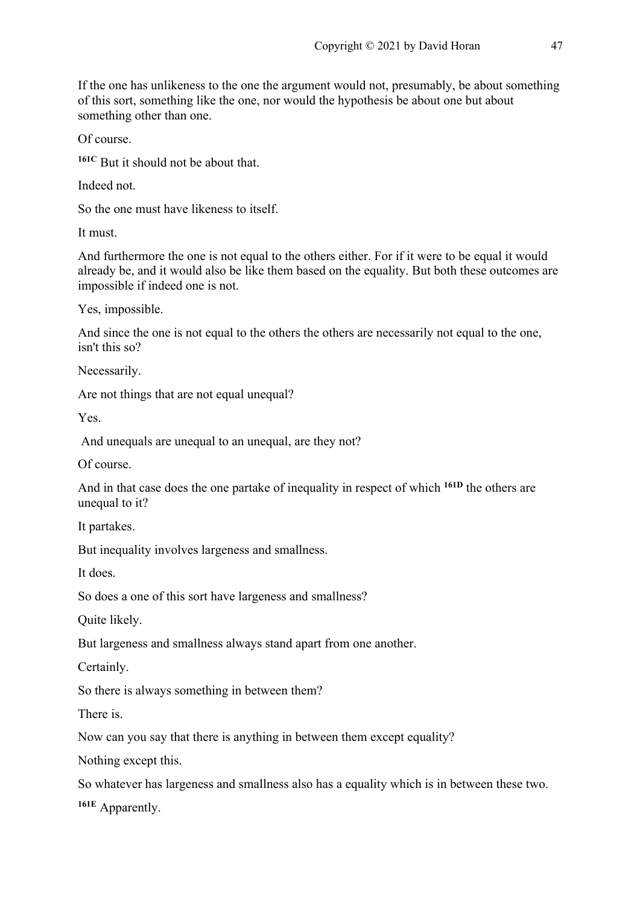If the one has unlikeness to the one the argument would not, presumably, be about something of this sort, something like the one, nor would the hypothesis be about one but about something other than one.

Of course.

[161C] But it should not be about that.

Indeed not.

So the one must have likeness to itself.

It must.

And furthermore the one is not equal to the others either. For if it were to be equal it would already be, and it would also be like them based on the equality. But both these outcomes are impossible if indeed one is not.

Yes, impossible.

And since the one is not equal to the others the others are necessarily not equal to the one, isn't this so?

Necessarily.

Are not things that are not equal unequal?

Yes.

And unequals are unequal to an unequal, are they not?

Of course.

And in that case does the one partake of inequality in respect of which [161D] the others are unequal to it?

It partakes.

But inequality involves largeness and smallness.

It does.

So does a one of this sort have largeness and smallness?

Quite likely.

But largeness and smallness always stand apart from one another.

Certainly.

So there is always something in between them?

There is.

Now can you say that there is anything in between them except equality?

Nothing except this.

So whatever has largeness and smallness also has a equality which is in between these two.

[161E] Apparently.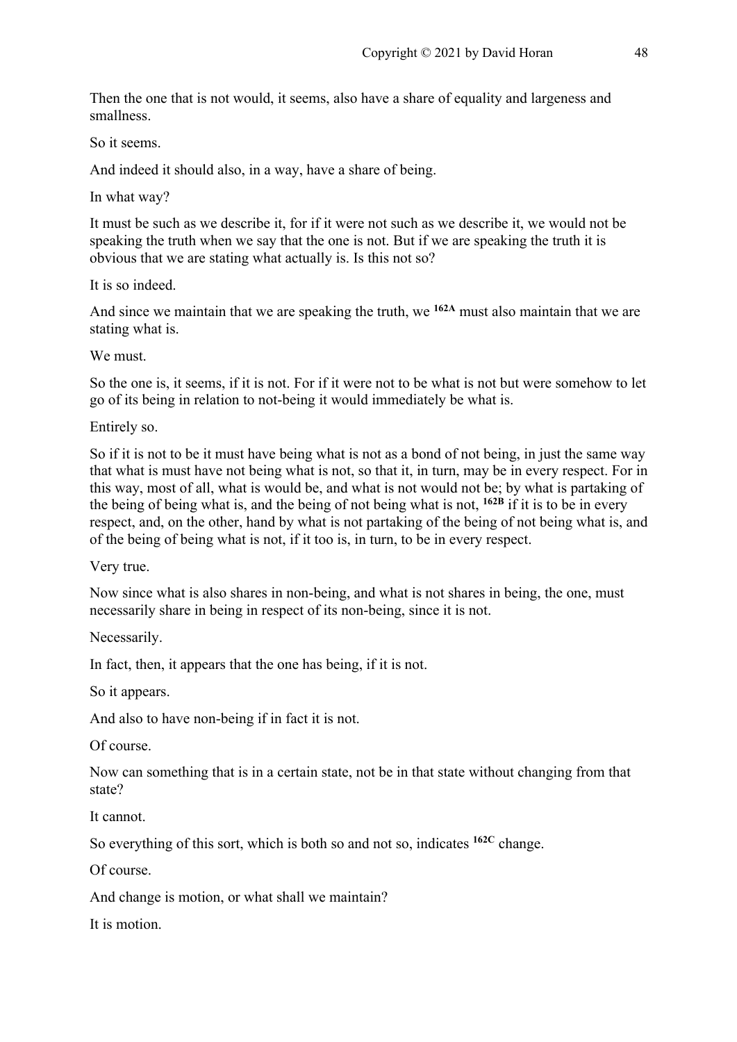Then the one that is not would, it seems, also have a share of equality and largeness and smallness.

So it seems.

And indeed it should also, in a way, have a share of being.

In what way?

It must be such as we describe it, for if it were not such as we describe it, we would not be speaking the truth when we say that the one is not. But if we are speaking the truth it is obvious that we are stating what actually is. Is this not so?

It is so indeed.

And since we maintain that we are speaking the truth, we **162A** must also maintain that we are stating what is.

We must.

So the one is, it seems, if it is not. For if it were not to be what is not but were somehow to let go of its being in relation to not-being it would immediately be what is.

Entirely so.

So if it is not to be it must have being what is not as a bond of not being, in just the same way that what is must have not being what is not, so that it, in turn, may be in every respect. For in this way, most of all, what is would be, and what is not would not be; by what is partaking of the being of being what is, and the being of not being what is not, **162B** if it is to be in every respect, and, on the other, hand by what is not partaking of the being of not being what is, and of the being of being what is not, if it too is, in turn, to be in every respect.

Very true.

Now since what is also shares in non-being, and what is not shares in being, the one, must necessarily share in being in respect of its non-being, since it is not.

Necessarily.

In fact, then, it appears that the one has being, if it is not.

So it appears.

And also to have non-being if in fact it is not.

Of course.

Now can something that is in a certain state, not be in that state without changing from that state?

It cannot.

So everything of this sort, which is both so and not so, indicates **162C** change.

Of course.

And change is motion, or what shall we maintain?

It is motion.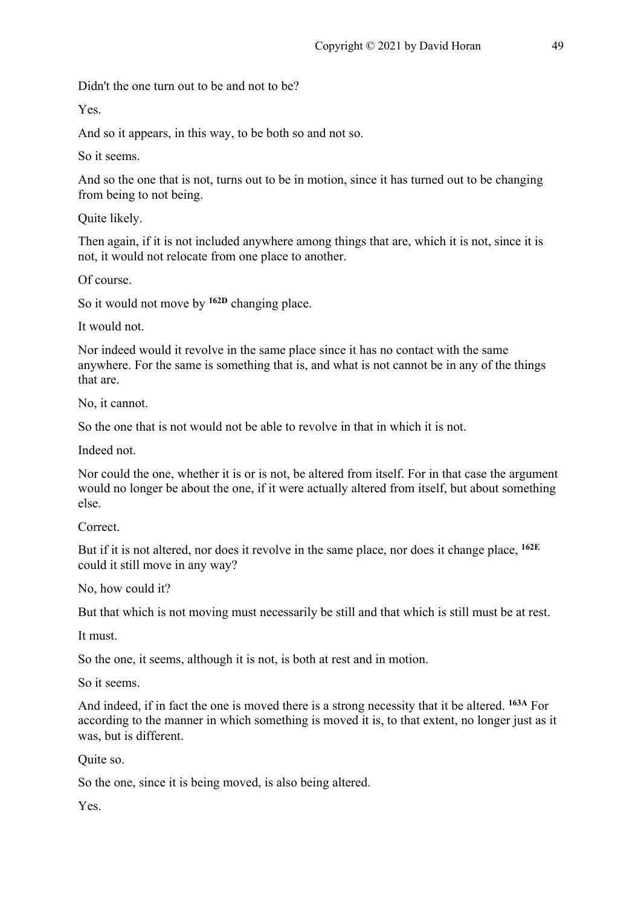Didn't the one turn out to be and not to be?

Yes.

And so it appears, in this way, to be both so and not so.

So it seems.

And so the one that is not, turns out to be in motion, since it has turned out to be changing from being to not being.

Quite likely.

Then again, if it is not included anywhere among things that are, which it is not, since it is not, it would not relocate from one place to another.

Of course.

So it would not move by **162D** changing place.

It would not.

Nor indeed would it revolve in the same place since it has no contact with the same anywhere. For the same is something that is, and what is not cannot be in any of the things that are.

No, it cannot.

So the one that is not would not be able to revolve in that in which it is not.

Indeed not.

Nor could the one, whether it is or is not, be altered from itself. For in that case the argument would no longer be about the one, if it were actually altered from itself, but about something else.

Correct.

But if it is not altered, nor does it revolve in the same place, nor does it change place, **162E** could it still move in any way?

No, how could it?

But that which is not moving must necessarily be still and that which is still must be at rest.

It must.

So the one, it seems, although it is not, is both at rest and in motion.

So it seems.

And indeed, if in fact the one is moved there is a strong necessity that it be altered. **163A** For according to the manner in which something is moved it is, to that extent, no longer just as it was, but is different.

Quite so.

So the one, since it is being moved, is also being altered.

Yes.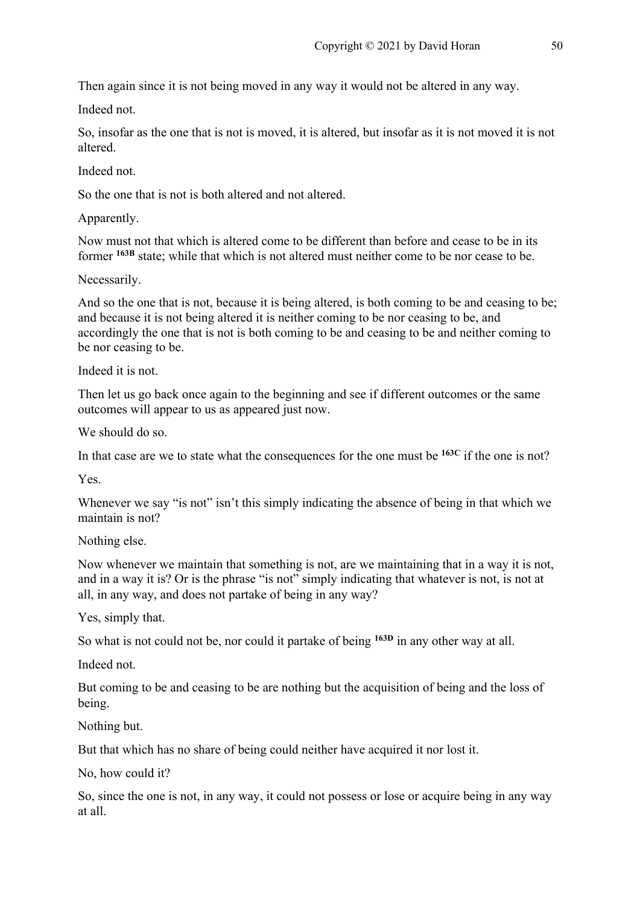Then again since it is not being moved in any way it would not be altered in any way.

Indeed not.

So, insofar as the one that is not is moved, it is altered, but insofar as it is not moved it is not altered.

Indeed not.

So the one that is not is both altered and not altered.

Apparently.

Now must not that which is altered come to be different than before and cease to be in its former **163B** state; while that which is not altered must neither come to be nor cease to be.

Necessarily.

And so the one that is not, because it is being altered, is both coming to be and ceasing to be; and because it is not being altered it is neither coming to be nor ceasing to be, and accordingly the one that is not is both coming to be and ceasing to be and neither coming to be nor ceasing to be.

Indeed it is not.

Then let us go back once again to the beginning and see if different outcomes or the same outcomes will appear to us as appeared just now.

We should do so.

In that case are we to state what the consequences for the one must be **163C** if the one is not?

Yes.

Whenever we say "is not" isn't this simply indicating the absence of being in that which we maintain is not?

Nothing else.

Now whenever we maintain that something is not, are we maintaining that in a way it is not, and in a way it is? Or is the phrase "is not" simply indicating that whatever is not, is not at all, in any way, and does not partake of being in any way?

Yes, simply that.

So what is not could not be, nor could it partake of being **163D** in any other way at all.

Indeed not.

But coming to be and ceasing to be are nothing but the acquisition of being and the loss of being.

Nothing but.

But that which has no share of being could neither have acquired it nor lost it.

No, how could it?

So, since the one is not, in any way, it could not possess or lose or acquire being in any way at all.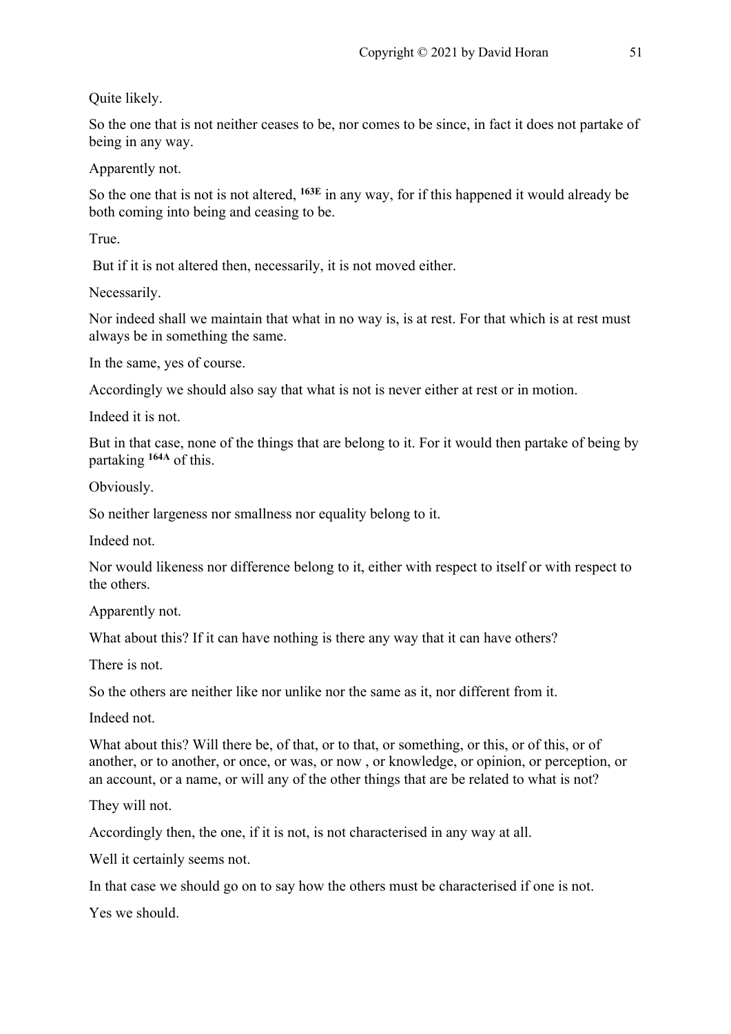Quite likely.

So the one that is not neither ceases to be, nor comes to be since, in fact it does not partake of being in any way.

Apparently not.

So the one that is not is not altered, **163E** in any way, for if this happened it would already be both coming into being and ceasing to be.

True.

But if it is not altered then, necessarily, it is not moved either.

Necessarily.

Nor indeed shall we maintain that what in no way is, is at rest. For that which is at rest must always be in something the same.

In the same, yes of course.

Accordingly we should also say that what is not is never either at rest or in motion.

Indeed it is not.

But in that case, none of the things that are belong to it. For it would then partake of being by partaking **164A** of this.

Obviously.

So neither largeness nor smallness nor equality belong to it.

Indeed not.

Nor would likeness nor difference belong to it, either with respect to itself or with respect to the others.

Apparently not.

What about this? If it can have nothing is there any way that it can have others?

There is not.

So the others are neither like nor unlike nor the same as it, nor different from it.

Indeed not.

What about this? Will there be, of that, or to that, or something, or this, or of this, or of another, or to another, or once, or was, or now , or knowledge, or opinion, or perception, or an account, or a name, or will any of the other things that are be related to what is not?

They will not.

Accordingly then, the one, if it is not, is not characterised in any way at all.

Well it certainly seems not.

In that case we should go on to say how the others must be characterised if one is not.

Yes we should.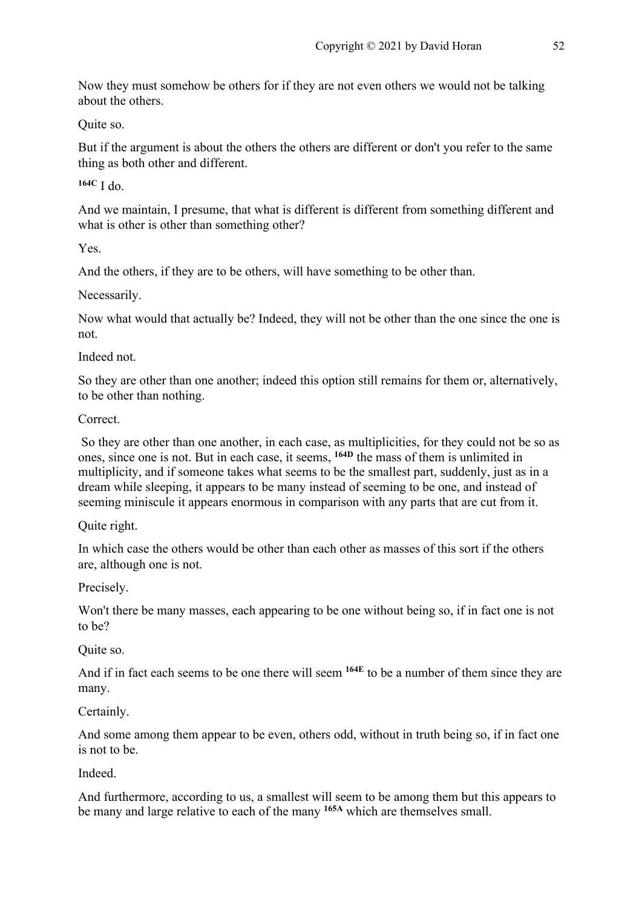Now they must somehow be others for if they are not even others we would not be talking about the others.

Quite so.

But if the argument is about the others the others are different or don't you refer to the same thing as both other and different.

[164C] I do.

And we maintain, I presume, that what is different is different from something different and what is other is other than something other?

Yes.

And the others, if they are to be others, will have something to be other than.

Necessarily.

Now what would that actually be? Indeed, they will not be other than the one since the one is not.

Indeed not.

So they are other than one another; indeed this option still remains for them or, alternatively, to be other than nothing.

Correct.

So they are other than one another, in each case, as multiplicities, for they could not be so as ones, since one is not. But in each case, it seems, [164D] the mass of them is unlimited in multiplicity, and if someone takes what seems to be the smallest part, suddenly, just as in a dream while sleeping, it appears to be many instead of seeming to be one, and instead of seeming miniscule it appears enormous in comparison with any parts that are cut from it.

Quite right.

In which case the others would be other than each other as masses of this sort if the others are, although one is not.

Precisely.

Won't there be many masses, each appearing to be one without being so, if in fact one is not to be?

Quite so.

And if in fact each seems to be one there will seem [164E] to be a number of them since they are many.

Certainly.

And some among them appear to be even, others odd, without in truth being so, if in fact one is not to be.

Indeed.

And furthermore, according to us, a smallest will seem to be among them but this appears to be many and large relative to each of the many [165A] which are themselves small.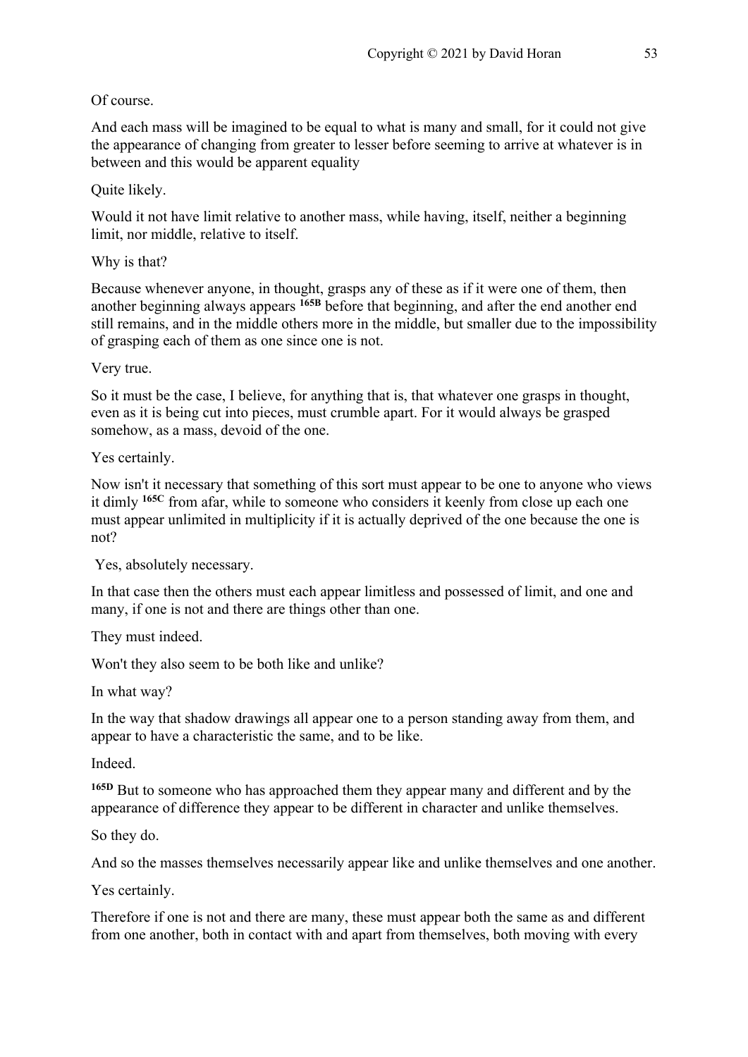Of course.

And each mass will be imagined to be equal to what is many and small, for it could not give the appearance of changing from greater to lesser before seeming to arrive at whatever is in between and this would be apparent equality

Quite likely.

Would it not have limit relative to another mass, while having, itself, neither a beginning limit, nor middle, relative to itself.

Why is that?

Because whenever anyone, in thought, grasps any of these as if it were one of them, then another beginning always appears **165B** before that beginning, and after the end another end still remains, and in the middle others more in the middle, but smaller due to the impossibility of grasping each of them as one since one is not.

Very true.

So it must be the case, I believe, for anything that is, that whatever one grasps in thought, even as it is being cut into pieces, must crumble apart. For it would always be grasped somehow, as a mass, devoid of the one.

Yes certainly.

Now isn't it necessary that something of this sort must appear to be one to anyone who views it dimly **165C** from afar, while to someone who considers it keenly from close up each one must appear unlimited in multiplicity if it is actually deprived of the one because the one is not?

Yes, absolutely necessary.

In that case then the others must each appear limitless and possessed of limit, and one and many, if one is not and there are things other than one.

They must indeed.

Won't they also seem to be both like and unlike?

In what way?

In the way that shadow drawings all appear one to a person standing away from them, and appear to have a characteristic the same, and to be like.

Indeed.

**165D** But to someone who has approached them they appear many and different and by the appearance of difference they appear to be different in character and unlike themselves.

So they do.

And so the masses themselves necessarily appear like and unlike themselves and one another.

Yes certainly.

Therefore if one is not and there are many, these must appear both the same as and different from one another, both in contact with and apart from themselves, both moving with every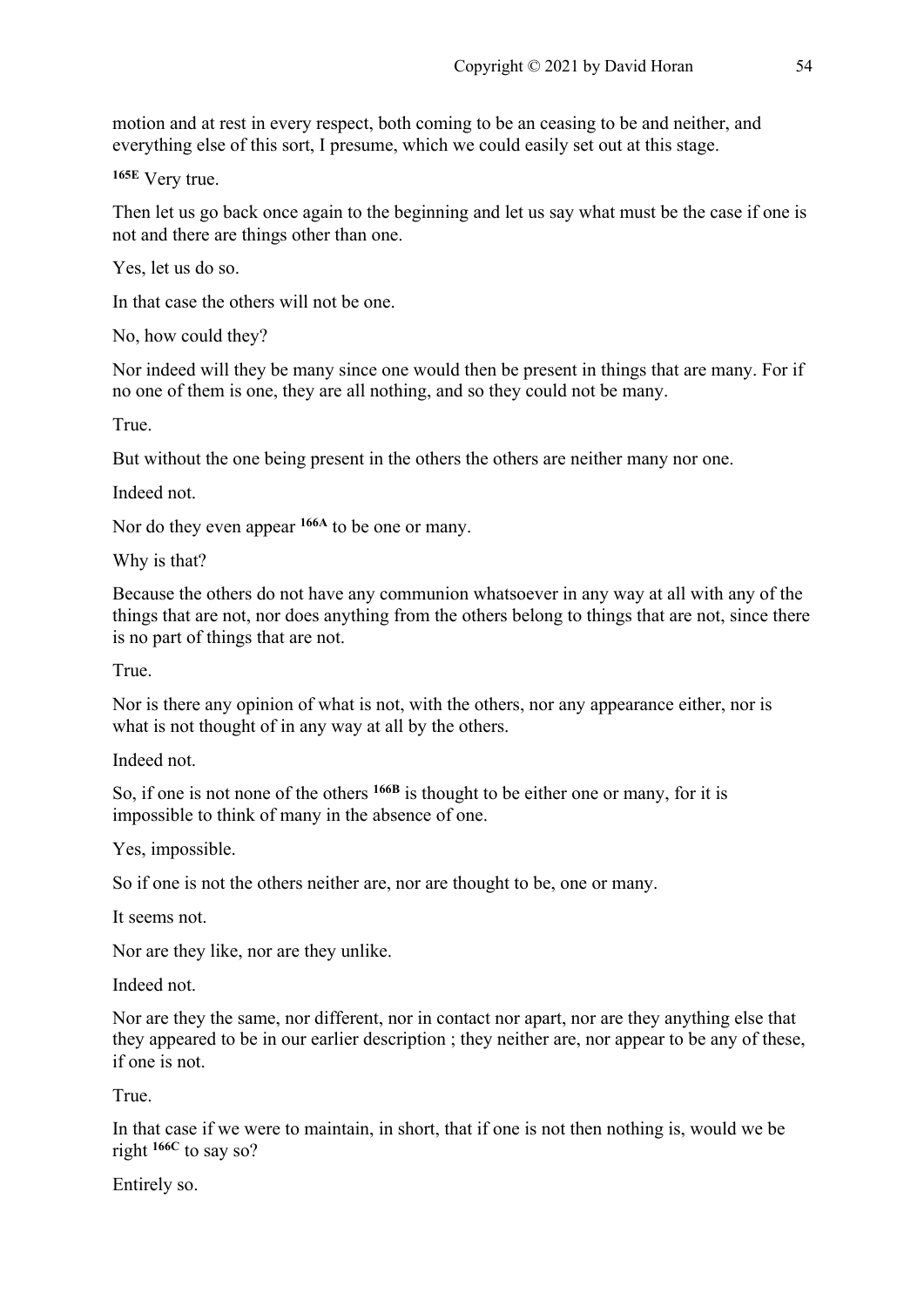motion and at rest in every respect, both coming to be an ceasing to be and neither, and everything else of this sort, I presume, which we could easily set out at this stage.

**165E** Very true.

Then let us go back once again to the beginning and let us say what must be the case if one is not and there are things other than one.

Yes, let us do so.

In that case the others will not be one.

No, how could they?

Nor indeed will they be many since one would then be present in things that are many. For if no one of them is one, they are all nothing, and so they could not be many.

True.

But without the one being present in the others the others are neither many nor one.

Indeed not.

Nor do they even appear **166A** to be one or many.

Why is that?

Because the others do not have any communion whatsoever in any way at all with any of the things that are not, nor does anything from the others belong to things that are not, since there is no part of things that are not.

True.

Nor is there any opinion of what is not, with the others, nor any appearance either, nor is what is not thought of in any way at all by the others.

Indeed not.

So, if one is not none of the others **166B** is thought to be either one or many, for it is impossible to think of many in the absence of one.

Yes, impossible.

So if one is not the others neither are, nor are thought to be, one or many.

It seems not.

Nor are they like, nor are they unlike.

Indeed not.

Nor are they the same, nor different, nor in contact nor apart, nor are they anything else that they appeared to be in our earlier description ; they neither are, nor appear to be any of these, if one is not.

True.

In that case if we were to maintain, in short, that if one is not then nothing is, would we be right **166C** to say so?

Entirely so.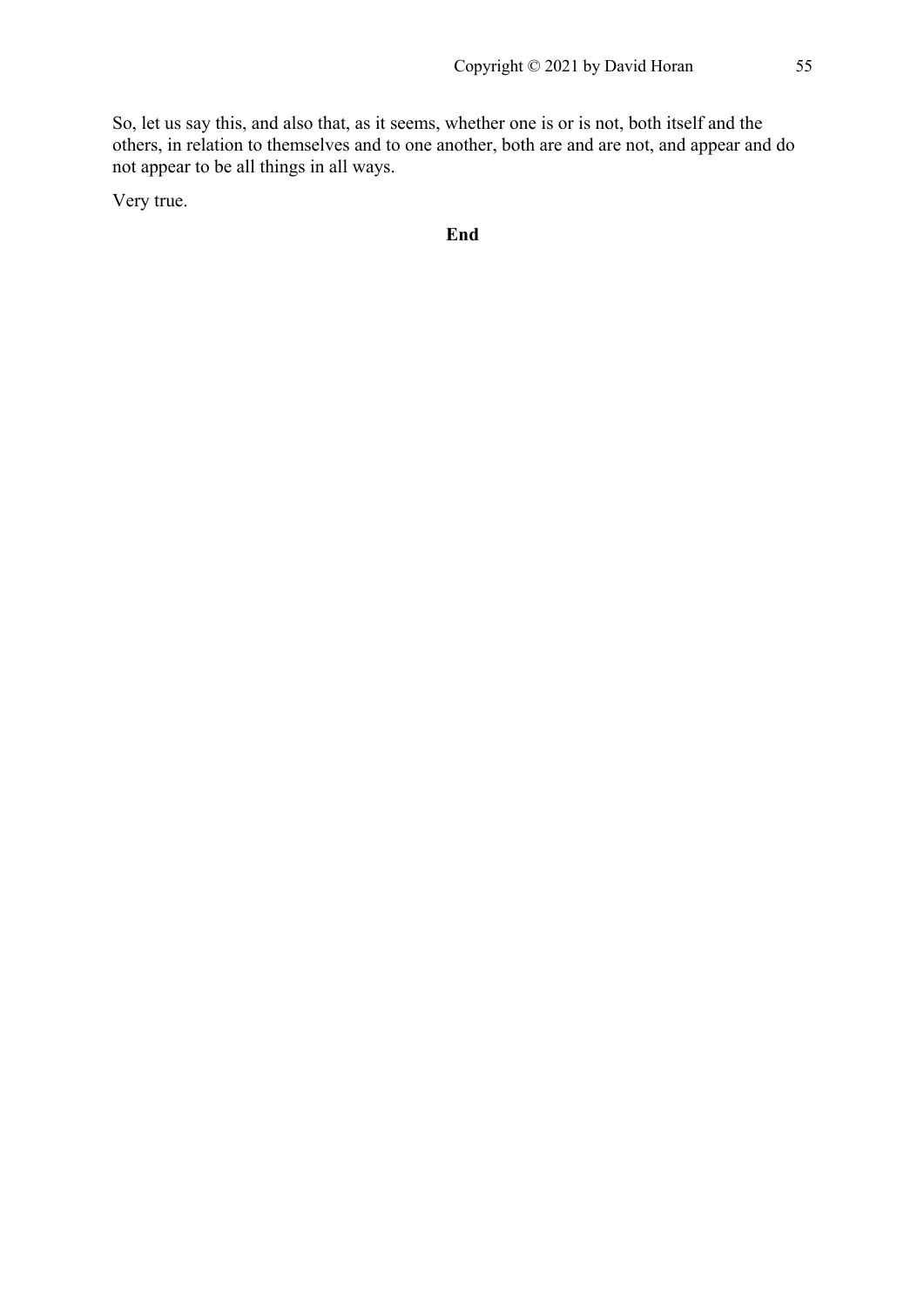So, let us say this, and also that, as it seems, whether one is or is not, both itself and the others, in relation to themselves and to one another, both are and are not, and appear and do not appear to be all things in all ways.

Very true.

**End**